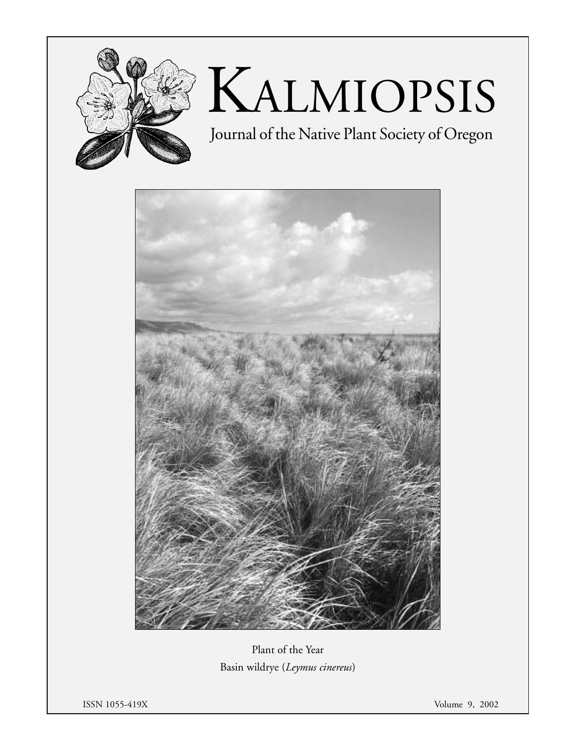# Kalmiopsis

Journal of the Native Plant Society of Oregon

Plant of the Year
Basin wildrye (*Leymus cinereus*)

ISSN 1055-419X

Volume 9, 2002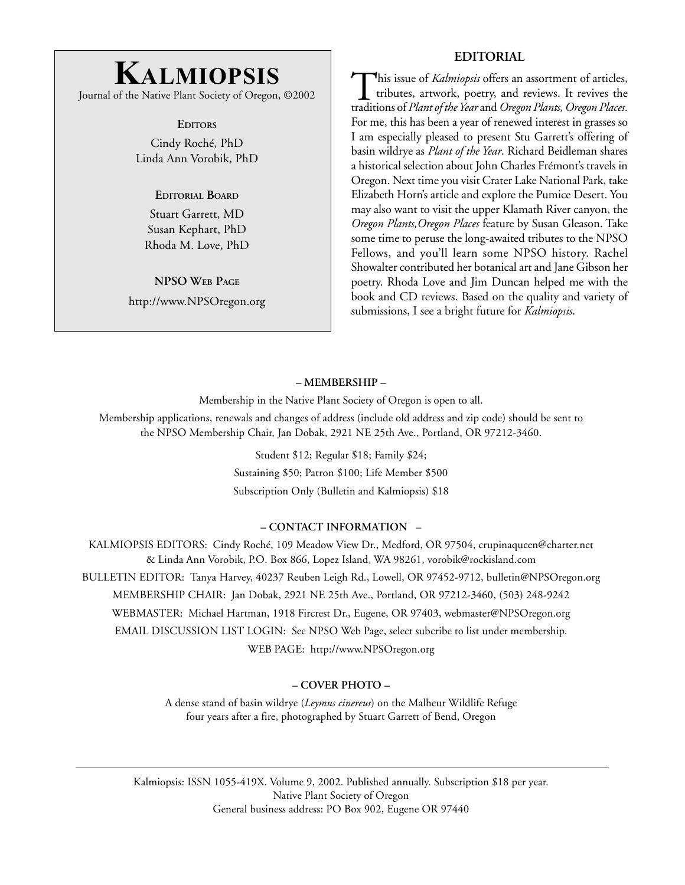# KALMIOPSIS

Journal of the Native Plant Society of Oregon, ©2002

**EDITORS**

Cindy Roché, PhD
Linda Ann Vorobik, PhD

**EDITORIAL BOARD**

Stuart Garrett, MD
Susan Kephart, PhD
Rhoda M. Love, PhD

**NPSO WEB PAGE**

http://www.NPSOregon.org

## EDITORIAL

This issue of *Kalmiopsis* offers an assortment of articles, tributes, artwork, poetry, and reviews. It revives the traditions of *Plant of the Year* and *Oregon Plants, Oregon Places*. For me, this has been a year of renewed interest in grasses so I am especially pleased to present Stu Garrett's offering of basin wildrye as *Plant of the Year*. Richard Beidleman shares a historical selection about John Charles Frémont's travels in Oregon. Next time you visit Crater Lake National Park, take Elizabeth Horn's article and explore the Pumice Desert. You may also want to visit the upper Klamath River canyon, the *Oregon Plants, Oregon Places* feature by Susan Gleason. Take some time to peruse the long-awaited tributes to the NPSO Fellows, and you'll learn some NPSO history. Rachel Showalter contributed her botanical art and Jane Gibson her poetry. Rhoda Love and Jim Duncan helped me with the book and CD reviews. Based on the quality and variety of submissions, I see a bright future for *Kalmiopsis*.

**– MEMBERSHIP –**

Membership in the Native Plant Society of Oregon is open to all.

Membership applications, renewals and changes of address (include old address and zip code) should be sent to the NPSO Membership Chair, Jan Dobak, 2921 NE 25th Ave., Portland, OR 97212-3460.

Student $12; Regular $18; Family $24;
Sustaining $50; Patron $100; Life Member $500
Subscription Only (Bulletin and Kalmiopsis) $18

**– CONTACT INFORMATION –**

KALMIOPSIS EDITORS: Cindy Roché, 109 Meadow View Dr., Medford, OR 97504, crupinaqueen@charter.net & Linda Ann Vorobik, P.O. Box 866, Lopez Island, WA 98261, vorobik@rockisland.com

BULLETIN EDITOR: Tanya Harvey, 40237 Reuben Leigh Rd., Lowell, OR 97452-9712, bulletin@NPSOregon.org

MEMBERSHIP CHAIR: Jan Dobak, 2921 NE 25th Ave., Portland, OR 97212-3460, (503) 248-9242

WEBMASTER: Michael Hartman, 1918 Fircrest Dr., Eugene, OR 97403, webmaster@NPSOregon.org

EMAIL DISCUSSION LIST LOGIN: See NPSO Web Page, select subcribe to list under membership.

WEB PAGE: http://www.NPSOregon.org

**– COVER PHOTO –**

A dense stand of basin wildrye (*Leymus cinereus*) on the Malheur Wildlife Refuge four years after a fire, photographed by Stuart Garrett of Bend, Oregon

---

Kalmiopsis: ISSN 1055-419X. Volume 9, 2002. Published annually. Subscription $18 per year.
Native Plant Society of Oregon
General business address: PO Box 902, Eugene OR 97440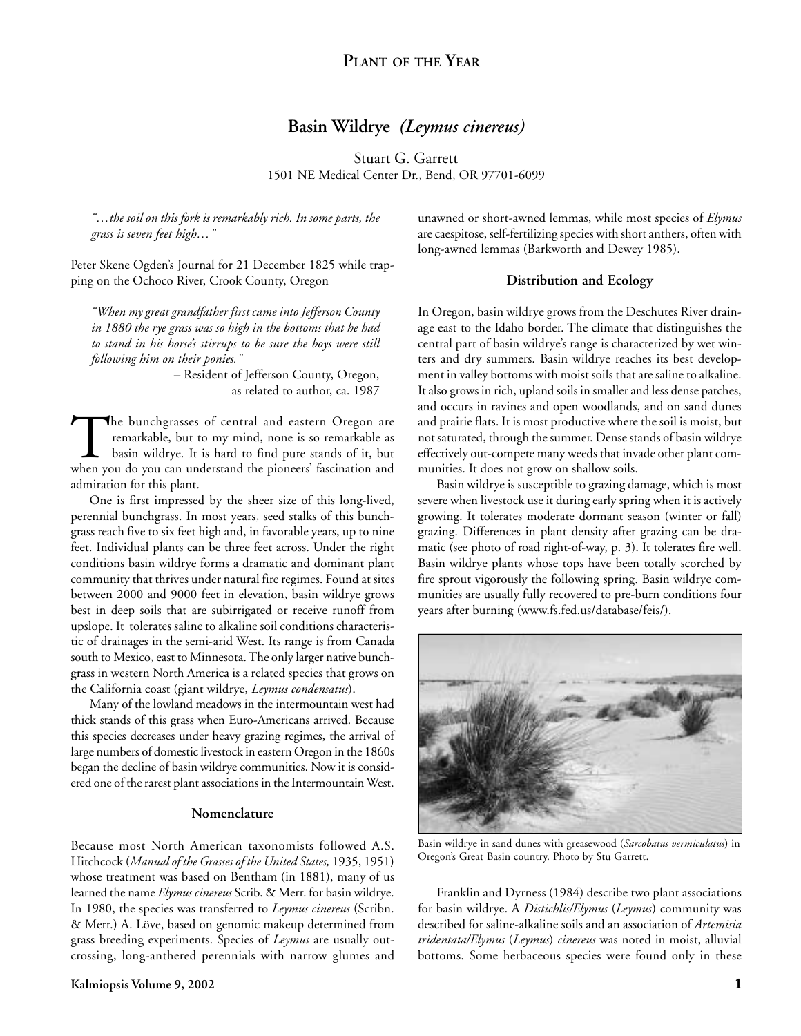## Plant of the Year

# Basin Wildrye *(Leymus cinereus)*

Stuart G. Garrett
1501 NE Medical Center Dr., Bend, OR 97701-6099

*"…the soil on this fork is remarkably rich. In some parts, the grass is seven feet high…"*

Peter Skene Ogden's Journal for 21 December 1825 while trapping on the Ochoco River, Crook County, Oregon

*"When my great grandfather first came into Jefferson County in 1880 the rye grass was so high in the bottoms that he had to stand in his horse's stirrups to be sure the boys were still following him on their ponies."*

– Resident of Jefferson County, Oregon, as related to author, ca. 1987

The bunchgrasses of central and eastern Oregon are remarkable, but to my mind, none is so remarkable as basin wildrye. It is hard to find pure stands of it, but when you do you can understand the pioneers' fascination and admiration for this plant.

One is first impressed by the sheer size of this long-lived, perennial bunchgrass. In most years, seed stalks of this bunchgrass reach five to six feet high and, in favorable years, up to nine feet. Individual plants can be three feet across. Under the right conditions basin wildrye forms a dramatic and dominant plant community that thrives under natural fire regimes. Found at sites between 2000 and 9000 feet in elevation, basin wildrye grows best in deep soils that are subirrigated or receive runoff from upslope. It tolerates saline to alkaline soil conditions characteristic of drainages in the semi-arid West. Its range is from Canada south to Mexico, east to Minnesota. The only larger native bunchgrass in western North America is a related species that grows on the California coast (giant wildrye, *Leymus condensatus*).

Many of the lowland meadows in the intermountain west had thick stands of this grass when Euro-Americans arrived. Because this species decreases under heavy grazing regimes, the arrival of large numbers of domestic livestock in eastern Oregon in the 1860s began the decline of basin wildrye communities. Now it is considered one of the rarest plant associations in the Intermountain West.

### Nomenclature

Because most North American taxonomists followed A.S. Hitchcock (*Manual of the Grasses of the United States,* 1935, 1951) whose treatment was based on Bentham (in 1881), many of us learned the name *Elymus cinereus* Scrib. & Merr. for basin wildrye. In 1980, the species was transferred to *Leymus cinereus* (Scribn. & Merr.) A. Löve, based on genomic makeup determined from grass breeding experiments. Species of *Leymus* are usually outcrossing, long-anthered perennials with narrow glumes and unawned or short-awned lemmas, while most species of *Elymus* are caespitose, self-fertilizing species with short anthers, often with long-awned lemmas (Barkworth and Dewey 1985).

### Distribution and Ecology

In Oregon, basin wildrye grows from the Deschutes River drainage east to the Idaho border. The climate that distinguishes the central part of basin wildrye's range is characterized by wet winters and dry summers. Basin wildrye reaches its best development in valley bottoms with moist soils that are saline to alkaline. It also grows in rich, upland soils in smaller and less dense patches, and occurs in ravines and open woodlands, and on sand dunes and prairie flats. It is most productive where the soil is moist, but not saturated, through the summer. Dense stands of basin wildrye effectively out-compete many weeds that invade other plant communities. It does not grow on shallow soils.

Basin wildrye is susceptible to grazing damage, which is most severe when livestock use it during early spring when it is actively growing. It tolerates moderate dormant season (winter or fall) grazing. Differences in plant density after grazing can be dramatic (see photo of road right-of-way, p. 3). It tolerates fire well. Basin wildrye plants whose tops have been totally scorched by fire sprout vigorously the following spring. Basin wildrye communities are usually fully recovered to pre-burn conditions four years after burning (www.fs.fed.us/database/feis/).

Basin wildrye in sand dunes with greasewood (*Sarcobatus vermiculatus*) in Oregon's Great Basin country. Photo by Stu Garrett.

Franklin and Dyrness (1984) describe two plant associations for basin wildrye. A *Distichlis/Elymus* (*Leymus*) community was described for saline-alkaline soils and an association of *Artemisia tridentata/Elymus* (*Leymus*) *cinereus* was noted in moist, alluvial bottoms. Some herbaceous species were found only in these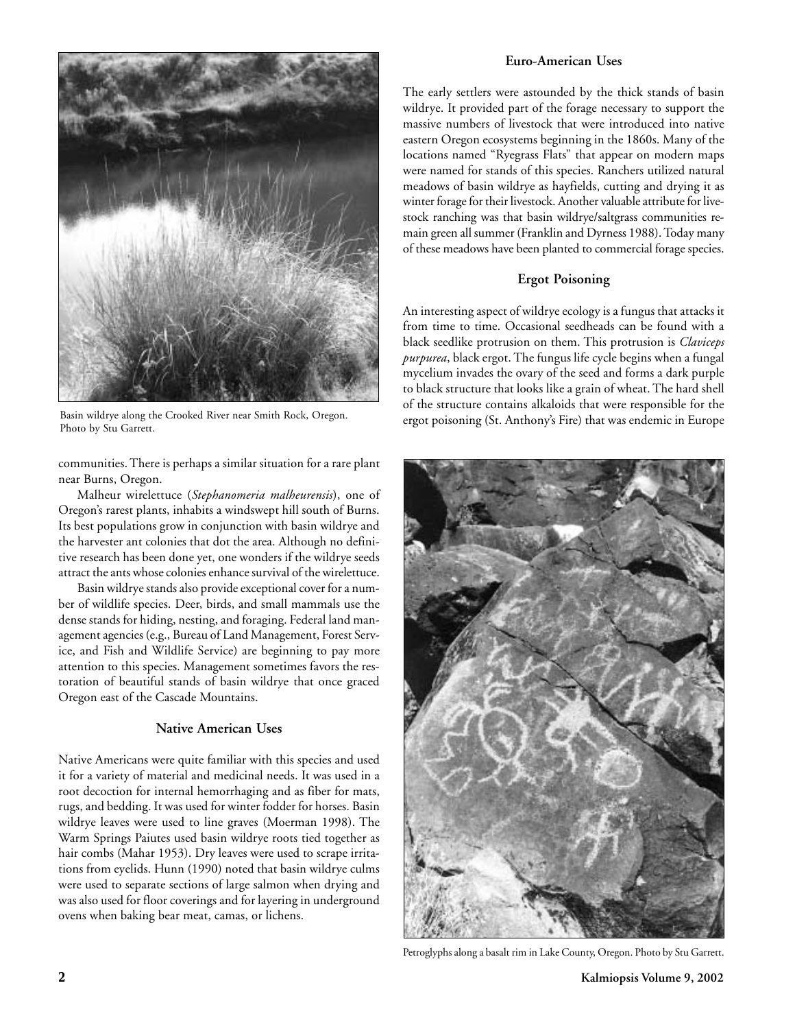Basin wildrye along the Crooked River near Smith Rock, Oregon. Photo by Stu Garrett.

communities. There is perhaps a similar situation for a rare plant near Burns, Oregon.

Malheur wirelettuce (*Stephanomeria malheurensis*), one of Oregon's rarest plants, inhabits a windswept hill south of Burns. Its best populations grow in conjunction with basin wildrye and the harvester ant colonies that dot the area. Although no definitive research has been done yet, one wonders if the wildrye seeds attract the ants whose colonies enhance survival of the wirelettuce.

Basin wildrye stands also provide exceptional cover for a number of wildlife species. Deer, birds, and small mammals use the dense stands for hiding, nesting, and foraging. Federal land management agencies (e.g., Bureau of Land Management, Forest Service, and Fish and Wildlife Service) are beginning to pay more attention to this species. Management sometimes favors the restoration of beautiful stands of basin wildrye that once graced Oregon east of the Cascade Mountains.

### Native American Uses

Native Americans were quite familiar with this species and used it for a variety of material and medicinal needs. It was used in a root decoction for internal hemorrhaging and as fiber for mats, rugs, and bedding. It was used for winter fodder for horses. Basin wildrye leaves were used to line graves (Moerman 1998). The Warm Springs Paiutes used basin wildrye roots tied together as hair combs (Mahar 1953). Dry leaves were used to scrape irritations from eyelids. Hunn (1990) noted that basin wildrye culms were used to separate sections of large salmon when drying and was also used for floor coverings and for layering in underground ovens when baking bear meat, camas, or lichens.

### Euro-American Uses

The early settlers were astounded by the thick stands of basin wildrye. It provided part of the forage necessary to support the massive numbers of livestock that were introduced into native eastern Oregon ecosystems beginning in the 1860s. Many of the locations named "Ryegrass Flats" that appear on modern maps were named for stands of this species. Ranchers utilized natural meadows of basin wildrye as hayfields, cutting and drying it as winter forage for their livestock. Another valuable attribute for livestock ranching was that basin wildrye/saltgrass communities remain green all summer (Franklin and Dyrness 1988). Today many of these meadows have been planted to commercial forage species.

### Ergot Poisoning

An interesting aspect of wildrye ecology is a fungus that attacks it from time to time. Occasional seedheads can be found with a black seedlike protrusion on them. This protrusion is *Claviceps purpurea*, black ergot. The fungus life cycle begins when a fungal mycelium invades the ovary of the seed and forms a dark purple to black structure that looks like a grain of wheat. The hard shell of the structure contains alkaloids that were responsible for the ergot poisoning (St. Anthony's Fire) that was endemic in Europe

Petroglyphs along a basalt rim in Lake County, Oregon. Photo by Stu Garrett.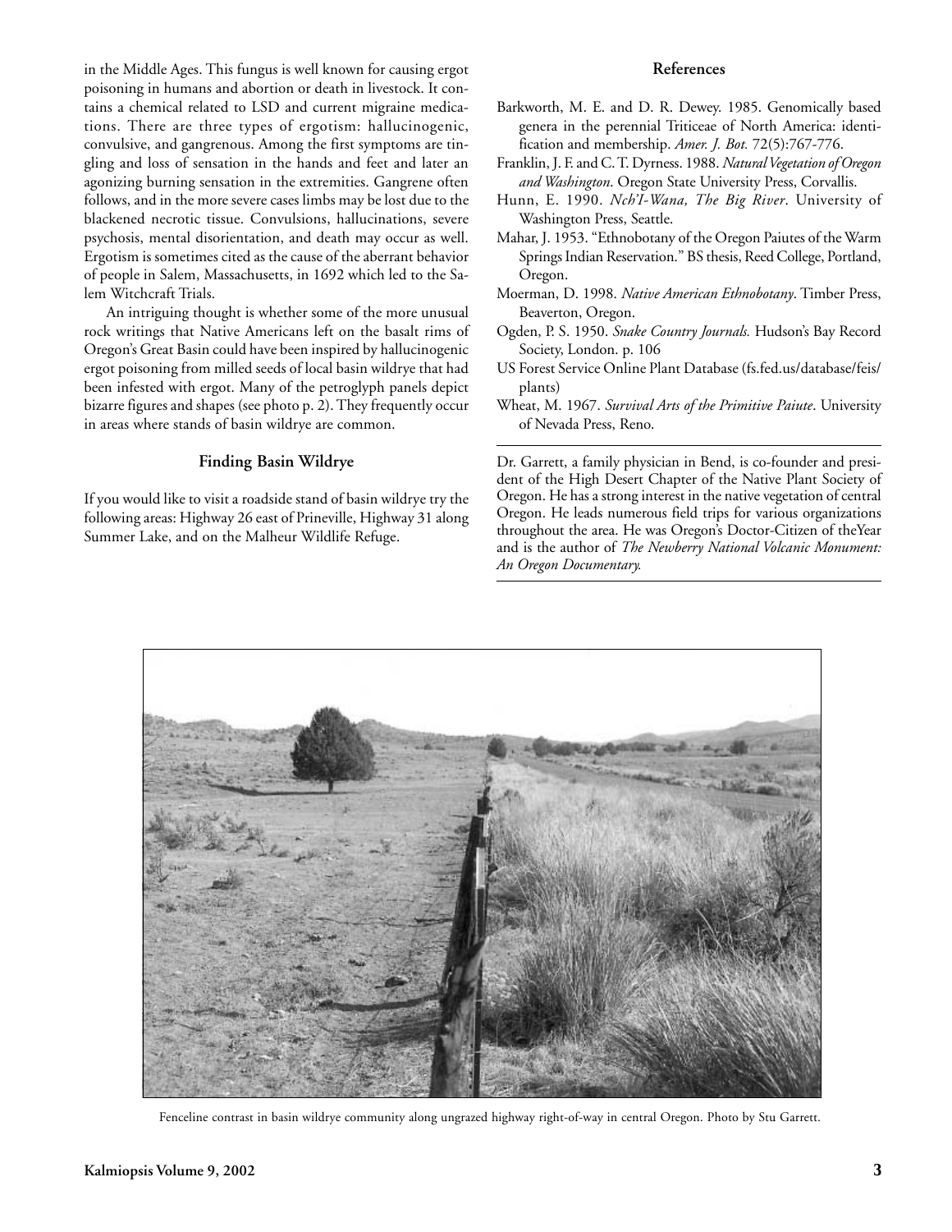in the Middle Ages. This fungus is well known for causing ergot poisoning in humans and abortion or death in livestock. It contains a chemical related to LSD and current migraine medications. There are three types of ergotism: hallucinogenic, convulsive, and gangrenous. Among the first symptoms are tingling and loss of sensation in the hands and feet and later an agonizing burning sensation in the extremities. Gangrene often follows, and in the more severe cases limbs may be lost due to the blackened necrotic tissue. Convulsions, hallucinations, severe psychosis, mental disorientation, and death may occur as well. Ergotism is sometimes cited as the cause of the aberrant behavior of people in Salem, Massachusetts, in 1692 which led to the Salem Witchcraft Trials.

An intriguing thought is whether some of the more unusual rock writings that Native Americans left on the basalt rims of Oregon's Great Basin could have been inspired by hallucinogenic ergot poisoning from milled seeds of local basin wildrye that had been infested with ergot. Many of the petroglyph panels depict bizarre figures and shapes (see photo p. 2). They frequently occur in areas where stands of basin wildrye are common.

## Finding Basin Wildrye

If you would like to visit a roadside stand of basin wildrye try the following areas: Highway 26 east of Prineville, Highway 31 along Summer Lake, and on the Malheur Wildlife Refuge.

## References

Barkworth, M. E. and D. R. Dewey. 1985. Genomically based genera in the perennial Triticeae of North America: identification and membership. *Amer. J. Bot.* 72(5):767-776.

Franklin, J. F. and C. T. Dyrness. 1988. *Natural Vegetation of Oregon and Washington*. Oregon State University Press, Corvallis.

Hunn, E. 1990. *Nch'I-Wana, The Big River*. University of Washington Press, Seattle.

Mahar, J. 1953. "Ethnobotany of the Oregon Paiutes of the Warm Springs Indian Reservation." BS thesis, Reed College, Portland, Oregon.

Moerman, D. 1998. *Native American Ethnobotany*. Timber Press, Beaverton, Oregon.

Ogden, P. S. 1950. *Snake Country Journals.* Hudson's Bay Record Society, London. p. 106

US Forest Service Online Plant Database (fs.fed.us/database/feis/plants)

Wheat, M. 1967. *Survival Arts of the Primitive Paiute*. University of Nevada Press, Reno.

---

Dr. Garrett, a family physician in Bend, is co-founder and president of the High Desert Chapter of the Native Plant Society of Oregon. He has a strong interest in the native vegetation of central Oregon. He leads numerous field trips for various organizations throughout the area. He was Oregon's Doctor-Citizen of theYear and is the author of *The Newberry National Volcanic Monument: An Oregon Documentary.*

---

Fenceline contrast in basin wildrye community along ungrazed highway right-of-way in central Oregon. Photo by Stu Garrett.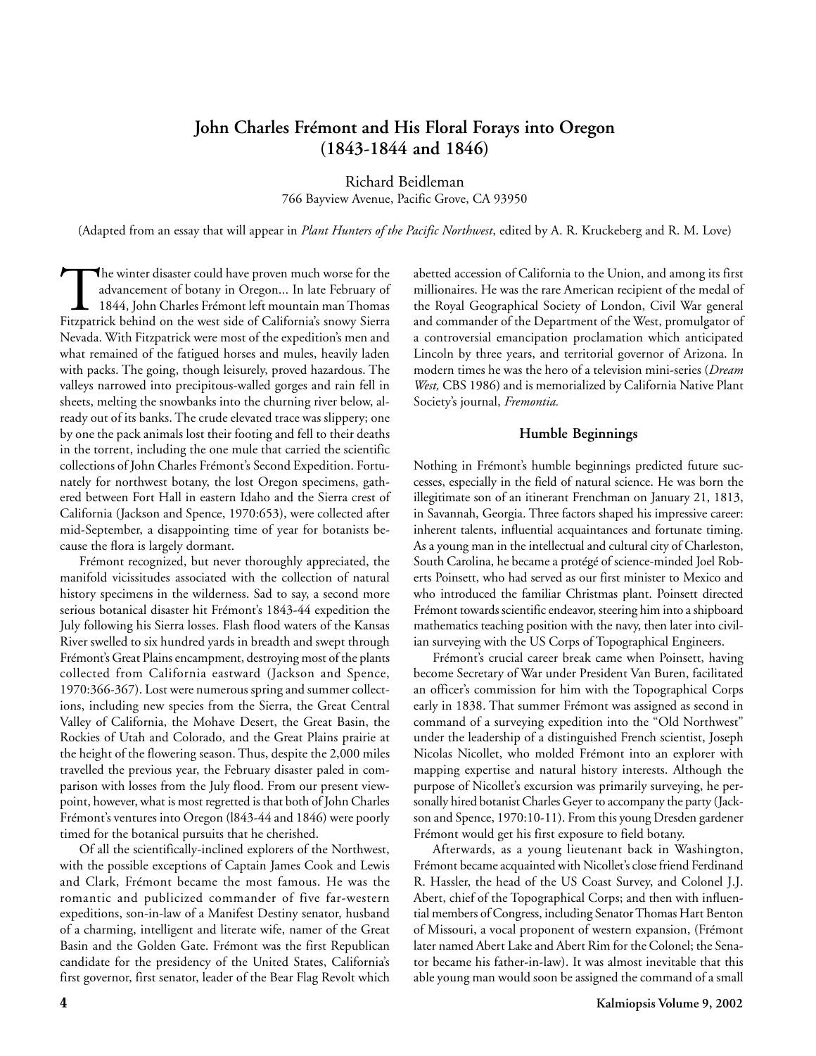# John Charles Frémont and His Floral Forays into Oregon (1843-1844 and 1846)

Richard Beidleman
766 Bayview Avenue, Pacific Grove, CA 93950

(Adapted from an essay that will appear in *Plant Hunters of the Pacific Northwest*, edited by A. R. Kruckeberg and R. M. Love)

The winter disaster could have proven much worse for the advancement of botany in Oregon... In late February of 1844, John Charles Frémont left mountain man Thomas Fitzpatrick behind on the west side of California's snowy Sierra Nevada. With Fitzpatrick were most of the expedition's men and what remained of the fatigued horses and mules, heavily laden with packs. The going, though leisurely, proved hazardous. The valleys narrowed into precipitous-walled gorges and rain fell in sheets, melting the snowbanks into the churning river below, already out of its banks. The crude elevated trace was slippery; one by one the pack animals lost their footing and fell to their deaths in the torrent, including the one mule that carried the scientific collections of John Charles Frémont's Second Expedition. Fortunately for northwest botany, the lost Oregon specimens, gathered between Fort Hall in eastern Idaho and the Sierra crest of California (Jackson and Spence, 1970:653), were collected after mid-September, a disappointing time of year for botanists because the flora is largely dormant.

Frémont recognized, but never thoroughly appreciated, the manifold vicissitudes associated with the collection of natural history specimens in the wilderness. Sad to say, a second more serious botanical disaster hit Frémont's 1843-44 expedition the July following his Sierra losses. Flash flood waters of the Kansas River swelled to six hundred yards in breadth and swept through Frémont's Great Plains encampment, destroying most of the plants collected from California eastward (Jackson and Spence, 1970:366-367). Lost were numerous spring and summer collections, including new species from the Sierra, the Great Central Valley of California, the Mohave Desert, the Great Basin, the Rockies of Utah and Colorado, and the Great Plains prairie at the height of the flowering season. Thus, despite the 2,000 miles travelled the previous year, the February disaster paled in comparison with losses from the July flood. From our present viewpoint, however, what is most regretted is that both of John Charles Frémont's ventures into Oregon (l843-44 and 1846) were poorly timed for the botanical pursuits that he cherished.

Of all the scientifically-inclined explorers of the Northwest, with the possible exceptions of Captain James Cook and Lewis and Clark, Frémont became the most famous. He was the romantic and publicized commander of five far-western expeditions, son-in-law of a Manifest Destiny senator, husband of a charming, intelligent and literate wife, namer of the Great Basin and the Golden Gate. Frémont was the first Republican candidate for the presidency of the United States, California's first governor, first senator, leader of the Bear Flag Revolt which abetted accession of California to the Union, and among its first millionaires. He was the rare American recipient of the medal of the Royal Geographical Society of London, Civil War general and commander of the Department of the West, promulgator of a controversial emancipation proclamation which anticipated Lincoln by three years, and territorial governor of Arizona. In modern times he was the hero of a television mini-series (*Dream West,* CBS 1986) and is memorialized by California Native Plant Society's journal, *Fremontia.*

### Humble Beginnings

Nothing in Frémont's humble beginnings predicted future successes, especially in the field of natural science. He was born the illegitimate son of an itinerant Frenchman on January 21, 1813, in Savannah, Georgia. Three factors shaped his impressive career: inherent talents, influential acquaintances and fortunate timing. As a young man in the intellectual and cultural city of Charleston, South Carolina, he became a protégé of science-minded Joel Roberts Poinsett, who had served as our first minister to Mexico and who introduced the familiar Christmas plant. Poinsett directed Frémont towards scientific endeavor, steering him into a shipboard mathematics teaching position with the navy, then later into civilian surveying with the US Corps of Topographical Engineers.

Frémont's crucial career break came when Poinsett, having become Secretary of War under President Van Buren, facilitated an officer's commission for him with the Topographical Corps early in 1838. That summer Frémont was assigned as second in command of a surveying expedition into the "Old Northwest" under the leadership of a distinguished French scientist, Joseph Nicolas Nicollet, who molded Frémont into an explorer with mapping expertise and natural history interests. Although the purpose of Nicollet's excursion was primarily surveying, he personally hired botanist Charles Geyer to accompany the party (Jackson and Spence, 1970:10-11). From this young Dresden gardener Frémont would get his first exposure to field botany.

Afterwards, as a young lieutenant back in Washington, Frémont became acquainted with Nicollet's close friend Ferdinand R. Hassler, the head of the US Coast Survey, and Colonel J.J. Abert, chief of the Topographical Corps; and then with influential members of Congress, including Senator Thomas Hart Benton of Missouri, a vocal proponent of western expansion, (Frémont later named Abert Lake and Abert Rim for the Colonel; the Senator became his father-in-law). It was almost inevitable that this able young man would soon be assigned the command of a small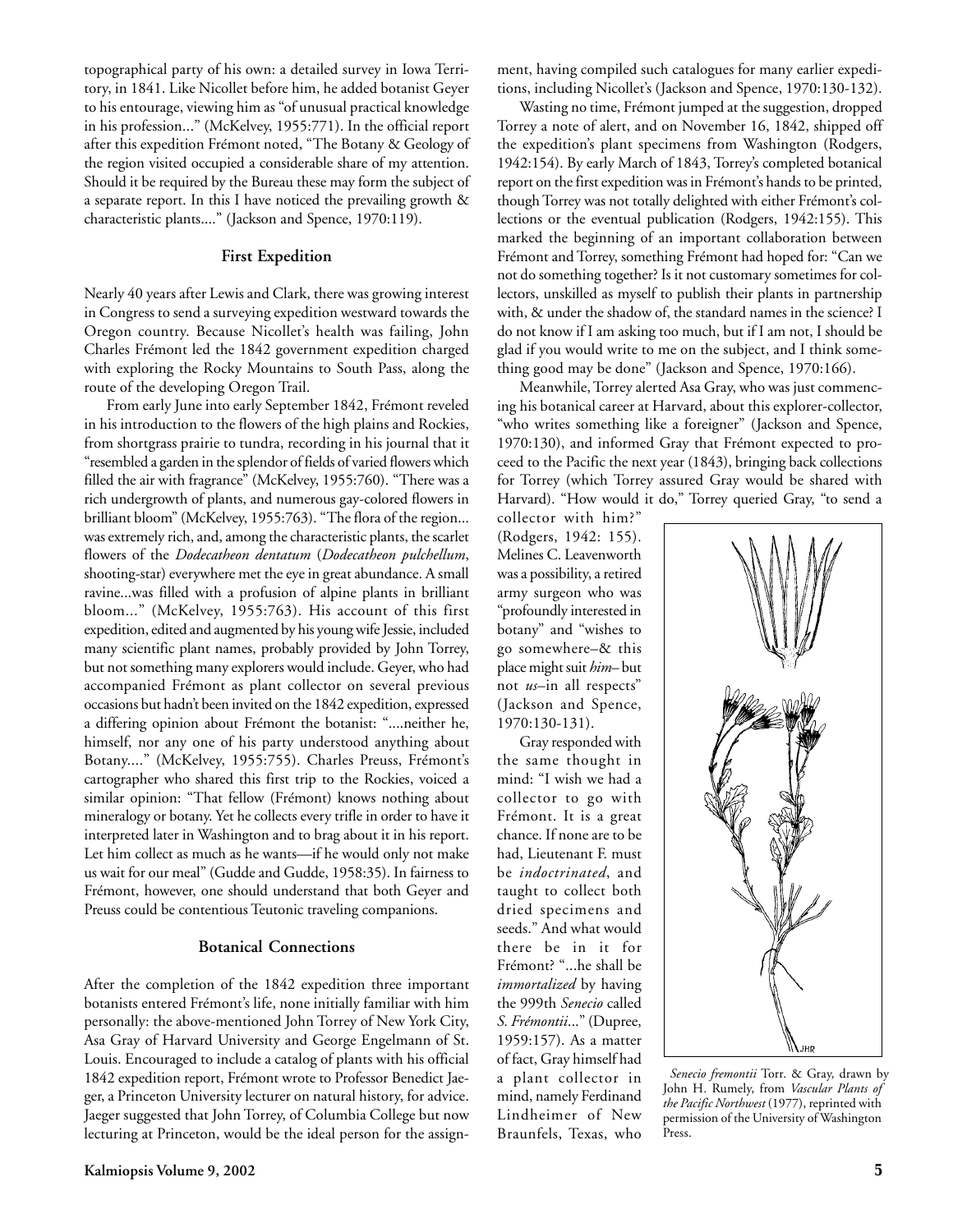topographical party of his own: a detailed survey in Iowa Territory, in 1841. Like Nicollet before him, he added botanist Geyer to his entourage, viewing him as "of unusual practical knowledge in his profession..." (McKelvey, 1955:771). In the official report after this expedition Frémont noted, "The Botany & Geology of the region visited occupied a considerable share of my attention. Should it be required by the Bureau these may form the subject of a separate report. In this I have noticed the prevailing growth & characteristic plants...." (Jackson and Spence, 1970:119).

### First Expedition

Nearly 40 years after Lewis and Clark, there was growing interest in Congress to send a surveying expedition westward towards the Oregon country. Because Nicollet's health was failing, John Charles Frémont led the 1842 government expedition charged with exploring the Rocky Mountains to South Pass, along the route of the developing Oregon Trail.

From early June into early September 1842, Frémont reveled in his introduction to the flowers of the high plains and Rockies, from shortgrass prairie to tundra, recording in his journal that it "resembled a garden in the splendor of fields of varied flowers which filled the air with fragrance" (McKelvey, 1955:760). "There was a rich undergrowth of plants, and numerous gay-colored flowers in brilliant bloom" (McKelvey, 1955:763). "The flora of the region... was extremely rich, and, among the characteristic plants, the scarlet flowers of the *Dodecatheon dentatum* (*Dodecatheon pulchellum*, shooting-star) everywhere met the eye in great abundance. A small ravine...was filled with a profusion of alpine plants in brilliant bloom..." (McKelvey, 1955:763). His account of this first expedition, edited and augmented by his young wife Jessie, included many scientific plant names, probably provided by John Torrey, but not something many explorers would include. Geyer, who had accompanied Frémont as plant collector on several previous occasions but hadn't been invited on the 1842 expedition, expressed a differing opinion about Frémont the botanist: "....neither he, himself, nor any one of his party understood anything about Botany...." (McKelvey, 1955:755). Charles Preuss, Frémont's cartographer who shared this first trip to the Rockies, voiced a similar opinion: "That fellow (Frémont) knows nothing about mineralogy or botany. Yet he collects every trifle in order to have it interpreted later in Washington and to brag about it in his report. Let him collect as much as he wants—if he would only not make us wait for our meal" (Gudde and Gudde, 1958:35). In fairness to Frémont, however, one should understand that both Geyer and Preuss could be contentious Teutonic traveling companions.

### Botanical Connections

After the completion of the 1842 expedition three important botanists entered Frémont's life, none initially familiar with him personally: the above-mentioned John Torrey of New York City, Asa Gray of Harvard University and George Engelmann of St. Louis. Encouraged to include a catalog of plants with his official 1842 expedition report, Frémont wrote to Professor Benedict Jaeger, a Princeton University lecturer on natural history, for advice. Jaeger suggested that John Torrey, of Columbia College but now lecturing at Princeton, would be the ideal person for the assignment, having compiled such catalogues for many earlier expeditions, including Nicollet's (Jackson and Spence, 1970:130-132).

Wasting no time, Frémont jumped at the suggestion, dropped Torrey a note of alert, and on November 16, 1842, shipped off the expedition's plant specimens from Washington (Rodgers, 1942:154). By early March of 1843, Torrey's completed botanical report on the first expedition was in Frémont's hands to be printed, though Torrey was not totally delighted with either Frémont's collections or the eventual publication (Rodgers, 1942:155). This marked the beginning of an important collaboration between Frémont and Torrey, something Frémont had hoped for: "Can we not do something together? Is it not customary sometimes for collectors, unskilled as myself to publish their plants in partnership with, & under the shadow of, the standard names in the science? I do not know if I am asking too much, but if I am not, I should be glad if you would write to me on the subject, and I think something good may be done" (Jackson and Spence, 1970:166).

Meanwhile, Torrey alerted Asa Gray, who was just commencing his botanical career at Harvard, about this explorer-collector, "who writes something like a foreigner" (Jackson and Spence, 1970:130), and informed Gray that Frémont expected to proceed to the Pacific the next year (1843), bringing back collections for Torrey (which Torrey assured Gray would be shared with Harvard). "How would it do," Torrey queried Gray, "to send a collector with him?" (Rodgers, 1942: 155). Melines C. Leavenworth was a possibility, a retired army surgeon who was "profoundly interested in botany" and "wishes to go somewhere–& this place might suit *him*– but not *us*–in all respects" (Jackson and Spence, 1970:130-131).

Gray responded with the same thought in mind: "I wish we had a collector to go with Frémont. It is a great chance. If none are to be had, Lieutenant F. must be *indoctrinated*, and taught to collect both dried specimens and seeds." And what would there be in it for Frémont? "...he shall be *immortalized* by having the 999th *Senecio* called *S. Frémontii*..." (Dupree, 1959:157). As a matter of fact, Gray himself had a plant collector in mind, namely Ferdinand Lindheimer of New Braunfels, Texas, who

*Senecio fremontii* Torr. & Gray, drawn by John H. Rumely, from *Vascular Plants of the Pacific Northwest* (1977), reprinted with permission of the University of Washington Press.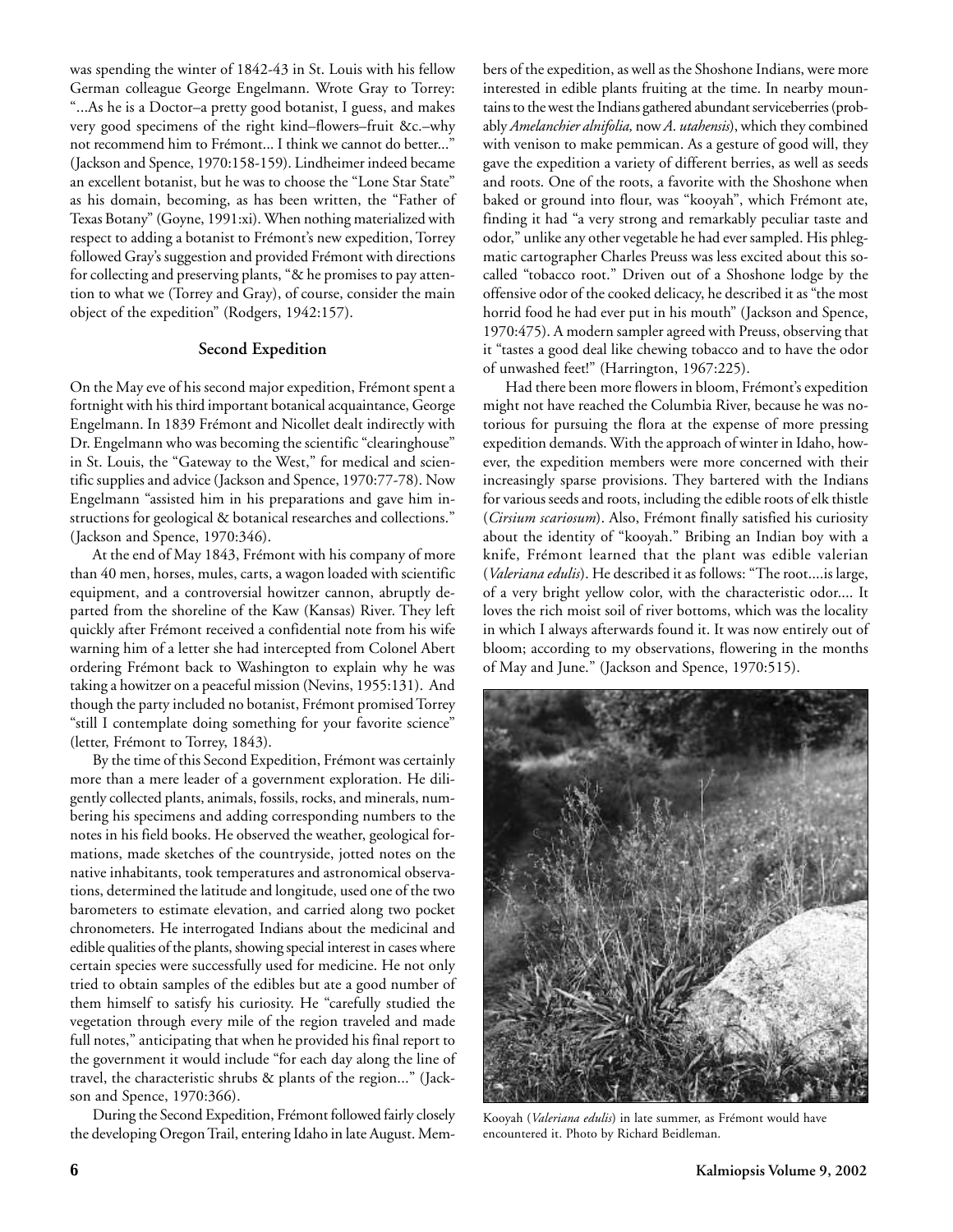was spending the winter of 1842-43 in St. Louis with his fellow German colleague George Engelmann. Wrote Gray to Torrey: "...As he is a Doctor–a pretty good botanist, I guess, and makes very good specimens of the right kind–flowers–fruit &c.–why not recommend him to Frémont... I think we cannot do better..." (Jackson and Spence, 1970:158-159). Lindheimer indeed became an excellent botanist, but he was to choose the "Lone Star State" as his domain, becoming, as has been written, the "Father of Texas Botany" (Goyne, 1991:xi). When nothing materialized with respect to adding a botanist to Frémont's new expedition, Torrey followed Gray's suggestion and provided Frémont with directions for collecting and preserving plants, "& he promises to pay attention to what we (Torrey and Gray), of course, consider the main object of the expedition" (Rodgers, 1942:157).

### Second Expedition

On the May eve of his second major expedition, Frémont spent a fortnight with his third important botanical acquaintance, George Engelmann. In 1839 Frémont and Nicollet dealt indirectly with Dr. Engelmann who was becoming the scientific "clearinghouse" in St. Louis, the "Gateway to the West," for medical and scientific supplies and advice (Jackson and Spence, 1970:77-78). Now Engelmann "assisted him in his preparations and gave him instructions for geological & botanical researches and collections." (Jackson and Spence, 1970:346).

At the end of May 1843, Frémont with his company of more than 40 men, horses, mules, carts, a wagon loaded with scientific equipment, and a controversial howitzer cannon, abruptly departed from the shoreline of the Kaw (Kansas) River. They left quickly after Frémont received a confidential note from his wife warning him of a letter she had intercepted from Colonel Abert ordering Frémont back to Washington to explain why he was taking a howitzer on a peaceful mission (Nevins, 1955:131). And though the party included no botanist, Frémont promised Torrey "still I contemplate doing something for your favorite science" (letter, Frémont to Torrey, 1843).

By the time of this Second Expedition, Frémont was certainly more than a mere leader of a government exploration. He diligently collected plants, animals, fossils, rocks, and minerals, numbering his specimens and adding corresponding numbers to the notes in his field books. He observed the weather, geological formations, made sketches of the countryside, jotted notes on the native inhabitants, took temperatures and astronomical observations, determined the latitude and longitude, used one of the two barometers to estimate elevation, and carried along two pocket chronometers. He interrogated Indians about the medicinal and edible qualities of the plants, showing special interest in cases where certain species were successfully used for medicine. He not only tried to obtain samples of the edibles but ate a good number of them himself to satisfy his curiosity. He "carefully studied the vegetation through every mile of the region traveled and made full notes," anticipating that when he provided his final report to the government it would include "for each day along the line of travel, the characteristic shrubs & plants of the region..." (Jackson and Spence, 1970:366).

During the Second Expedition, Frémont followed fairly closely the developing Oregon Trail, entering Idaho in late August. Members of the expedition, as well as the Shoshone Indians, were more interested in edible plants fruiting at the time. In nearby mountains to the west the Indians gathered abundant serviceberries (probably *Amelanchier alnifolia,* now *A. utahensis*), which they combined with venison to make pemmican. As a gesture of good will, they gave the expedition a variety of different berries, as well as seeds and roots. One of the roots, a favorite with the Shoshone when baked or ground into flour, was "kooyah", which Frémont ate, finding it had "a very strong and remarkably peculiar taste and odor," unlike any other vegetable he had ever sampled. His phlegmatic cartographer Charles Preuss was less excited about this so-called "tobacco root." Driven out of a Shoshone lodge by the offensive odor of the cooked delicacy, he described it as "the most horrid food he had ever put in his mouth" (Jackson and Spence, 1970:475). A modern sampler agreed with Preuss, observing that it "tastes a good deal like chewing tobacco and to have the odor of unwashed feet!" (Harrington, 1967:225).

Had there been more flowers in bloom, Frémont's expedition might not have reached the Columbia River, because he was notorious for pursuing the flora at the expense of more pressing expedition demands. With the approach of winter in Idaho, however, the expedition members were more concerned with their increasingly sparse provisions. They bartered with the Indians for various seeds and roots, including the edible roots of elk thistle (*Cirsium scariosum*). Also, Frémont finally satisfied his curiosity about the identity of "kooyah." Bribing an Indian boy with a knife, Frémont learned that the plant was edible valerian (*Valeriana edulis*). He described it as follows: "The root....is large, of a very bright yellow color, with the characteristic odor.... It loves the rich moist soil of river bottoms, which was the locality in which I always afterwards found it. It was now entirely out of bloom; according to my observations, flowering in the months of May and June." (Jackson and Spence, 1970:515).

Kooyah (*Valeriana edulis*) in late summer, as Frémont would have encountered it. Photo by Richard Beidleman.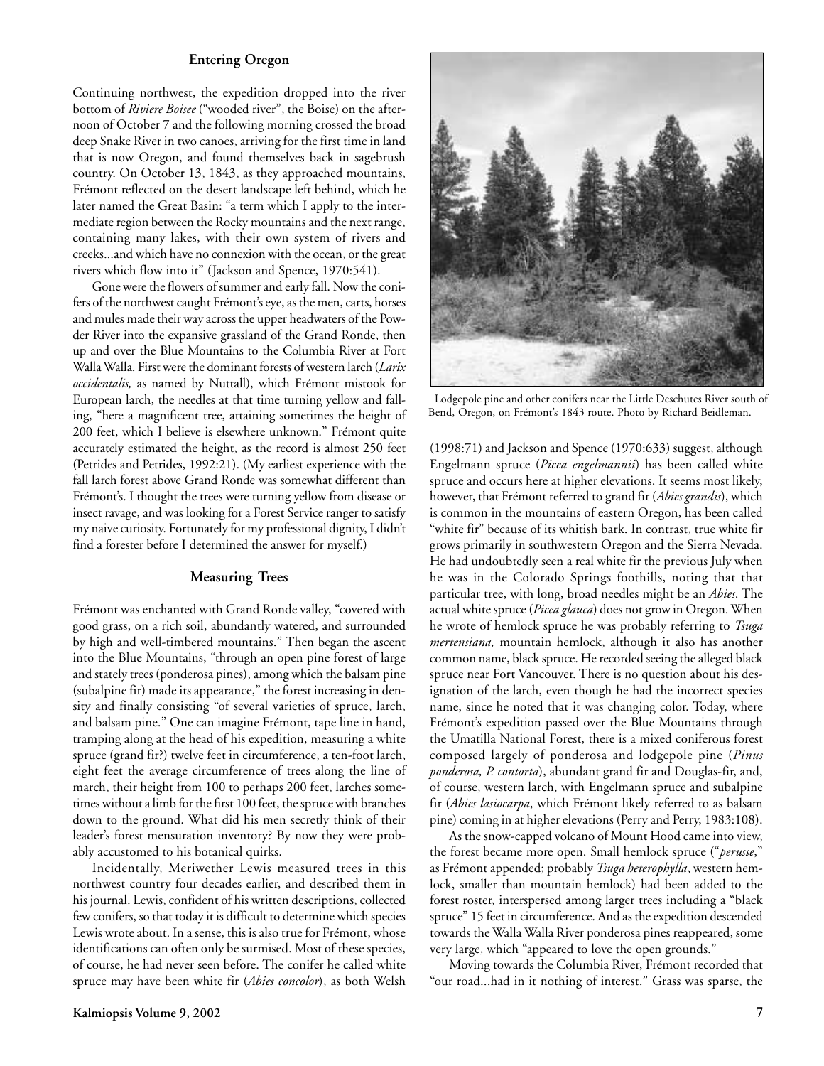### Entering Oregon

Continuing northwest, the expedition dropped into the river bottom of *Riviere Boisee* ("wooded river", the Boise) on the afternoon of October 7 and the following morning crossed the broad deep Snake River in two canoes, arriving for the first time in land that is now Oregon, and found themselves back in sagebrush country. On October 13, 1843, as they approached mountains, Frémont reflected on the desert landscape left behind, which he later named the Great Basin: "a term which I apply to the intermediate region between the Rocky mountains and the next range, containing many lakes, with their own system of rivers and creeks...and which have no connexion with the ocean, or the great rivers which flow into it" (Jackson and Spence, 1970:541).

Gone were the flowers of summer and early fall. Now the conifers of the northwest caught Frémont's eye, as the men, carts, horses and mules made their way across the upper headwaters of the Powder River into the expansive grassland of the Grand Ronde, then up and over the Blue Mountains to the Columbia River at Fort Walla Walla. First were the dominant forests of western larch (*Larix occidentalis,* as named by Nuttall), which Frémont mistook for European larch, the needles at that time turning yellow and falling, "here a magnificent tree, attaining sometimes the height of 200 feet, which I believe is elsewhere unknown." Frémont quite accurately estimated the height, as the record is almost 250 feet (Petrides and Petrides, 1992:21). (My earliest experience with the fall larch forest above Grand Ronde was somewhat different than Frémont's. I thought the trees were turning yellow from disease or insect ravage, and was looking for a Forest Service ranger to satisfy my naive curiosity. Fortunately for my professional dignity, I didn't find a forester before I determined the answer for myself.)

### Measuring Trees

Frémont was enchanted with Grand Ronde valley, "covered with good grass, on a rich soil, abundantly watered, and surrounded by high and well-timbered mountains." Then began the ascent into the Blue Mountains, "through an open pine forest of large and stately trees (ponderosa pines), among which the balsam pine (subalpine fir) made its appearance," the forest increasing in density and finally consisting "of several varieties of spruce, larch, and balsam pine." One can imagine Frémont, tape line in hand, tramping along at the head of his expedition, measuring a white spruce (grand fir?) twelve feet in circumference, a ten-foot larch, eight feet the average circumference of trees along the line of march, their height from 100 to perhaps 200 feet, larches sometimes without a limb for the first 100 feet, the spruce with branches down to the ground. What did his men secretly think of their leader's forest mensuration inventory? By now they were probably accustomed to his botanical quirks.

Incidentally, Meriwether Lewis measured trees in this northwest country four decades earlier, and described them in his journal. Lewis, confident of his written descriptions, collected few conifers, so that today it is difficult to determine which species Lewis wrote about. In a sense, this is also true for Frémont, whose identifications can often only be surmised. Most of these species, of course, he had never seen before. The conifer he called white spruce may have been white fir (*Abies concolor*), as both Welsh (1998:71) and Jackson and Spence (1970:633) suggest, although Engelmann spruce (*Picea engelmannii*) has been called white spruce and occurs here at higher elevations. It seems most likely, however, that Frémont referred to grand fir (*Abies grandis*), which is common in the mountains of eastern Oregon, has been called "white fir" because of its whitish bark. In contrast, true white fir grows primarily in southwestern Oregon and the Sierra Nevada. He had undoubtedly seen a real white fir the previous July when he was in the Colorado Springs foothills, noting that that particular tree, with long, broad needles might be an *Abies*. The actual white spruce (*Picea glauca*) does not grow in Oregon. When he wrote of hemlock spruce he was probably referring to *Tsuga mertensiana,* mountain hemlock, although it also has another common name, black spruce. He recorded seeing the alleged black spruce near Fort Vancouver. There is no question about his designation of the larch, even though he had the incorrect species name, since he noted that it was changing color. Today, where Frémont's expedition passed over the Blue Mountains through the Umatilla National Forest, there is a mixed coniferous forest composed largely of ponderosa and lodgepole pine (*Pinus ponderosa, P. contorta*), abundant grand fir and Douglas-fir, and, of course, western larch, with Engelmann spruce and subalpine fir (*Abies lasiocarpa*, which Frémont likely referred to as balsam pine) coming in at higher elevations (Perry and Perry, 1983:108).

Lodgepole pine and other conifers near the Little Deschutes River south of Bend, Oregon, on Frémont's 1843 route. Photo by Richard Beidleman.

As the snow-capped volcano of Mount Hood came into view, the forest became more open. Small hemlock spruce ("*perusse*," as Frémont appended; probably *Tsuga heterophylla*, western hemlock, smaller than mountain hemlock) had been added to the forest roster, interspersed among larger trees including a "black spruce" 15 feet in circumference. And as the expedition descended towards the Walla Walla River ponderosa pines reappeared, some very large, which "appeared to love the open grounds."

Moving towards the Columbia River, Frémont recorded that "our road...had in it nothing of interest." Grass was sparse, the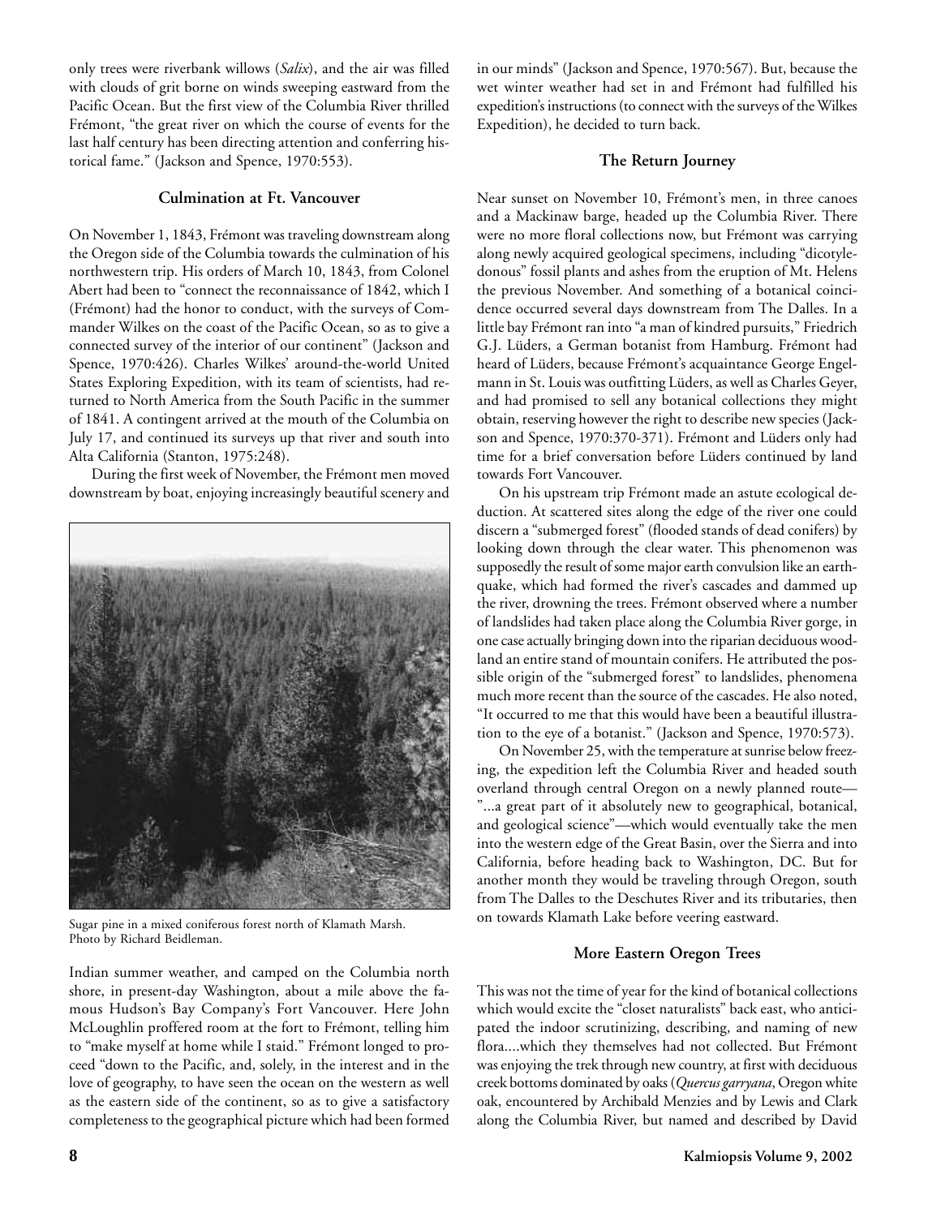only trees were riverbank willows (*Salix*), and the air was filled with clouds of grit borne on winds sweeping eastward from the Pacific Ocean. But the first view of the Columbia River thrilled Frémont, "the great river on which the course of events for the last half century has been directing attention and conferring historical fame." (Jackson and Spence, 1970:553).

### Culmination at Ft. Vancouver

On November 1, 1843, Frémont was traveling downstream along the Oregon side of the Columbia towards the culmination of his northwestern trip. His orders of March 10, 1843, from Colonel Abert had been to "connect the reconnaissance of 1842, which I (Frémont) had the honor to conduct, with the surveys of Commander Wilkes on the coast of the Pacific Ocean, so as to give a connected survey of the interior of our continent" (Jackson and Spence, 1970:426). Charles Wilkes' around-the-world United States Exploring Expedition, with its team of scientists, had returned to North America from the South Pacific in the summer of 1841. A contingent arrived at the mouth of the Columbia on July 17, and continued its surveys up that river and south into Alta California (Stanton, 1975:248).

During the first week of November, the Frémont men moved downstream by boat, enjoying increasingly beautiful scenery and Indian summer weather, and camped on the Columbia north shore, in present-day Washington, about a mile above the famous Hudson's Bay Company's Fort Vancouver. Here John McLoughlin proffered room at the fort to Frémont, telling him to "make myself at home while I staid." Frémont longed to proceed "down to the Pacific, and, solely, in the interest and in the love of geography, to have seen the ocean on the western as well as the eastern side of the continent, so as to give a satisfactory completeness to the geographical picture which had been formed in our minds" (Jackson and Spence, 1970:567). But, because the wet winter weather had set in and Frémont had fulfilled his expedition's instructions (to connect with the surveys of the Wilkes Expedition), he decided to turn back.

Sugar pine in a mixed coniferous forest north of Klamath Marsh. Photo by Richard Beidleman.

### The Return Journey

Near sunset on November 10, Frémont's men, in three canoes and a Mackinaw barge, headed up the Columbia River. There were no more floral collections now, but Frémont was carrying along newly acquired geological specimens, including "dicotyledonous" fossil plants and ashes from the eruption of Mt. Helens the previous November. And something of a botanical coincidence occurred several days downstream from The Dalles. In a little bay Frémont ran into "a man of kindred pursuits," Friedrich G.J. Lüders, a German botanist from Hamburg. Frémont had heard of Lüders, because Frémont's acquaintance George Engelmann in St. Louis was outfitting Lüders, as well as Charles Geyer, and had promised to sell any botanical collections they might obtain, reserving however the right to describe new species (Jackson and Spence, 1970:370-371). Frémont and Lüders only had time for a brief conversation before Lüders continued by land towards Fort Vancouver.

On his upstream trip Frémont made an astute ecological deduction. At scattered sites along the edge of the river one could discern a "submerged forest" (flooded stands of dead conifers) by looking down through the clear water. This phenomenon was supposedly the result of some major earth convulsion like an earthquake, which had formed the river's cascades and dammed up the river, drowning the trees. Frémont observed where a number of landslides had taken place along the Columbia River gorge, in one case actually bringing down into the riparian deciduous woodland an entire stand of mountain conifers. He attributed the possible origin of the "submerged forest" to landslides, phenomena much more recent than the source of the cascades. He also noted, "It occurred to me that this would have been a beautiful illustration to the eye of a botanist." (Jackson and Spence, 1970:573).

On November 25, with the temperature at sunrise below freezing, the expedition left the Columbia River and headed south overland through central Oregon on a newly planned route—"...a great part of it absolutely new to geographical, botanical, and geological science"—which would eventually take the men into the western edge of the Great Basin, over the Sierra and into California, before heading back to Washington, DC. But for another month they would be traveling through Oregon, south from The Dalles to the Deschutes River and its tributaries, then on towards Klamath Lake before veering eastward.

### More Eastern Oregon Trees

This was not the time of year for the kind of botanical collections which would excite the "closet naturalists" back east, who anticipated the indoor scrutinizing, describing, and naming of new flora....which they themselves had not collected. But Frémont was enjoying the trek through new country, at first with deciduous creek bottoms dominated by oaks (*Quercus garryana*, Oregon white oak, encountered by Archibald Menzies and by Lewis and Clark along the Columbia River, but named and described by David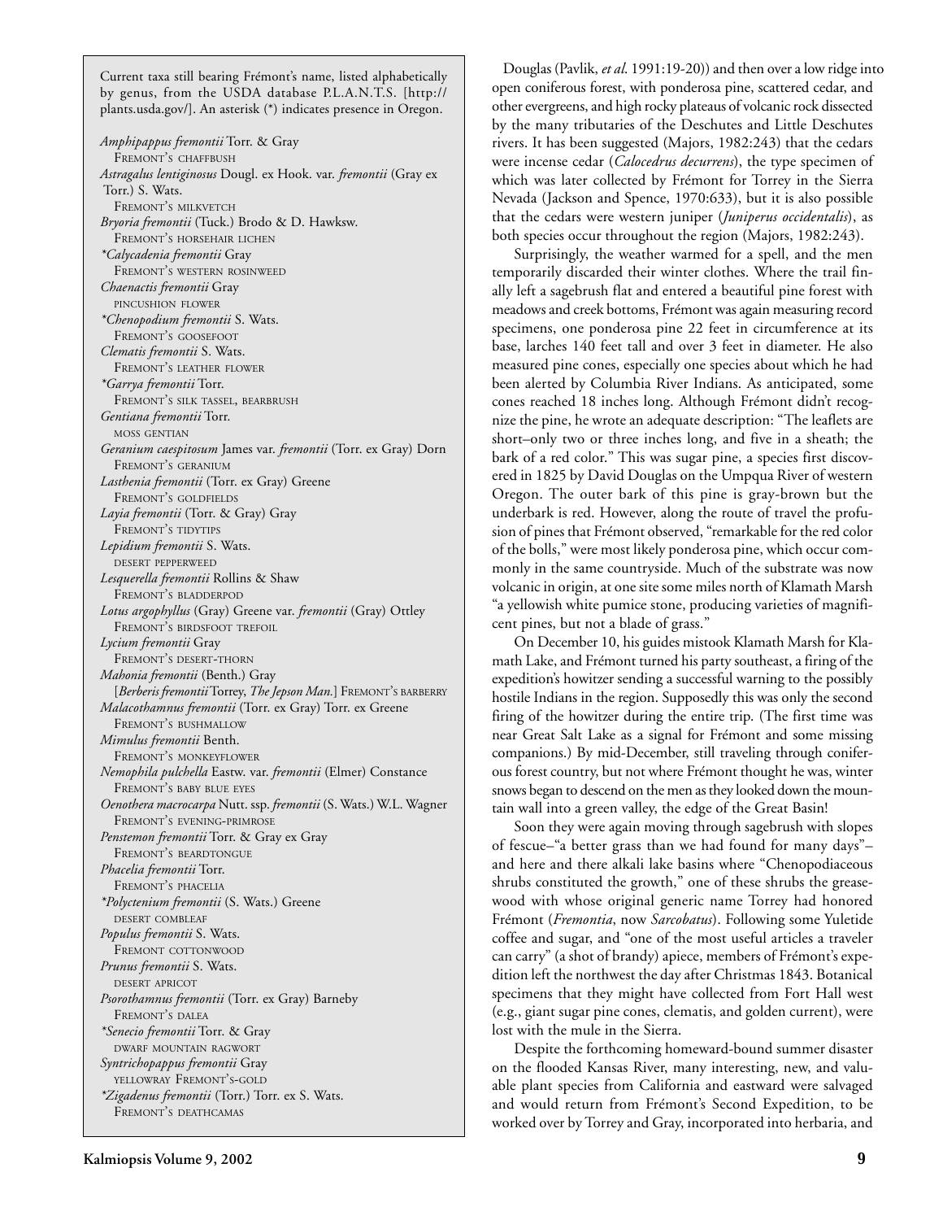Current taxa still bearing Frémont's name, listed alphabetically by genus, from the USDA database P.L.A.N.T.S. [http://plants.usda.gov/]. An asterisk (*) indicates presence in Oregon.

*Amphipappus fremontii* Torr. & Gray
FREMONT'S CHAFFBUSH
*Astragalus lentiginosus* Dougl. ex Hook. var. *fremontii* (Gray ex Torr.) S. Wats.
FREMONT'S MILKVETCH
*Bryoria fremontii* (Tuck.) Brodo & D. Hawksw.
FREMONT'S HORSEHAIR LICHEN
**Calycadenia fremontii* Gray
FREMONT'S WESTERN ROSINWEED
*Chaenactis fremontii* Gray
PINCUSHION FLOWER
**Chenopodium fremontii* S. Wats.
FREMONT'S GOOSEFOOT
*Clematis fremontii* S. Wats.
FREMONT'S LEATHER FLOWER
**Garrya fremontii* Torr.
FREMONT'S SILK TASSEL, BEARBRUSH
*Gentiana fremontii* Torr.
MOSS GENTIAN
*Geranium caespitosum* James var. *fremontii* (Torr. ex Gray) Dorn
FREMONT'S GERANIUM
*Lasthenia fremontii* (Torr. ex Gray) Greene
FREMONT'S GOLDFIELDS
*Layia fremontii* (Torr. & Gray) Gray
FREMONT'S TIDYTIPS
*Lepidium fremontii* S. Wats.
DESERT PEPPERWEED
*Lesquerella fremontii* Rollins & Shaw
FREMONT'S BLADDERPOD
*Lotus argophyllus* (Gray) Greene var. *fremontii* (Gray) Ottley
FREMONT'S BIRDSFOOT TREFOIL
*Lycium fremontii* Gray
FREMONT'S DESERT-THORN
*Mahonia fremontii* (Benth.) Gray
[*Berberis fremontii* Torrey, *The Jepson Man.*] FREMONT'S BARBERRY
*Malacothamnus fremontii* (Torr. ex Gray) Torr. ex Greene
FREMONT'S BUSHMALLOW
*Mimulus fremontii* Benth.
FREMONT'S MONKEYFLOWER
*Nemophila pulchella* Eastw. var. *fremontii* (Elmer) Constance
FREMONT'S BABY BLUE EYES
*Oenothera macrocarpa* Nutt. ssp. *fremontii* (S. Wats.) W.L. Wagner
FREMONT'S EVENING-PRIMROSE
*Penstemon fremontii* Torr. & Gray ex Gray
FREMONT'S BEARDTONGUE
*Phacelia fremontii* Torr.
FREMONT'S PHACELIA
**Polyctenium fremontii* (S. Wats.) Greene
DESERT COMBLEAF
*Populus fremontii* S. Wats.
FREMONT COTTONWOOD
*Prunus fremontii* S. Wats.
DESERT APRICOT
*Psorothamnus fremontii* (Torr. ex Gray) Barneby
FREMONT'S DALEA
**Senecio fremontii* Torr. & Gray
DWARF MOUNTAIN RAGWORT
*Syntrichopappus fremontii* Gray
YELLOWRAY FREMONT'S-GOLD
**Zigadenus fremontii* (Torr.) Torr. ex S. Wats.
FREMONT'S DEATHCAMAS

Douglas (Pavlik, *et al*. 1991:19-20)) and then over a low ridge into open coniferous forest, with ponderosa pine, scattered cedar, and other evergreens, and high rocky plateaus of volcanic rock dissected by the many tributaries of the Deschutes and Little Deschutes rivers. It has been suggested (Majors, 1982:243) that the cedars were incense cedar (*Calocedrus decurrens*), the type specimen of which was later collected by Frémont for Torrey in the Sierra Nevada (Jackson and Spence, 1970:633), but it is also possible that the cedars were western juniper (*Juniperus occidentalis*), as both species occur throughout the region (Majors, 1982:243).

Surprisingly, the weather warmed for a spell, and the men temporarily discarded their winter clothes. Where the trail finally left a sagebrush flat and entered a beautiful pine forest with meadows and creek bottoms, Frémont was again measuring record specimens, one ponderosa pine 22 feet in circumference at its base, larches 140 feet tall and over 3 feet in diameter. He also measured pine cones, especially one species about which he had been alerted by Columbia River Indians. As anticipated, some cones reached 18 inches long. Although Frémont didn't recognize the pine, he wrote an adequate description: "The leaflets are short–only two or three inches long, and five in a sheath; the bark of a red color." This was sugar pine, a species first discovered in 1825 by David Douglas on the Umpqua River of western Oregon. The outer bark of this pine is gray-brown but the underbark is red. However, along the route of travel the profusion of pines that Frémont observed, "remarkable for the red color of the bolls," were most likely ponderosa pine, which occur commonly in the same countryside. Much of the substrate was now volcanic in origin, at one site some miles north of Klamath Marsh "a yellowish white pumice stone, producing varieties of magnificent pines, but not a blade of grass."

On December 10, his guides mistook Klamath Marsh for Klamath Lake, and Frémont turned his party southeast, a firing of the expedition's howitzer sending a successful warning to the possibly hostile Indians in the region. Supposedly this was only the second firing of the howitzer during the entire trip. (The first time was near Great Salt Lake as a signal for Frémont and some missing companions.) By mid-December, still traveling through coniferous forest country, but not where Frémont thought he was, winter snows began to descend on the men as they looked down the mountain wall into a green valley, the edge of the Great Basin!

Soon they were again moving through sagebrush with slopes of fescue–"a better grass than we had found for many days"–and here and there alkali lake basins where "Chenopodiaceous shrubs constituted the growth," one of these shrubs the greasewood with whose original generic name Torrey had honored Frémont (*Fremontia*, now *Sarcobatus*). Following some Yuletide coffee and sugar, and "one of the most useful articles a traveler can carry" (a shot of brandy) apiece, members of Frémont's expedition left the northwest the day after Christmas 1843. Botanical specimens that they might have collected from Fort Hall west (e.g., giant sugar pine cones, clematis, and golden current), were lost with the mule in the Sierra.

Despite the forthcoming homeward-bound summer disaster on the flooded Kansas River, many interesting, new, and valuable plant species from California and eastward were salvaged and would return from Frémont's Second Expedition, to be worked over by Torrey and Gray, incorporated into herbaria, and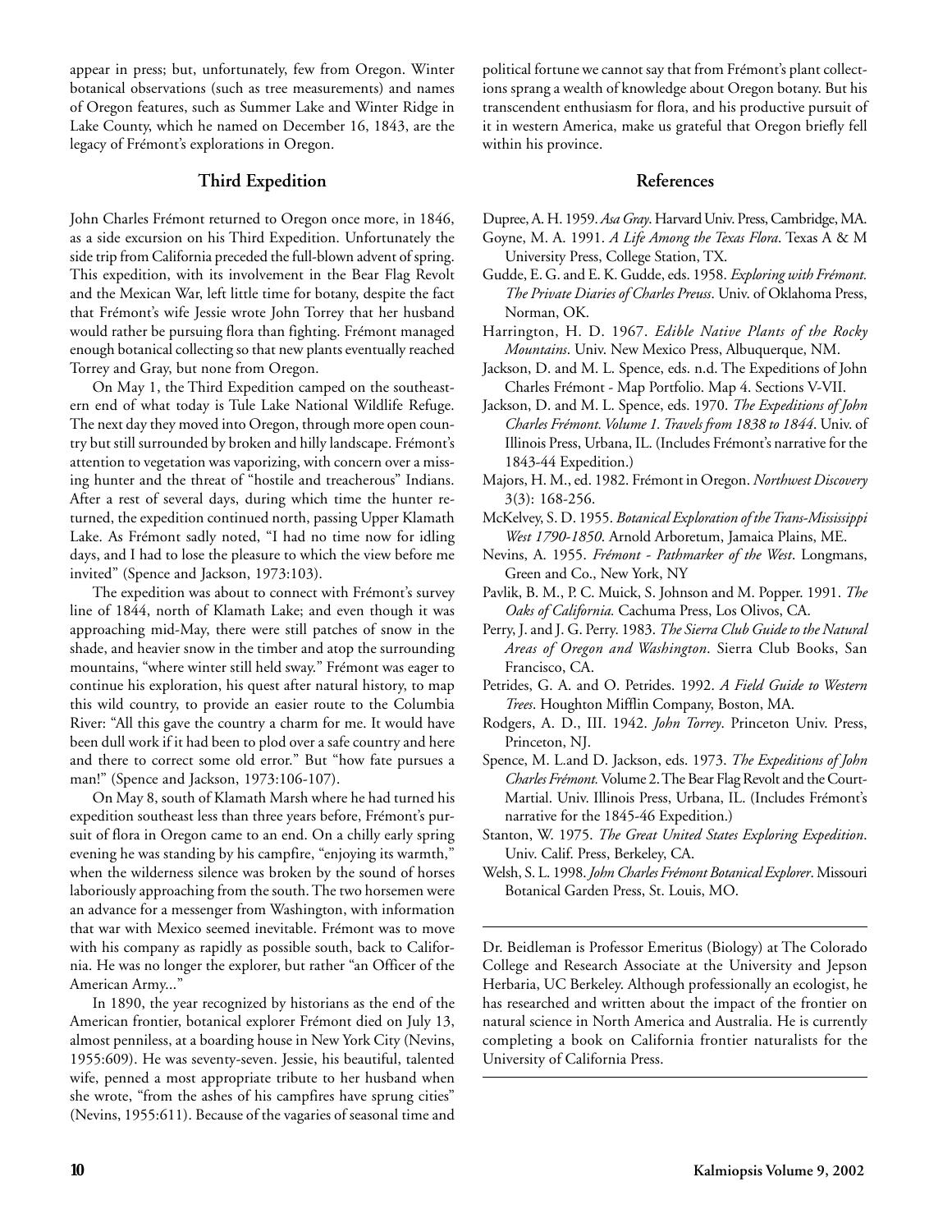appear in press; but, unfortunately, few from Oregon. Winter botanical observations (such as tree measurements) and names of Oregon features, such as Summer Lake and Winter Ridge in Lake County, which he named on December 16, 1843, are the legacy of Frémont's explorations in Oregon.

## Third Expedition

John Charles Frémont returned to Oregon once more, in 1846, as a side excursion on his Third Expedition. Unfortunately the side trip from California preceded the full-blown advent of spring. This expedition, with its involvement in the Bear Flag Revolt and the Mexican War, left little time for botany, despite the fact that Frémont's wife Jessie wrote John Torrey that her husband would rather be pursuing flora than fighting. Frémont managed enough botanical collecting so that new plants eventually reached Torrey and Gray, but none from Oregon.

On May 1, the Third Expedition camped on the southeastern end of what today is Tule Lake National Wildlife Refuge. The next day they moved into Oregon, through more open country but still surrounded by broken and hilly landscape. Frémont's attention to vegetation was vaporizing, with concern over a missing hunter and the threat of "hostile and treacherous" Indians. After a rest of several days, during which time the hunter returned, the expedition continued north, passing Upper Klamath Lake. As Frémont sadly noted, "I had no time now for idling days, and I had to lose the pleasure to which the view before me invited" (Spence and Jackson, 1973:103).

The expedition was about to connect with Frémont's survey line of 1844, north of Klamath Lake; and even though it was approaching mid-May, there were still patches of snow in the shade, and heavier snow in the timber and atop the surrounding mountains, "where winter still held sway." Frémont was eager to continue his exploration, his quest after natural history, to map this wild country, to provide an easier route to the Columbia River: "All this gave the country a charm for me. It would have been dull work if it had been to plod over a safe country and here and there to correct some old error." But "how fate pursues a man!" (Spence and Jackson, 1973:106-107).

On May 8, south of Klamath Marsh where he had turned his expedition southeast less than three years before, Frémont's pursuit of flora in Oregon came to an end. On a chilly early spring evening he was standing by his campfire, "enjoying its warmth," when the wilderness silence was broken by the sound of horses laboriously approaching from the south. The two horsemen were an advance for a messenger from Washington, with information that war with Mexico seemed inevitable. Frémont was to move with his company as rapidly as possible south, back to California. He was no longer the explorer, but rather "an Officer of the American Army..."

In 1890, the year recognized by historians as the end of the American frontier, botanical explorer Frémont died on July 13, almost penniless, at a boarding house in New York City (Nevins, 1955:609). He was seventy-seven. Jessie, his beautiful, talented wife, penned a most appropriate tribute to her husband when she wrote, "from the ashes of his campfires have sprung cities" (Nevins, 1955:611). Because of the vagaries of seasonal time and political fortune we cannot say that from Frémont's plant collections sprang a wealth of knowledge about Oregon botany. But his transcendent enthusiasm for flora, and his productive pursuit of it in western America, make us grateful that Oregon briefly fell within his province.

## References

Dupree, A. H. 1959. *Asa Gray*. Harvard Univ. Press, Cambridge, MA.

Goyne, M. A. 1991. *A Life Among the Texas Flora*. Texas A & M University Press, College Station, TX.

Gudde, E. G. and E. K. Gudde, eds. 1958. *Exploring with Frémont. The Private Diaries of Charles Preuss*. Univ. of Oklahoma Press, Norman, OK.

Harrington, H. D. 1967. *Edible Native Plants of the Rocky Mountains*. Univ. New Mexico Press, Albuquerque, NM.

Jackson, D. and M. L. Spence, eds. n.d. The Expeditions of John Charles Frémont - Map Portfolio. Map 4. Sections V-VII.

Jackson, D. and M. L. Spence, eds. 1970. *The Expeditions of John Charles Frémont. Volume 1. Travels from 1838 to 1844*. Univ. of Illinois Press, Urbana, IL. (Includes Frémont's narrative for the 1843-44 Expedition.)

Majors, H. M., ed. 1982. Frémont in Oregon. *Northwest Discovery* 3(3): 168-256.

McKelvey, S. D. 1955. *Botanical Exploration of the Trans-Mississippi West 1790-1850*. Arnold Arboretum, Jamaica Plains, ME.

Nevins, A. 1955. *Frémont - Pathmarker of the West*. Longmans, Green and Co., New York, NY

Pavlik, B. M., P. C. Muick, S. Johnson and M. Popper. 1991. *The Oaks of California.* Cachuma Press, Los Olivos, CA.

Perry, J. and J. G. Perry. 1983. *The Sierra Club Guide to the Natural Areas of Oregon and Washington*. Sierra Club Books, San Francisco, CA.

Petrides, G. A. and O. Petrides. 1992. *A Field Guide to Western Trees*. Houghton Mifflin Company, Boston, MA.

Rodgers, A. D., III. 1942. *John Torrey*. Princeton Univ. Press, Princeton, NJ.

Spence, M. L.and D. Jackson, eds. 1973. *The Expeditions of John Charles Frémont.* Volume 2. The Bear Flag Revolt and the Court-Martial. Univ. Illinois Press, Urbana, IL. (Includes Frémont's narrative for the 1845-46 Expedition.)

Stanton, W. 1975. *The Great United States Exploring Expedition*. Univ. Calif. Press, Berkeley, CA.

Welsh, S. L. 1998. *John Charles Frémont Botanical Explorer*. Missouri Botanical Garden Press, St. Louis, MO.

---

Dr. Beidleman is Professor Emeritus (Biology) at The Colorado College and Research Associate at the University and Jepson Herbaria, UC Berkeley. Although professionally an ecologist, he has researched and written about the impact of the frontier on natural science in North America and Australia. He is currently completing a book on California frontier naturalists for the University of California Press.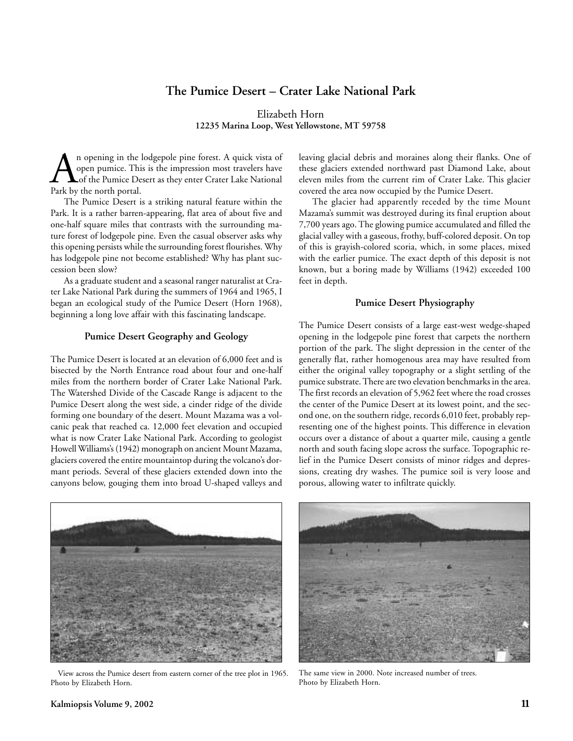# The Pumice Desert – Crater Lake National Park

Elizabeth Horn
**12235 Marina Loop, West Yellowstone, MT 59758**

An opening in the lodgepole pine forest. A quick vista of open pumice. This is the impression most travelers have of the Pumice Desert as they enter Crater Lake National Park by the north portal.

The Pumice Desert is a striking natural feature within the Park. It is a rather barren-appearing, flat area of about five and one-half square miles that contrasts with the surrounding mature forest of lodgepole pine. Even the casual observer asks why this opening persists while the surrounding forest flourishes. Why has lodgepole pine not become established? Why has plant succession been slow?

As a graduate student and a seasonal ranger naturalist at Crater Lake National Park during the summers of 1964 and 1965, I began an ecological study of the Pumice Desert (Horn 1968), beginning a long love affair with this fascinating landscape.

### Pumice Desert Geography and Geology

The Pumice Desert is located at an elevation of 6,000 feet and is bisected by the North Entrance road about four and one-half miles from the northern border of Crater Lake National Park. The Watershed Divide of the Cascade Range is adjacent to the Pumice Desert along the west side, a cinder ridge of the divide forming one boundary of the desert. Mount Mazama was a volcanic peak that reached ca. 12,000 feet elevation and occupied what is now Crater Lake National Park. According to geologist Howell Williams's (1942) monograph on ancient Mount Mazama, glaciers covered the entire mountaintop during the volcano's dormant periods. Several of these glaciers extended down into the canyons below, gouging them into broad U-shaped valleys and leaving glacial debris and moraines along their flanks. One of these glaciers extended northward past Diamond Lake, about eleven miles from the current rim of Crater Lake. This glacier covered the area now occupied by the Pumice Desert.

The glacier had apparently receded by the time Mount Mazama's summit was destroyed during its final eruption about 7,700 years ago. The glowing pumice accumulated and filled the glacial valley with a gaseous, frothy, buff-colored deposit. On top of this is grayish-colored scoria, which, in some places, mixed with the earlier pumice. The exact depth of this deposit is not known, but a boring made by Williams (1942) exceeded 100 feet in depth.

### Pumice Desert Physiography

The Pumice Desert consists of a large east-west wedge-shaped opening in the lodgepole pine forest that carpets the northern portion of the park. The slight depression in the center of the generally flat, rather homogenous area may have resulted from either the original valley topography or a slight settling of the pumice substrate. There are two elevation benchmarks in the area. The first records an elevation of 5,962 feet where the road crosses the center of the Pumice Desert at its lowest point, and the second one, on the southern ridge, records 6,010 feet, probably representing one of the highest points. This difference in elevation occurs over a distance of about a quarter mile, causing a gentle north and south facing slope across the surface. Topographic relief in the Pumice Desert consists of minor ridges and depressions, creating dry washes. The pumice soil is very loose and porous, allowing water to infiltrate quickly.

View across the Pumice desert from eastern corner of the tree plot in 1965. Photo by Elizabeth Horn.

The same view in 2000. Note increased number of trees. Photo by Elizabeth Horn.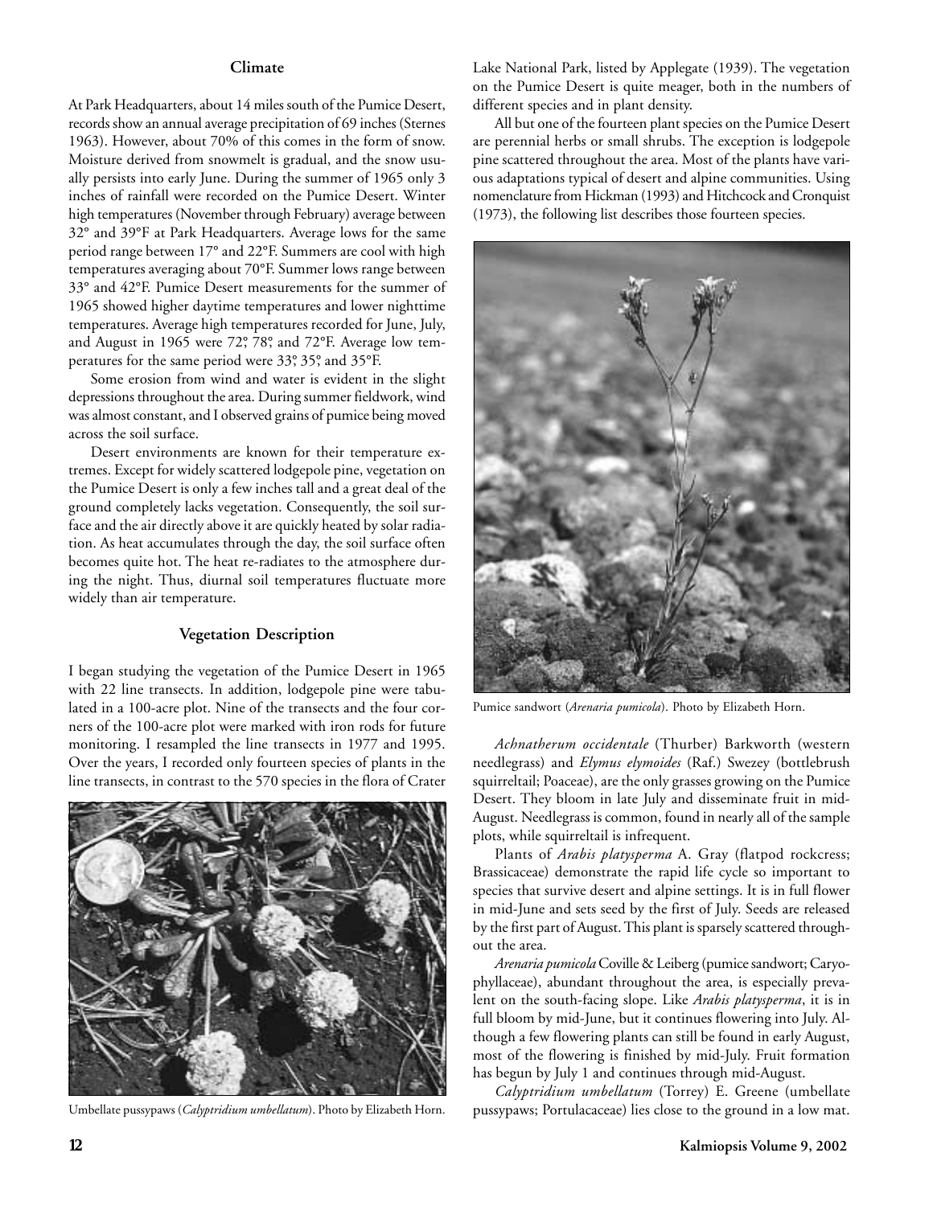## Climate

At Park Headquarters, about 14 miles south of the Pumice Desert, records show an annual average precipitation of 69 inches (Sternes 1963). However, about 70% of this comes in the form of snow. Moisture derived from snowmelt is gradual, and the snow usually persists into early June. During the summer of 1965 only 3 inches of rainfall were recorded on the Pumice Desert. Winter high temperatures (November through February) average between 32° and 39°F at Park Headquarters. Average lows for the same period range between 17° and 22°F. Summers are cool with high temperatures averaging about 70°F. Summer lows range between 33° and 42°F. Pumice Desert measurements for the summer of 1965 showed higher daytime temperatures and lower nighttime temperatures. Average high temperatures recorded for June, July, and August in 1965 were 72°, 78°, and 72°F. Average low temperatures for the same period were 33°, 35°, and 35°F.

Some erosion from wind and water is evident in the slight depressions throughout the area. During summer fieldwork, wind was almost constant, and I observed grains of pumice being moved across the soil surface.

Desert environments are known for their temperature extremes. Except for widely scattered lodgepole pine, vegetation on the Pumice Desert is only a few inches tall and a great deal of the ground completely lacks vegetation. Consequently, the soil surface and the air directly above it are quickly heated by solar radiation. As heat accumulates through the day, the soil surface often becomes quite hot. The heat re-radiates to the atmosphere during the night. Thus, diurnal soil temperatures fluctuate more widely than air temperature.

## Vegetation Description

I began studying the vegetation of the Pumice Desert in 1965 with 22 line transects. In addition, lodgepole pine were tabulated in a 100-acre plot. Nine of the transects and the four corners of the 100-acre plot were marked with iron rods for future monitoring. I resampled the line transects in 1977 and 1995. Over the years, I recorded only fourteen species of plants in the line transects, in contrast to the 570 species in the flora of Crater Lake National Park, listed by Applegate (1939). The vegetation on the Pumice Desert is quite meager, both in the numbers of different species and in plant density.

Umbellate pussypaws (*Calyptridium umbellatum*). Photo by Elizabeth Horn.

All but one of the fourteen plant species on the Pumice Desert are perennial herbs or small shrubs. The exception is lodgepole pine scattered throughout the area. Most of the plants have various adaptations typical of desert and alpine communities. Using nomenclature from Hickman (1993) and Hitchcock and Cronquist (1973), the following list describes those fourteen species.

Pumice sandwort (*Arenaria pumicola*). Photo by Elizabeth Horn.

*Achnatherum occidentale* (Thurber) Barkworth (western needlegrass) and *Elymus elymoides* (Raf.) Swezey (bottlebrush squirreltail; Poaceae), are the only grasses growing on the Pumice Desert. They bloom in late July and disseminate fruit in mid-August. Needlegrass is common, found in nearly all of the sample plots, while squirreltail is infrequent.

Plants of *Arabis platysperma* A. Gray (flatpod rockcress; Brassicaceae) demonstrate the rapid life cycle so important to species that survive desert and alpine settings. It is in full flower in mid-June and sets seed by the first of July. Seeds are released by the first part of August. This plant is sparsely scattered throughout the area.

*Arenaria pumicola* Coville & Leiberg (pumice sandwort; Caryophyllaceae), abundant throughout the area, is especially prevalent on the south-facing slope. Like *Arabis platysperma*, it is in full bloom by mid-June, but it continues flowering into July. Although a few flowering plants can still be found in early August, most of the flowering is finished by mid-July. Fruit formation has begun by July 1 and continues through mid-August.

*Calyptridium umbellatum* (Torrey) E. Greene (umbellate pussypaws; Portulacaceae) lies close to the ground in a low mat.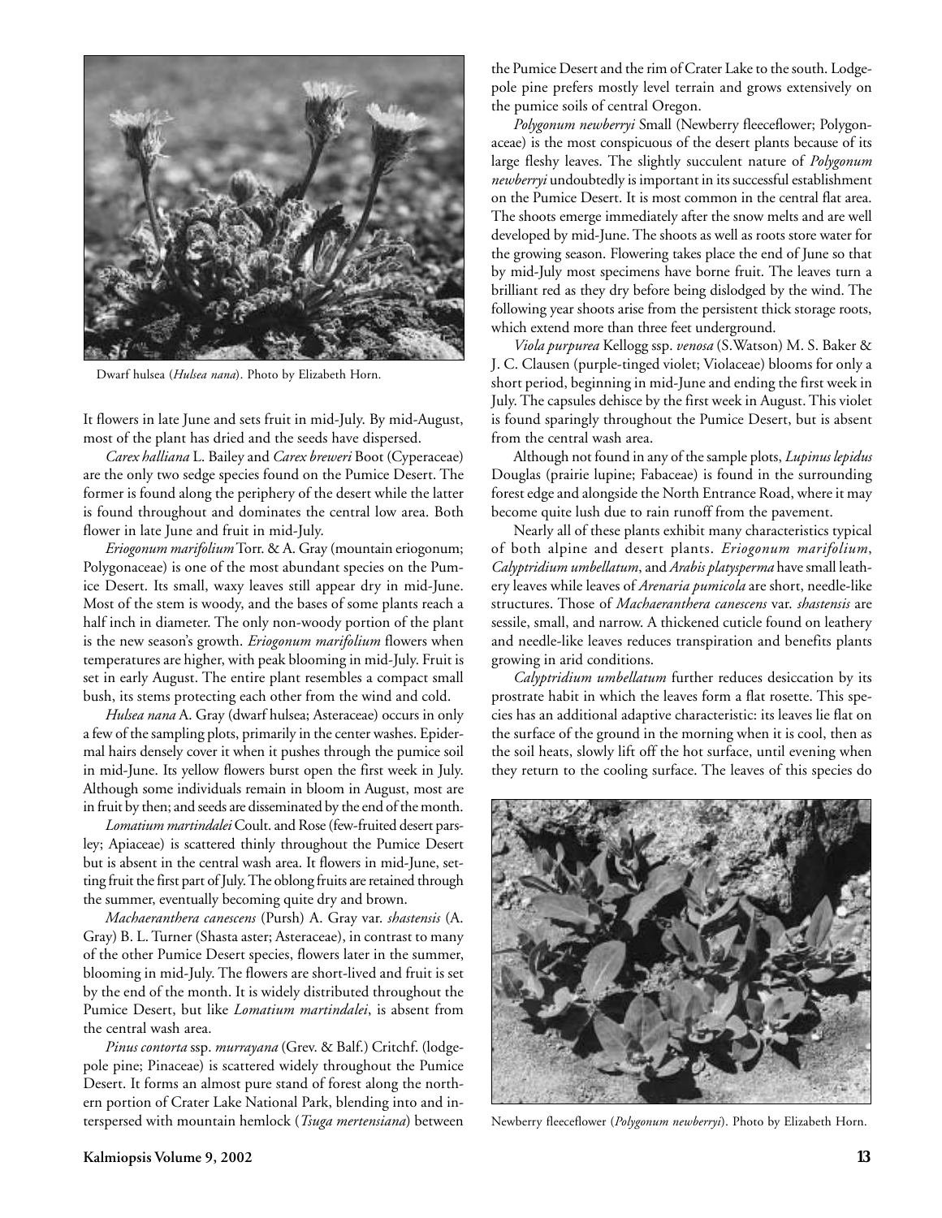Dwarf hulsea (*Hulsea nana*). Photo by Elizabeth Horn.

It flowers in late June and sets fruit in mid-July. By mid-August, most of the plant has dried and the seeds have dispersed.

*Carex halliana* L. Bailey and *Carex breweri* Boot (Cyperaceae) are the only two sedge species found on the Pumice Desert. The former is found along the periphery of the desert while the latter is found throughout and dominates the central low area. Both flower in late June and fruit in mid-July.

*Eriogonum marifolium* Torr. & A. Gray (mountain eriogonum; Polygonaceae) is one of the most abundant species on the Pumice Desert. Its small, waxy leaves still appear dry in mid-June. Most of the stem is woody, and the bases of some plants reach a half inch in diameter. The only non-woody portion of the plant is the new season's growth. *Eriogonum marifolium* flowers when temperatures are higher, with peak blooming in mid-July. Fruit is set in early August. The entire plant resembles a compact small bush, its stems protecting each other from the wind and cold.

*Hulsea nana* A. Gray (dwarf hulsea; Asteraceae) occurs in only a few of the sampling plots, primarily in the center washes. Epidermal hairs densely cover it when it pushes through the pumice soil in mid-June. Its yellow flowers burst open the first week in July. Although some individuals remain in bloom in August, most are in fruit by then; and seeds are disseminated by the end of the month.

*Lomatium martindalei* Coult. and Rose (few-fruited desert parsley; Apiaceae) is scattered thinly throughout the Pumice Desert but is absent in the central wash area. It flowers in mid-June, setting fruit the first part of July. The oblong fruits are retained through the summer, eventually becoming quite dry and brown.

*Machaeranthera canescens* (Pursh) A. Gray var. *shastensis* (A. Gray) B. L. Turner (Shasta aster; Asteraceae), in contrast to many of the other Pumice Desert species, flowers later in the summer, blooming in mid-July. The flowers are short-lived and fruit is set by the end of the month. It is widely distributed throughout the Pumice Desert, but like *Lomatium martindalei*, is absent from the central wash area.

*Pinus contorta* ssp. *murrayana* (Grev. & Balf.) Critchf. (lodgepole pine; Pinaceae) is scattered widely throughout the Pumice Desert. It forms an almost pure stand of forest along the northern portion of Crater Lake National Park, blending into and interspersed with mountain hemlock (*Tsuga mertensiana*) between the Pumice Desert and the rim of Crater Lake to the south. Lodgepole pine prefers mostly level terrain and grows extensively on the pumice soils of central Oregon.

*Polygonum newberryi* Small (Newberry fleeceflower; Polygonaceae) is the most conspicuous of the desert plants because of its large fleshy leaves. The slightly succulent nature of *Polygonum newberryi* undoubtedly is important in its successful establishment on the Pumice Desert. It is most common in the central flat area. The shoots emerge immediately after the snow melts and are well developed by mid-June. The shoots as well as roots store water for the growing season. Flowering takes place the end of June so that by mid-July most specimens have borne fruit. The leaves turn a brilliant red as they dry before being dislodged by the wind. The following year shoots arise from the persistent thick storage roots, which extend more than three feet underground.

*Viola purpurea* Kellogg ssp. *venosa* (S.Watson) M. S. Baker & J. C. Clausen (purple-tinged violet; Violaceae) blooms for only a short period, beginning in mid-June and ending the first week in July. The capsules dehisce by the first week in August. This violet is found sparingly throughout the Pumice Desert, but is absent from the central wash area.

Although not found in any of the sample plots, *Lupinus lepidus* Douglas (prairie lupine; Fabaceae) is found in the surrounding forest edge and alongside the North Entrance Road, where it may become quite lush due to rain runoff from the pavement.

Nearly all of these plants exhibit many characteristics typical of both alpine and desert plants. *Eriogonum marifolium*, *Calyptridium umbellatum*, and *Arabis platysperma* have small leathery leaves while leaves of *Arenaria pumicola* are short, needle-like structures. Those of *Machaeranthera canescens* var. *shastensis* are sessile, small, and narrow. A thickened cuticle found on leathery and needle-like leaves reduces transpiration and benefits plants growing in arid conditions.

*Calyptridium umbellatum* further reduces desiccation by its prostrate habit in which the leaves form a flat rosette. This species has an additional adaptive characteristic: its leaves lie flat on the surface of the ground in the morning when it is cool, then as the soil heats, slowly lift off the hot surface, until evening when they return to the cooling surface. The leaves of this species do

Newberry fleeceflower (*Polygonum newberryi*). Photo by Elizabeth Horn.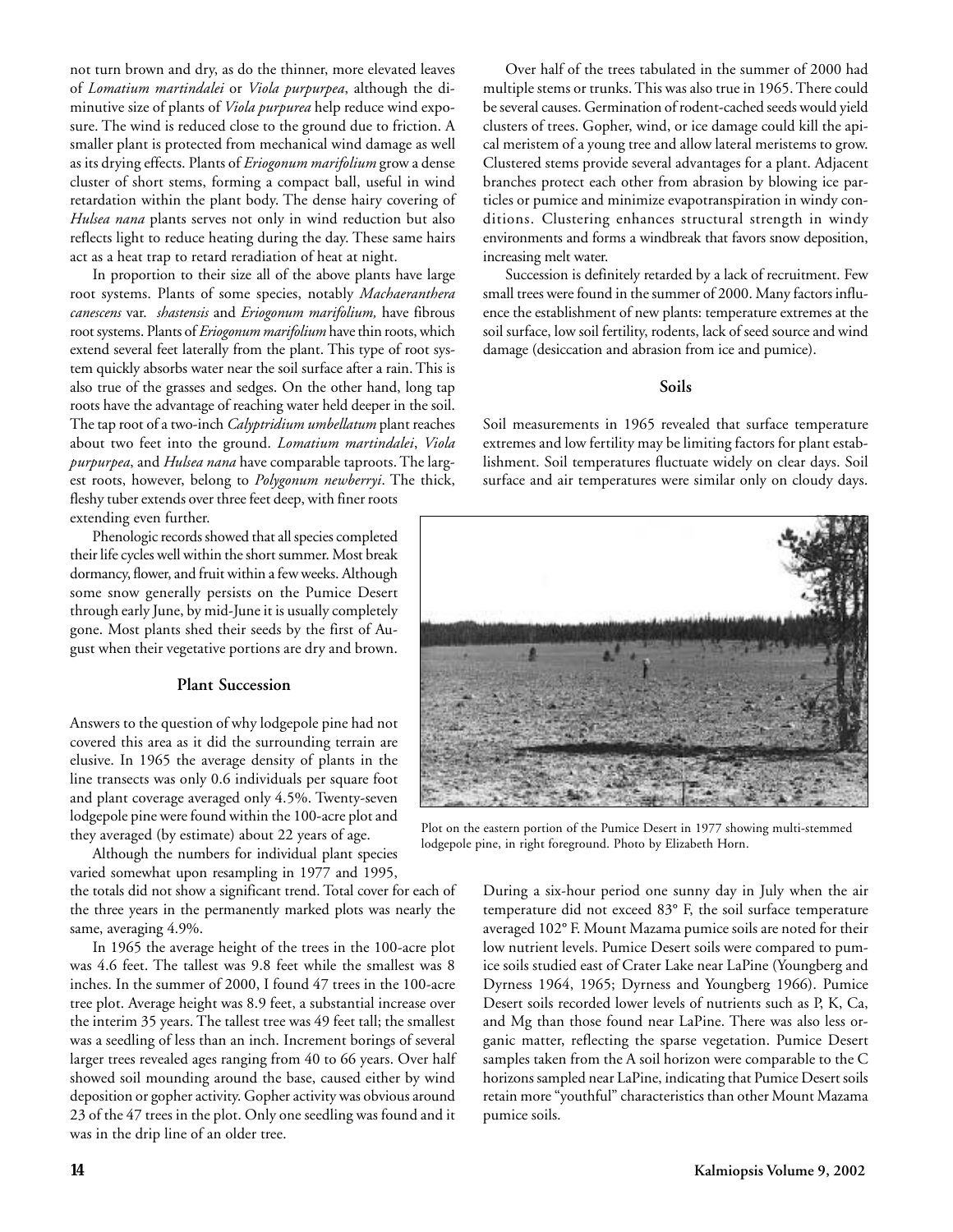not turn brown and dry, as do the thinner, more elevated leaves of *Lomatium martindalei* or *Viola purpurpea*, although the diminutive size of plants of *Viola purpurea* help reduce wind exposure. The wind is reduced close to the ground due to friction. A smaller plant is protected from mechanical wind damage as well as its drying effects. Plants of *Eriogonum marifolium* grow a dense cluster of short stems, forming a compact ball, useful in wind retardation within the plant body. The dense hairy covering of *Hulsea nana* plants serves not only in wind reduction but also reflects light to reduce heating during the day. These same hairs act as a heat trap to retard reradiation of heat at night.

In proportion to their size all of the above plants have large root systems. Plants of some species, notably *Machaeranthera canescens* var. *shastensis* and *Eriogonum marifolium,* have fibrous root systems. Plants of *Eriogonum marifolium* have thin roots, which extend several feet laterally from the plant. This type of root system quickly absorbs water near the soil surface after a rain. This is also true of the grasses and sedges. On the other hand, long tap roots have the advantage of reaching water held deeper in the soil. The tap root of a two-inch *Calyptridium umbellatum* plant reaches about two feet into the ground. *Lomatium martindalei*, *Viola purpurpea*, and *Hulsea nana* have comparable taproots. The largest roots, however, belong to *Polygonum newberryi*. The thick, fleshy tuber extends over three feet deep, with finer roots extending even further.

Phenologic records showed that all species completed their life cycles well within the short summer. Most break dormancy, flower, and fruit within a few weeks. Although some snow generally persists on the Pumice Desert through early June, by mid-June it is usually completely gone. Most plants shed their seeds by the first of August when their vegetative portions are dry and brown.

### Plant Succession

Answers to the question of why lodgepole pine had not covered this area as it did the surrounding terrain are elusive. In 1965 the average density of plants in the line transects was only 0.6 individuals per square foot and plant coverage averaged only 4.5%. Twenty-seven lodgepole pine were found within the 100-acre plot and they averaged (by estimate) about 22 years of age.

Although the numbers for individual plant species varied somewhat upon resampling in 1977 and 1995, the totals did not show a significant trend. Total cover for each of the three years in the permanently marked plots was nearly the same, averaging 4.9%.

In 1965 the average height of the trees in the 100-acre plot was 4.6 feet. The tallest was 9.8 feet while the smallest was 8 inches. In the summer of 2000, I found 47 trees in the 100-acre tree plot. Average height was 8.9 feet, a substantial increase over the interim 35 years. The tallest tree was 49 feet tall; the smallest was a seedling of less than an inch. Increment borings of several larger trees revealed ages ranging from 40 to 66 years. Over half showed soil mounding around the base, caused either by wind deposition or gopher activity. Gopher activity was obvious around 23 of the 47 trees in the plot. Only one seedling was found and it was in the drip line of an older tree.

Over half of the trees tabulated in the summer of 2000 had multiple stems or trunks. This was also true in 1965. There could be several causes. Germination of rodent-cached seeds would yield clusters of trees. Gopher, wind, or ice damage could kill the apical meristem of a young tree and allow lateral meristems to grow. Clustered stems provide several advantages for a plant. Adjacent branches protect each other from abrasion by blowing ice particles or pumice and minimize evapotranspiration in windy conditions. Clustering enhances structural strength in windy environments and forms a windbreak that favors snow deposition, increasing melt water.

Succession is definitely retarded by a lack of recruitment. Few small trees were found in the summer of 2000. Many factors influence the establishment of new plants: temperature extremes at the soil surface, low soil fertility, rodents, lack of seed source and wind damage (desiccation and abrasion from ice and pumice).

### Soils

Soil measurements in 1965 revealed that surface temperature extremes and low fertility may be limiting factors for plant establishment. Soil temperatures fluctuate widely on clear days. Soil surface and air temperatures were similar only on cloudy days. During a six-hour period one sunny day in July when the air temperature did not exceed 83° F, the soil surface temperature averaged 102° F. Mount Mazama pumice soils are noted for their low nutrient levels. Pumice Desert soils were compared to pumice soils studied east of Crater Lake near LaPine (Youngberg and Dyrness 1964, 1965; Dyrness and Youngberg 1966). Pumice Desert soils recorded lower levels of nutrients such as P, K, Ca, and Mg than those found near LaPine. There was also less organic matter, reflecting the sparse vegetation. Pumice Desert samples taken from the A soil horizon were comparable to the C horizons sampled near LaPine, indicating that Pumice Desert soils retain more "youthful" characteristics than other Mount Mazama pumice soils.

Plot on the eastern portion of the Pumice Desert in 1977 showing multi-stemmed lodgepole pine, in right foreground. Photo by Elizabeth Horn.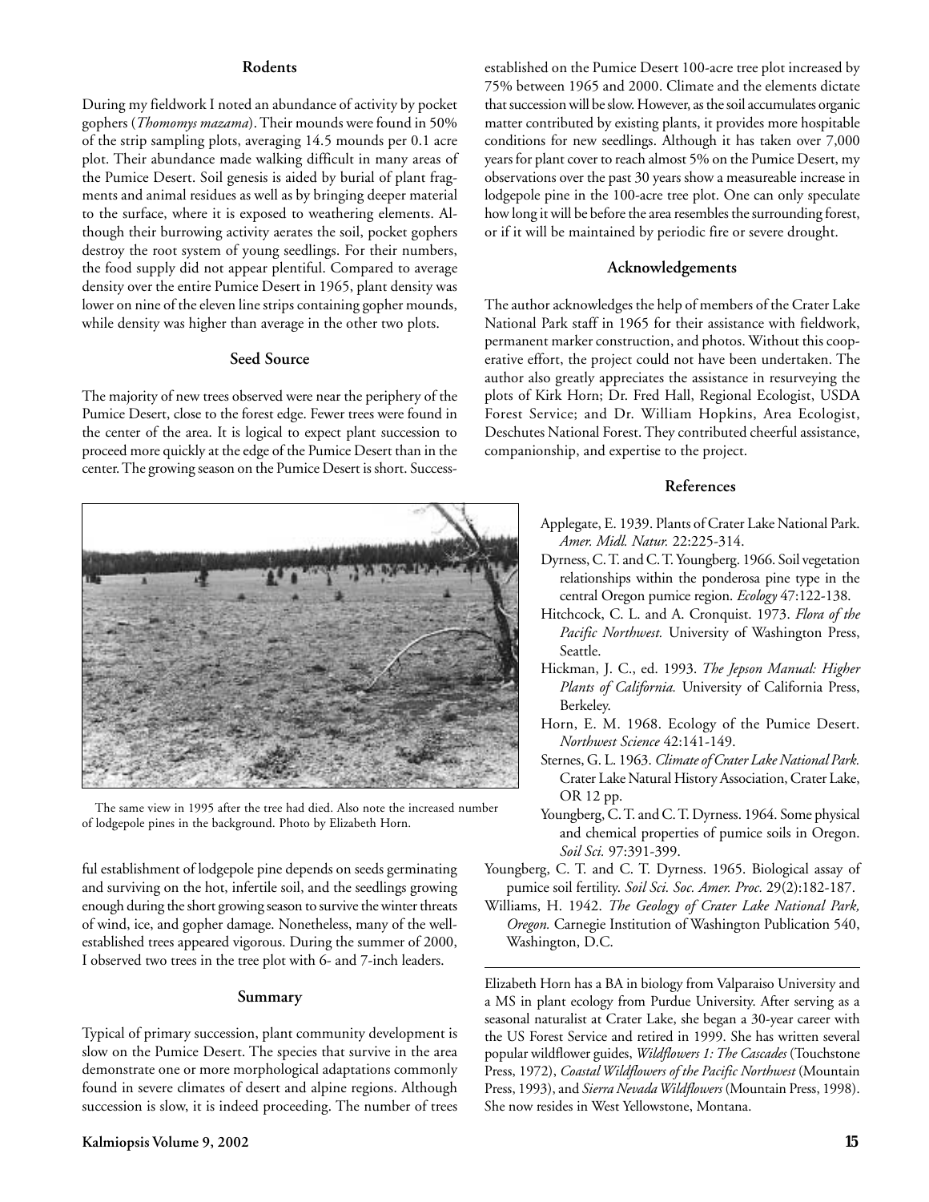### Rodents

During my fieldwork I noted an abundance of activity by pocket gophers (*Thomomys mazama*). Their mounds were found in 50% of the strip sampling plots, averaging 14.5 mounds per 0.1 acre plot. Their abundance made walking difficult in many areas of the Pumice Desert. Soil genesis is aided by burial of plant fragments and animal residues as well as by bringing deeper material to the surface, where it is exposed to weathering elements. Although their burrowing activity aerates the soil, pocket gophers destroy the root system of young seedlings. For their numbers, the food supply did not appear plentiful. Compared to average density over the entire Pumice Desert in 1965, plant density was lower on nine of the eleven line strips containing gopher mounds, while density was higher than average in the other two plots.

### Seed Source

The majority of new trees observed were near the periphery of the Pumice Desert, close to the forest edge. Fewer trees were found in the center of the area. It is logical to expect plant succession to proceed more quickly at the edge of the Pumice Desert than in the center. The growing season on the Pumice Desert is short. Successful establishment of lodgepole pine depends on seeds germinating and surviving on the hot, infertile soil, and the seedlings growing enough during the short growing season to survive the winter threats of wind, ice, and gopher damage. Nonetheless, many of the well-established trees appeared vigorous. During the summer of 2000, I observed two trees in the tree plot with 6- and 7-inch leaders.

The same view in 1995 after the tree had died. Also note the increased number of lodgepole pines in the background. Photo by Elizabeth Horn.

### Summary

Typical of primary succession, plant community development is slow on the Pumice Desert. The species that survive in the area demonstrate one or more morphological adaptations commonly found in severe climates of desert and alpine regions. Although succession is slow, it is indeed proceeding. The number of trees established on the Pumice Desert 100-acre tree plot increased by 75% between 1965 and 2000. Climate and the elements dictate that succession will be slow. However, as the soil accumulates organic matter contributed by existing plants, it provides more hospitable conditions for new seedlings. Although it has taken over 7,000 years for plant cover to reach almost 5% on the Pumice Desert, my observations over the past 30 years show a measureable increase in lodgepole pine in the 100-acre tree plot. One can only speculate how long it will be before the area resembles the surrounding forest, or if it will be maintained by periodic fire or severe drought.

### Acknowledgements

The author acknowledges the help of members of the Crater Lake National Park staff in 1965 for their assistance with fieldwork, permanent marker construction, and photos. Without this cooperative effort, the project could not have been undertaken. The author also greatly appreciates the assistance in resurveying the plots of Kirk Horn; Dr. Fred Hall, Regional Ecologist, USDA Forest Service; and Dr. William Hopkins, Area Ecologist, Deschutes National Forest. They contributed cheerful assistance, companionship, and expertise to the project.

### References

Applegate, E. 1939. Plants of Crater Lake National Park. *Amer. Midl. Natur.* 22:225-314.

Dyrness, C. T. and C. T. Youngberg. 1966. Soil vegetation relationships within the ponderosa pine type in the central Oregon pumice region. *Ecology* 47:122-138.

Hitchcock, C. L. and A. Cronquist. 1973. *Flora of the Pacific Northwest.* University of Washington Press, Seattle.

Hickman, J. C., ed. 1993. *The Jepson Manual: Higher Plants of California.* University of California Press, Berkeley.

Horn, E. M. 1968. Ecology of the Pumice Desert. *Northwest Science* 42:141-149.

Sternes, G. L. 1963. *Climate of Crater Lake National Park.* Crater Lake Natural History Association, Crater Lake, OR 12 pp.

Youngberg, C. T. and C. T. Dyrness. 1964. Some physical and chemical properties of pumice soils in Oregon. *Soil Sci.* 97:391-399.

Youngberg, C. T. and C. T. Dyrness. 1965. Biological assay of pumice soil fertility. *Soil Sci. Soc. Amer. Proc.* 29(2):182-187.

Williams, H. 1942. *The Geology of Crater Lake National Park, Oregon.* Carnegie Institution of Washington Publication 540, Washington, D.C.

---

Elizabeth Horn has a BA in biology from Valparaiso University and a MS in plant ecology from Purdue University. After serving as a seasonal naturalist at Crater Lake, she began a 30-year career with the US Forest Service and retired in 1999. She has written several popular wildflower guides, *Wildflowers 1: The Cascades* (Touchstone Press, 1972), *Coastal Wildflowers of the Pacific Northwest* (Mountain Press, 1993), and *Sierra Nevada Wildflowers* (Mountain Press, 1998). She now resides in West Yellowstone, Montana.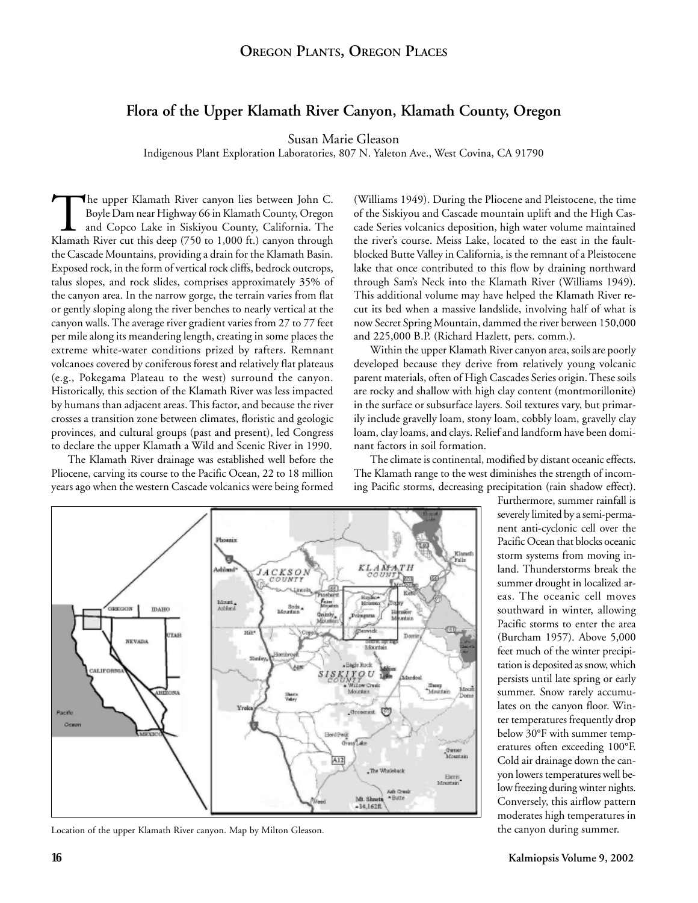## Flora of the Upper Klamath River Canyon, Klamath County, Oregon

Susan Marie Gleason
Indigenous Plant Exploration Laboratories, 807 N. Yaleton Ave., West Covina, CA 91790

The upper Klamath River canyon lies between John C. Boyle Dam near Highway 66 in Klamath County, Oregon and Copco Lake in Siskiyou County, California. The Klamath River cut this deep (750 to 1,000 ft.) canyon through the Cascade Mountains, providing a drain for the Klamath Basin. Exposed rock, in the form of vertical rock cliffs, bedrock outcrops, talus slopes, and rock slides, comprises approximately 35% of the canyon area. In the narrow gorge, the terrain varies from flat or gently sloping along the river benches to nearly vertical at the canyon walls. The average river gradient varies from 27 to 77 feet per mile along its meandering length, creating in some places the extreme white-water conditions prized by rafters. Remnant volcanoes covered by coniferous forest and relatively flat plateaus (e.g., Pokegama Plateau to the west) surround the canyon. Historically, this section of the Klamath River was less impacted by humans than adjacent areas. This factor, and because the river crosses a transition zone between climates, floristic and geologic provinces, and cultural groups (past and present), led Congress to declare the upper Klamath a Wild and Scenic River in 1990.

The Klamath River drainage was established well before the Pliocene, carving its course to the Pacific Ocean, 22 to 18 million years ago when the western Cascade volcanics were being formed (Williams 1949). During the Pliocene and Pleistocene, the time of the Siskiyou and Cascade mountain uplift and the High Cascade Series volcanics deposition, high water volume maintained the river's course. Meiss Lake, located to the east in the fault-blocked Butte Valley in California, is the remnant of a Pleistocene lake that once contributed to this flow by draining northward through Sam's Neck into the Klamath River (Williams 1949). This additional volume may have helped the Klamath River recut its bed when a massive landslide, involving half of what is now Secret Spring Mountain, dammed the river between 150,000 and 225,000 B.P. (Richard Hazlett, pers. comm.).

Within the upper Klamath River canyon area, soils are poorly developed because they derive from relatively young volcanic parent materials, often of High Cascades Series origin. These soils are rocky and shallow with high clay content (montmorillonite) in the surface or subsurface layers. Soil textures vary, but primarily include gravelly loam, stony loam, cobbly loam, gravelly clay loam, clay loams, and clays. Relief and landform have been dominant factors in soil formation.

The climate is continental, modified by distant oceanic effects. The Klamath range to the west diminishes the strength of incoming Pacific storms, decreasing precipitation (rain shadow effect). Furthermore, summer rainfall is severely limited by a semi-permanent anti-cyclonic cell over the Pacific Ocean that blocks oceanic storm systems from moving inland. Thunderstorms break the summer drought in localized areas. The oceanic cell moves southward in winter, allowing Pacific storms to enter the area (Burcham 1957). Above 5,000 feet much of the winter precipitation is deposited as snow, which persists until late spring or early summer. Snow rarely accumulates on the canyon floor. Winter temperatures frequently drop below 30°F with summer temperatures often exceeding 100°F. Cold air drainage down the canyon lowers temperatures well below freezing during winter nights. Conversely, this airflow pattern moderates high temperatures in the canyon during summer.

Location of the upper Klamath River canyon. Map by Milton Gleason.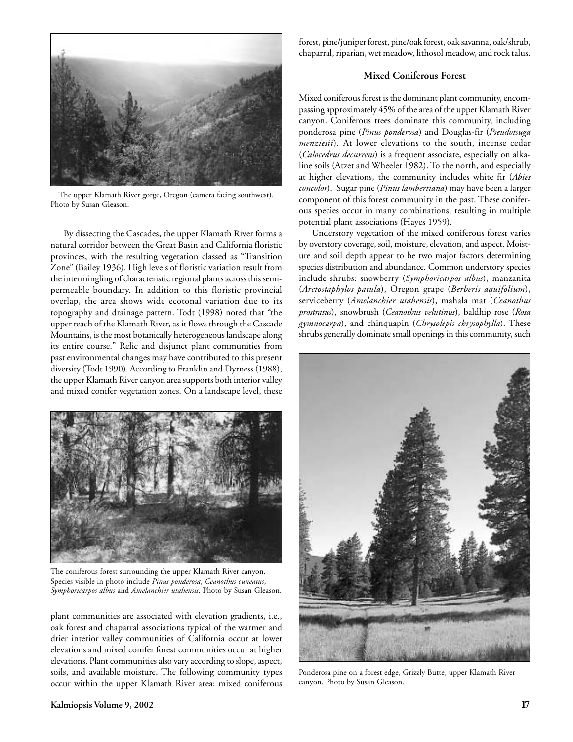The upper Klamath River gorge, Oregon (camera facing southwest). Photo by Susan Gleason.

By dissecting the Cascades, the upper Klamath River forms a natural corridor between the Great Basin and California floristic provinces, with the resulting vegetation classed as "Transition Zone" (Bailey 1936). High levels of floristic variation result from the intermingling of characteristic regional plants across this semi-permeable boundary. In addition to this floristic provincial overlap, the area shows wide ecotonal variation due to its topography and drainage pattern. Todt (1998) noted that "the upper reach of the Klamath River, as it flows through the Cascade Mountains, is the most botanically heterogeneous landscape along its entire course." Relic and disjunct plant communities from past environmental changes may have contributed to this present diversity (Todt 1990). According to Franklin and Dyrness (1988), the upper Klamath River canyon area supports both interior valley and mixed conifer vegetation zones. On a landscape level, these plant communities are associated with elevation gradients, i.e., oak forest and chaparral associations typical of the warmer and drier interior valley communities of California occur at lower elevations and mixed conifer forest communities occur at higher elevations. Plant communities also vary according to slope, aspect, soils, and available moisture. The following community types occur within the upper Klamath River area: mixed coniferous forest, pine/juniper forest, pine/oak forest, oak savanna, oak/shrub, chaparral, riparian, wet meadow, lithosol meadow, and rock talus.

The coniferous forest surrounding the upper Klamath River canyon. Species visible in photo include *Pinus ponderosa*, *Ceanothus cuneatus*, *Symphoricarpos albus* and *Amelanchier utahensis*. Photo by Susan Gleason.

### Mixed Coniferous Forest

Mixed coniferous forest is the dominant plant community, encompassing approximately 45% of the area of the upper Klamath River canyon. Coniferous trees dominate this community, including ponderosa pine (*Pinus ponderosa*) and Douglas-fir (*Pseudotsuga menziesii*). At lower elevations to the south, incense cedar (*Calocedrus decurrens*) is a frequent associate, especially on alkaline soils (Atzet and Wheeler 1982). To the north, and especially at higher elevations, the community includes white fir (*Abies concolor*). Sugar pine (*Pinus lambertiana*) may have been a larger component of this forest community in the past. These coniferous species occur in many combinations, resulting in multiple potential plant associations (Hayes 1959).

Understory vegetation of the mixed coniferous forest varies by overstory coverage, soil, moisture, elevation, and aspect. Moisture and soil depth appear to be two major factors determining species distribution and abundance. Common understory species include shrubs: snowberry (*Symphoricarpos albus*), manzanita (*Arctostaphylos patula*), Oregon grape (*Berberis aquifolium*), serviceberry (*Amelanchier utahensis*), mahala mat (*Ceanothus prostratus*), snowbrush (*Ceanothus velutinus*), baldhip rose (*Rosa gymnocarpa*), and chinquapin (*Chrysolepis chrysophylla*). These shrubs generally dominate small openings in this community, such

Ponderosa pine on a forest edge, Grizzly Butte, upper Klamath River canyon. Photo by Susan Gleason.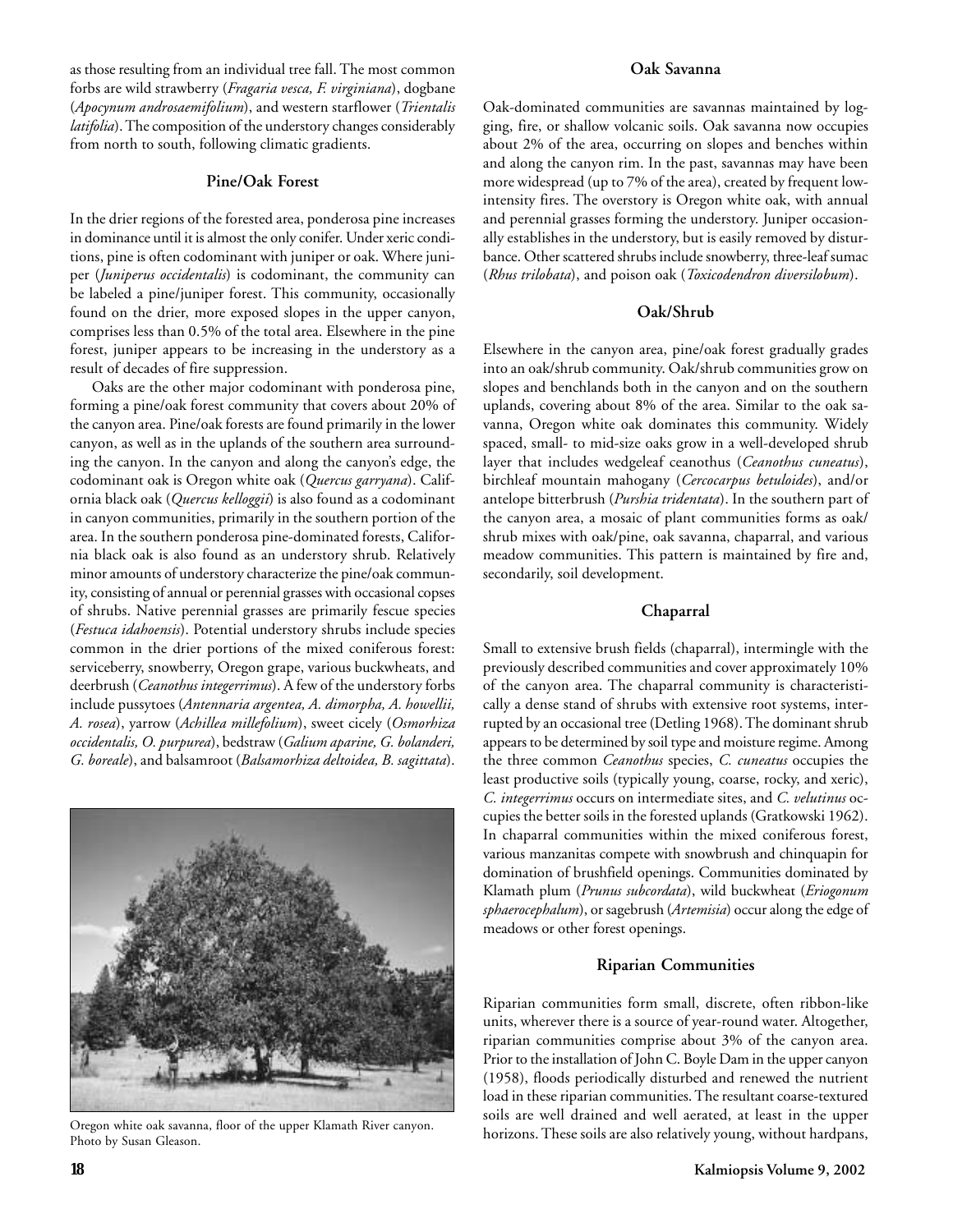as those resulting from an individual tree fall. The most common forbs are wild strawberry (*Fragaria vesca, F. virginiana*), dogbane (*Apocynum androsaemifolium*), and western starflower (*Trientalis latifolia*). The composition of the understory changes considerably from north to south, following climatic gradients.

### Pine/Oak Forest

In the drier regions of the forested area, ponderosa pine increases in dominance until it is almost the only conifer. Under xeric conditions, pine is often codominant with juniper or oak. Where juniper (*Juniperus occidentalis*) is codominant, the community can be labeled a pine/juniper forest. This community, occasionally found on the drier, more exposed slopes in the upper canyon, comprises less than 0.5% of the total area. Elsewhere in the pine forest, juniper appears to be increasing in the understory as a result of decades of fire suppression.

Oaks are the other major codominant with ponderosa pine, forming a pine/oak forest community that covers about 20% of the canyon area. Pine/oak forests are found primarily in the lower canyon, as well as in the uplands of the southern area surrounding the canyon. In the canyon and along the canyon's edge, the codominant oak is Oregon white oak (*Quercus garryana*). California black oak (*Quercus kelloggii*) is also found as a codominant in canyon communities, primarily in the southern portion of the area. In the southern ponderosa pine-dominated forests, California black oak is also found as an understory shrub. Relatively minor amounts of understory characterize the pine/oak community, consisting of annual or perennial grasses with occasional copses of shrubs. Native perennial grasses are primarily fescue species (*Festuca idahoensis*). Potential understory shrubs include species common in the drier portions of the mixed coniferous forest: serviceberry, snowberry, Oregon grape, various buckwheats, and deerbrush (*Ceanothus integerrimus*). A few of the understory forbs include pussytoes (*Antennaria argentea, A. dimorpha, A. howellii, A. rosea*), yarrow (*Achillea millefolium*), sweet cicely (*Osmorhiza occidentalis, O. purpurea*), bedstraw (*Galium aparine, G. bolanderi, G. boreale*), and balsamroot (*Balsamorhiza deltoidea, B. sagittata*).

Oregon white oak savanna, floor of the upper Klamath River canyon. Photo by Susan Gleason.

### Oak Savanna

Oak-dominated communities are savannas maintained by logging, fire, or shallow volcanic soils. Oak savanna now occupies about 2% of the area, occurring on slopes and benches within and along the canyon rim. In the past, savannas may have been more widespread (up to 7% of the area), created by frequent low-intensity fires. The overstory is Oregon white oak, with annual and perennial grasses forming the understory. Juniper occasionally establishes in the understory, but is easily removed by disturbance. Other scattered shrubs include snowberry, three-leaf sumac (*Rhus trilobata*), and poison oak (*Toxicodendron diversilobum*).

### Oak/Shrub

Elsewhere in the canyon area, pine/oak forest gradually grades into an oak/shrub community. Oak/shrub communities grow on slopes and benchlands both in the canyon and on the southern uplands, covering about 8% of the area. Similar to the oak savanna, Oregon white oak dominates this community. Widely spaced, small- to mid-size oaks grow in a well-developed shrub layer that includes wedgeleaf ceanothus (*Ceanothus cuneatus*), birchleaf mountain mahogany (*Cercocarpus betuloides*), and/or antelope bitterbrush (*Purshia tridentata*). In the southern part of the canyon area, a mosaic of plant communities forms as oak/shrub mixes with oak/pine, oak savanna, chaparral, and various meadow communities. This pattern is maintained by fire and, secondarily, soil development.

### Chaparral

Small to extensive brush fields (chaparral), intermingle with the previously described communities and cover approximately 10% of the canyon area. The chaparral community is characteristically a dense stand of shrubs with extensive root systems, interrupted by an occasional tree (Detling 1968). The dominant shrub appears to be determined by soil type and moisture regime. Among the three common *Ceanothus* species, *C. cuneatus* occupies the least productive soils (typically young, coarse, rocky, and xeric), *C. integerrimus* occurs on intermediate sites, and *C. velutinus* occupies the better soils in the forested uplands (Gratkowski 1962). In chaparral communities within the mixed coniferous forest, various manzanitas compete with snowbrush and chinquapin for domination of brushfield openings. Communities dominated by Klamath plum (*Prunus subcordata*), wild buckwheat (*Eriogonum sphaerocephalum*), or sagebrush (*Artemisia*) occur along the edge of meadows or other forest openings.

### Riparian Communities

Riparian communities form small, discrete, often ribbon-like units, wherever there is a source of year-round water. Altogether, riparian communities comprise about 3% of the canyon area. Prior to the installation of John C. Boyle Dam in the upper canyon (1958), floods periodically disturbed and renewed the nutrient load in these riparian communities. The resultant coarse-textured soils are well drained and well aerated, at least in the upper horizons. These soils are also relatively young, without hardpans,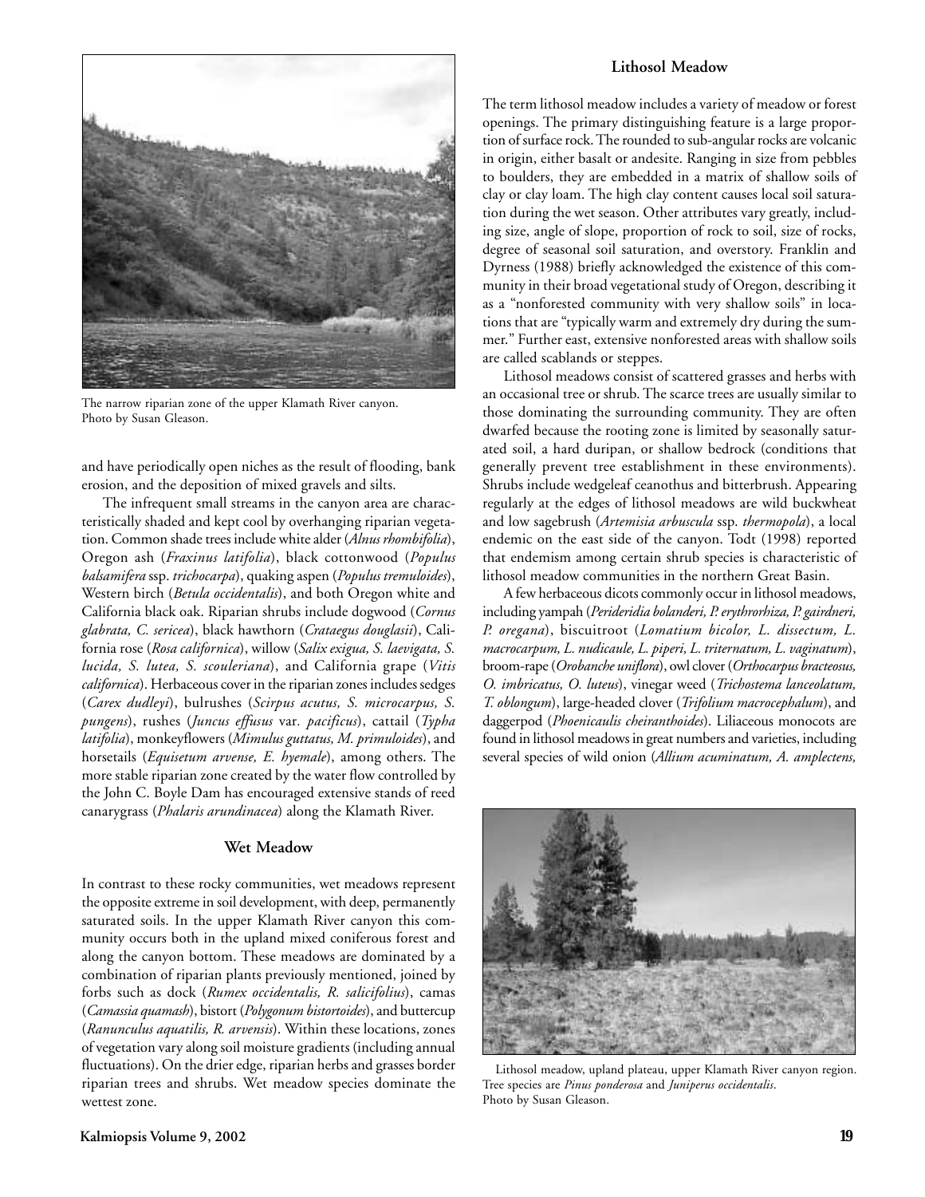The narrow riparian zone of the upper Klamath River canyon. Photo by Susan Gleason.

and have periodically open niches as the result of flooding, bank erosion, and the deposition of mixed gravels and silts.

The infrequent small streams in the canyon area are characteristically shaded and kept cool by overhanging riparian vegetation. Common shade trees include white alder (*Alnus rhombifolia*), Oregon ash (*Fraxinus latifolia*), black cottonwood (*Populus balsamifera* ssp. *trichocarpa*), quaking aspen (*Populus tremuloides*), Western birch (*Betula occidentalis*), and both Oregon white and California black oak. Riparian shrubs include dogwood (*Cornus glabrata, C. sericea*), black hawthorn (*Crataegus douglasii*), California rose (*Rosa californica*), willow (*Salix exigua, S. laevigata, S. lucida, S. lutea, S. scouleriana*), and California grape (*Vitis californica*). Herbaceous cover in the riparian zones includes sedges (*Carex dudleyi*), bulrushes (*Scirpus acutus, S. microcarpus, S. pungens*), rushes (*Juncus effusus* var. *pacificus*), cattail (*Typha latifolia*), monkeyflowers (*Mimulus guttatus, M. primuloides*), and horsetails (*Equisetum arvense, E. hyemale*), among others. The more stable riparian zone created by the water flow controlled by the John C. Boyle Dam has encouraged extensive stands of reed canarygrass (*Phalaris arundinacea*) along the Klamath River.

### Wet Meadow

In contrast to these rocky communities, wet meadows represent the opposite extreme in soil development, with deep, permanently saturated soils. In the upper Klamath River canyon this community occurs both in the upland mixed coniferous forest and along the canyon bottom. These meadows are dominated by a combination of riparian plants previously mentioned, joined by forbs such as dock (*Rumex occidentalis, R. salicifolius*), camas (*Camassia quamash*), bistort (*Polygonum bistortoides*), and buttercup (*Ranunculus aquatilis, R. arvensis*). Within these locations, zones of vegetation vary along soil moisture gradients (including annual fluctuations). On the drier edge, riparian herbs and grasses border riparian trees and shrubs. Wet meadow species dominate the wettest zone.

### Lithosol Meadow

The term lithosol meadow includes a variety of meadow or forest openings. The primary distinguishing feature is a large proportion of surface rock. The rounded to sub-angular rocks are volcanic in origin, either basalt or andesite. Ranging in size from pebbles to boulders, they are embedded in a matrix of shallow soils of clay or clay loam. The high clay content causes local soil saturation during the wet season. Other attributes vary greatly, including size, angle of slope, proportion of rock to soil, size of rocks, degree of seasonal soil saturation, and overstory. Franklin and Dyrness (1988) briefly acknowledged the existence of this community in their broad vegetational study of Oregon, describing it as a "nonforested community with very shallow soils" in locations that are "typically warm and extremely dry during the summer." Further east, extensive nonforested areas with shallow soils are called scablands or steppes.

Lithosol meadows consist of scattered grasses and herbs with an occasional tree or shrub. The scarce trees are usually similar to those dominating the surrounding community. They are often dwarfed because the rooting zone is limited by seasonally saturated soil, a hard duripan, or shallow bedrock (conditions that generally prevent tree establishment in these environments). Shrubs include wedgeleaf ceanothus and bitterbrush. Appearing regularly at the edges of lithosol meadows are wild buckwheat and low sagebrush (*Artemisia arbuscula* ssp. *thermopola*), a local endemic on the east side of the canyon. Todt (1998) reported that endemism among certain shrub species is characteristic of lithosol meadow communities in the northern Great Basin.

A few herbaceous dicots commonly occur in lithosol meadows, including yampah (*Perideridia bolanderi, P. erythrorhiza, P. gairdneri, P. oregana*), biscuitroot (*Lomatium bicolor, L. dissectum, L. macrocarpum, L. nudicaule, L. piperi, L. triternatum, L. vaginatum*), broom-rape (*Orobanche uniflora*), owl clover (*Orthocarpus bracteosus, O. imbricatus, O. luteus*), vinegar weed (*Trichostema lanceolatum, T. oblongum*), large-headed clover (*Trifolium macrocephalum*), and daggerpod (*Phoenicaulis cheiranthoides*). Liliaceous monocots are found in lithosol meadows in great numbers and varieties, including several species of wild onion (*Allium acuminatum, A. amplectens,*

Lithosol meadow, upland plateau, upper Klamath River canyon region. Tree species are *Pinus ponderosa* and *Juniperus occidentalis*. Photo by Susan Gleason.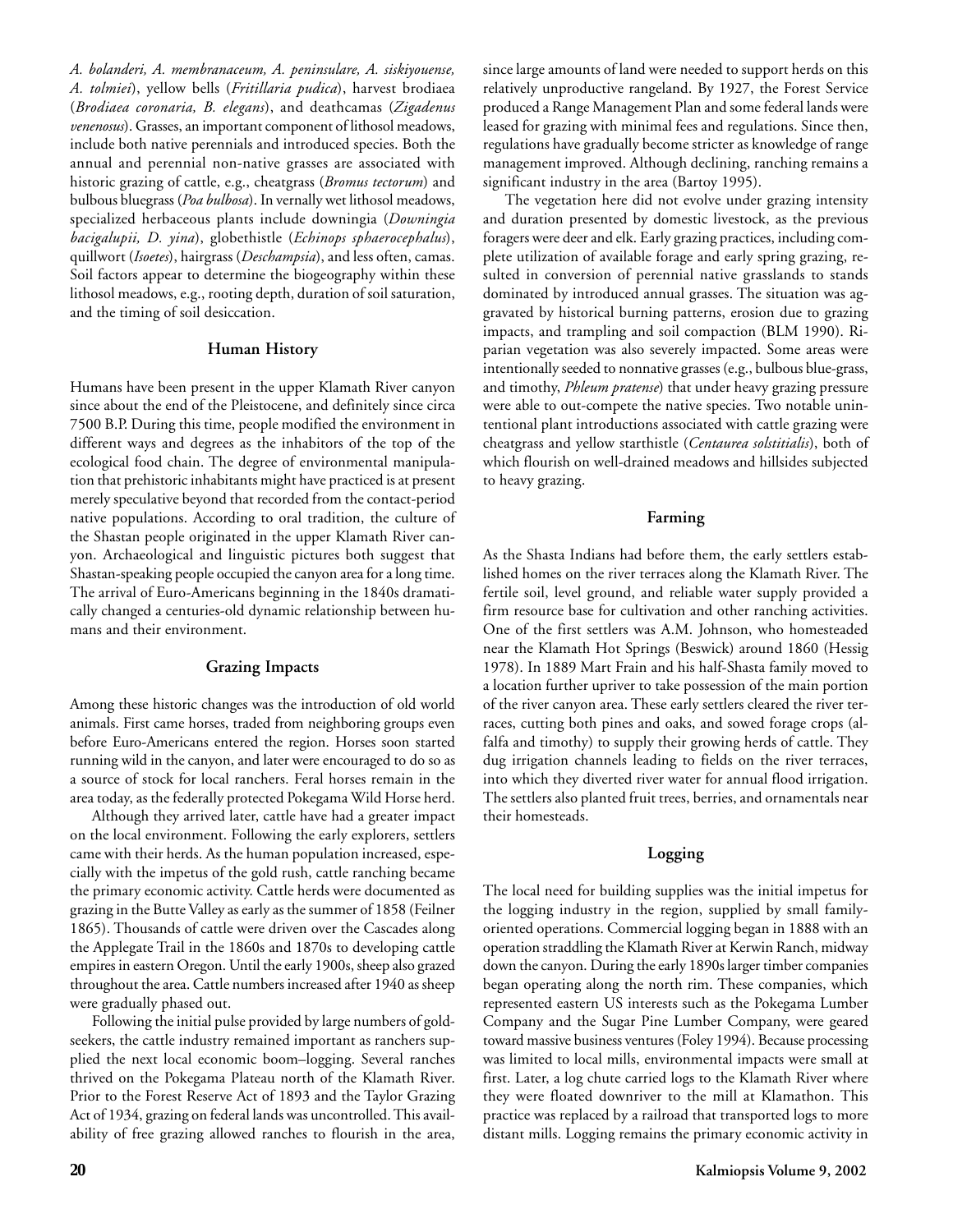*A. bolanderi, A. membranaceum, A. peninsulare, A. siskiyouense, A. tolmiei*), yellow bells (*Fritillaria pudica*), harvest brodiaea (*Brodiaea coronaria, B. elegans*), and deathcamas (*Zigadenus venenosus*). Grasses, an important component of lithosol meadows, include both native perennials and introduced species. Both the annual and perennial non-native grasses are associated with historic grazing of cattle, e.g., cheatgrass (*Bromus tectorum*) and bulbous bluegrass (*Poa bulbosa*). In vernally wet lithosol meadows, specialized herbaceous plants include downingia (*Downingia bacigalupii, D. yina*), globethistle (*Echinops sphaerocephalus*), quillwort (*Isoetes*), hairgrass (*Deschampsia*), and less often, camas. Soil factors appear to determine the biogeography within these lithosol meadows, e.g., rooting depth, duration of soil saturation, and the timing of soil desiccation.

## Human History

Humans have been present in the upper Klamath River canyon since about the end of the Pleistocene, and definitely since circa 7500 B.P. During this time, people modified the environment in different ways and degrees as the inhabitors of the top of the ecological food chain. The degree of environmental manipulation that prehistoric inhabitants might have practiced is at present merely speculative beyond that recorded from the contact-period native populations. According to oral tradition, the culture of the Shastan people originated in the upper Klamath River canyon. Archaeological and linguistic pictures both suggest that Shastan-speaking people occupied the canyon area for a long time. The arrival of Euro-Americans beginning in the 1840s dramatically changed a centuries-old dynamic relationship between humans and their environment.

## Grazing Impacts

Among these historic changes was the introduction of old world animals. First came horses, traded from neighboring groups even before Euro-Americans entered the region. Horses soon started running wild in the canyon, and later were encouraged to do so as a source of stock for local ranchers. Feral horses remain in the area today, as the federally protected Pokegama Wild Horse herd.

Although they arrived later, cattle have had a greater impact on the local environment. Following the early explorers, settlers came with their herds. As the human population increased, especially with the impetus of the gold rush, cattle ranching became the primary economic activity. Cattle herds were documented as grazing in the Butte Valley as early as the summer of 1858 (Feilner 1865). Thousands of cattle were driven over the Cascades along the Applegate Trail in the 1860s and 1870s to developing cattle empires in eastern Oregon. Until the early 1900s, sheep also grazed throughout the area. Cattle numbers increased after 1940 as sheep were gradually phased out.

Following the initial pulse provided by large numbers of gold-seekers, the cattle industry remained important as ranchers supplied the next local economic boom–logging. Several ranches thrived on the Pokegama Plateau north of the Klamath River. Prior to the Forest Reserve Act of 1893 and the Taylor Grazing Act of 1934, grazing on federal lands was uncontrolled. This availability of free grazing allowed ranches to flourish in the area, since large amounts of land were needed to support herds on this relatively unproductive rangeland. By 1927, the Forest Service produced a Range Management Plan and some federal lands were leased for grazing with minimal fees and regulations. Since then, regulations have gradually become stricter as knowledge of range management improved. Although declining, ranching remains a significant industry in the area (Bartoy 1995).

The vegetation here did not evolve under grazing intensity and duration presented by domestic livestock, as the previous foragers were deer and elk. Early grazing practices, including complete utilization of available forage and early spring grazing, resulted in conversion of perennial native grasslands to stands dominated by introduced annual grasses. The situation was aggravated by historical burning patterns, erosion due to grazing impacts, and trampling and soil compaction (BLM 1990). Riparian vegetation was also severely impacted. Some areas were intentionally seeded to nonnative grasses (e.g., bulbous blue-grass, and timothy, *Phleum pratense*) that under heavy grazing pressure were able to out-compete the native species. Two notable unintentional plant introductions associated with cattle grazing were cheatgrass and yellow starthistle (*Centaurea solstitialis*), both of which flourish on well-drained meadows and hillsides subjected to heavy grazing.

## Farming

As the Shasta Indians had before them, the early settlers established homes on the river terraces along the Klamath River. The fertile soil, level ground, and reliable water supply provided a firm resource base for cultivation and other ranching activities. One of the first settlers was A.M. Johnson, who homesteaded near the Klamath Hot Springs (Beswick) around 1860 (Hessig 1978). In 1889 Mart Frain and his half-Shasta family moved to a location further upriver to take possession of the main portion of the river canyon area. These early settlers cleared the river terraces, cutting both pines and oaks, and sowed forage crops (alfalfa and timothy) to supply their growing herds of cattle. They dug irrigation channels leading to fields on the river terraces, into which they diverted river water for annual flood irrigation. The settlers also planted fruit trees, berries, and ornamentals near their homesteads.

## Logging

The local need for building supplies was the initial impetus for the logging industry in the region, supplied by small family-oriented operations. Commercial logging began in 1888 with an operation straddling the Klamath River at Kerwin Ranch, midway down the canyon. During the early 1890s larger timber companies began operating along the north rim. These companies, which represented eastern US interests such as the Pokegama Lumber Company and the Sugar Pine Lumber Company, were geared toward massive business ventures (Foley 1994). Because processing was limited to local mills, environmental impacts were small at first. Later, a log chute carried logs to the Klamath River where they were floated downriver to the mill at Klamathon. This practice was replaced by a railroad that transported logs to more distant mills. Logging remains the primary economic activity in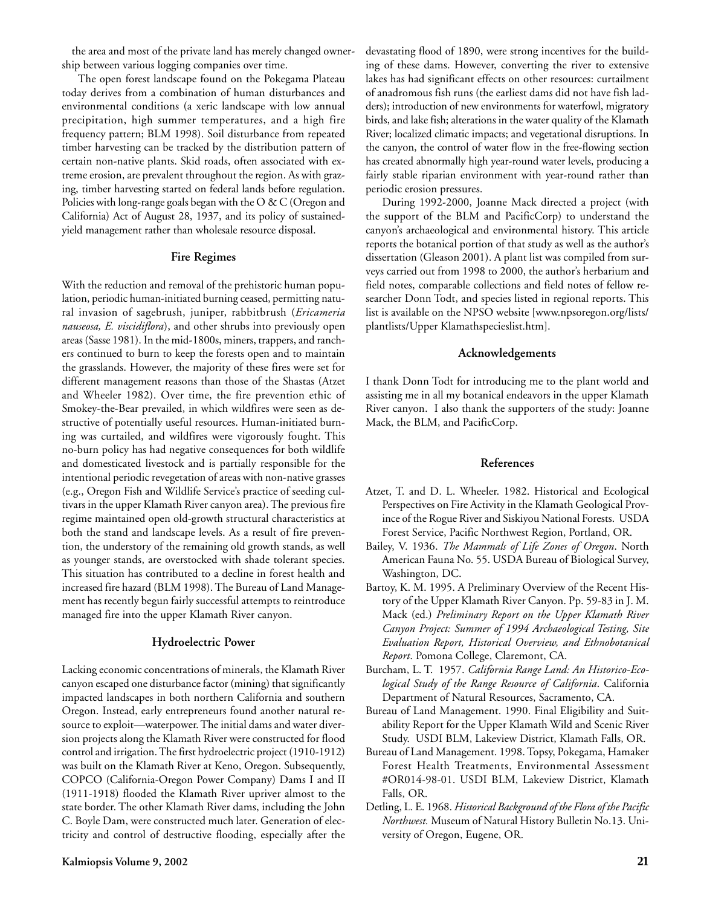the area and most of the private land has merely changed ownership between various logging companies over time.

The open forest landscape found on the Pokegama Plateau today derives from a combination of human disturbances and environmental conditions (a xeric landscape with low annual precipitation, high summer temperatures, and a high fire frequency pattern; BLM 1998). Soil disturbance from repeated timber harvesting can be tracked by the distribution pattern of certain non-native plants. Skid roads, often associated with extreme erosion, are prevalent throughout the region. As with grazing, timber harvesting started on federal lands before regulation. Policies with long-range goals began with the O & C (Oregon and California) Act of August 28, 1937, and its policy of sustained-yield management rather than wholesale resource disposal.

### Fire Regimes

With the reduction and removal of the prehistoric human population, periodic human-initiated burning ceased, permitting natural invasion of sagebrush, juniper, rabbitbrush (*Ericameria nauseosa, E. viscidiflora*), and other shrubs into previously open areas (Sasse 1981). In the mid-1800s, miners, trappers, and ranchers continued to burn to keep the forests open and to maintain the grasslands. However, the majority of these fires were set for different management reasons than those of the Shastas (Atzet and Wheeler 1982). Over time, the fire prevention ethic of Smokey-the-Bear prevailed, in which wildfires were seen as destructive of potentially useful resources. Human-initiated burning was curtailed, and wildfires were vigorously fought. This no-burn policy has had negative consequences for both wildlife and domesticated livestock and is partially responsible for the intentional periodic revegetation of areas with non-native grasses (e.g., Oregon Fish and Wildlife Service's practice of seeding cultivars in the upper Klamath River canyon area). The previous fire regime maintained open old-growth structural characteristics at both the stand and landscape levels. As a result of fire prevention, the understory of the remaining old growth stands, as well as younger stands, are overstocked with shade tolerant species. This situation has contributed to a decline in forest health and increased fire hazard (BLM 1998). The Bureau of Land Management has recently begun fairly successful attempts to reintroduce managed fire into the upper Klamath River canyon.

### Hydroelectric Power

Lacking economic concentrations of minerals, the Klamath River canyon escaped one disturbance factor (mining) that significantly impacted landscapes in both northern California and southern Oregon. Instead, early entrepreneurs found another natural resource to exploit—waterpower. The initial dams and water diversion projects along the Klamath River were constructed for flood control and irrigation. The first hydroelectric project (1910-1912) was built on the Klamath River at Keno, Oregon. Subsequently, COPCO (California-Oregon Power Company) Dams I and II (1911-1918) flooded the Klamath River upriver almost to the state border. The other Klamath River dams, including the John C. Boyle Dam, were constructed much later. Generation of electricity and control of destructive flooding, especially after the devastating flood of 1890, were strong incentives for the building of these dams. However, converting the river to extensive lakes has had significant effects on other resources: curtailment of anadromous fish runs (the earliest dams did not have fish ladders); introduction of new environments for waterfowl, migratory birds, and lake fish; alterations in the water quality of the Klamath River; localized climatic impacts; and vegetational disruptions. In the canyon, the control of water flow in the free-flowing section has created abnormally high year-round water levels, producing a fairly stable riparian environment with year-round rather than periodic erosion pressures.

During 1992-2000, Joanne Mack directed a project (with the support of the BLM and PacificCorp) to understand the canyon's archaeological and environmental history. This article reports the botanical portion of that study as well as the author's dissertation (Gleason 2001). A plant list was compiled from surveys carried out from 1998 to 2000, the author's herbarium and field notes, comparable collections and field notes of fellow researcher Donn Todt, and species listed in regional reports. This list is available on the NPSO website [www.npsoregon.org/lists/plantlists/Upper Klamathspecieslist.htm].

### Acknowledgements

I thank Donn Todt for introducing me to the plant world and assisting me in all my botanical endeavors in the upper Klamath River canyon. I also thank the supporters of the study: Joanne Mack, the BLM, and PacificCorp.

### References

Atzet, T. and D. L. Wheeler. 1982. Historical and Ecological Perspectives on Fire Activity in the Klamath Geological Province of the Rogue River and Siskiyou National Forests. USDA Forest Service, Pacific Northwest Region, Portland, OR.

Bailey, V. 1936. *The Mammals of Life Zones of Oregon*. North American Fauna No. 55. USDA Bureau of Biological Survey, Washington, DC.

Bartoy, K. M. 1995. A Preliminary Overview of the Recent History of the Upper Klamath River Canyon. Pp. 59-83 in J. M. Mack (ed.) *Preliminary Report on the Upper Klamath River Canyon Project: Summer of 1994 Archaeological Testing, Site Evaluation Report, Historical Overview, and Ethnobotanical Report*. Pomona College, Claremont, CA.

Burcham, L. T. 1957. *California Range Land: An Historico-Ecological Study of the Range Resource of California*. California Department of Natural Resources, Sacramento, CA.

Bureau of Land Management. 1990. Final Eligibility and Suitability Report for the Upper Klamath Wild and Scenic River Study. USDI BLM, Lakeview District, Klamath Falls, OR.

Bureau of Land Management. 1998. Topsy, Pokegama, Hamaker Forest Health Treatments, Environmental Assessment #OR014-98-01. USDI BLM, Lakeview District, Klamath Falls, OR.

Detling, L. E. 1968. *Historical Background of the Flora of the Pacific Northwest.* Museum of Natural History Bulletin No.13. University of Oregon, Eugene, OR.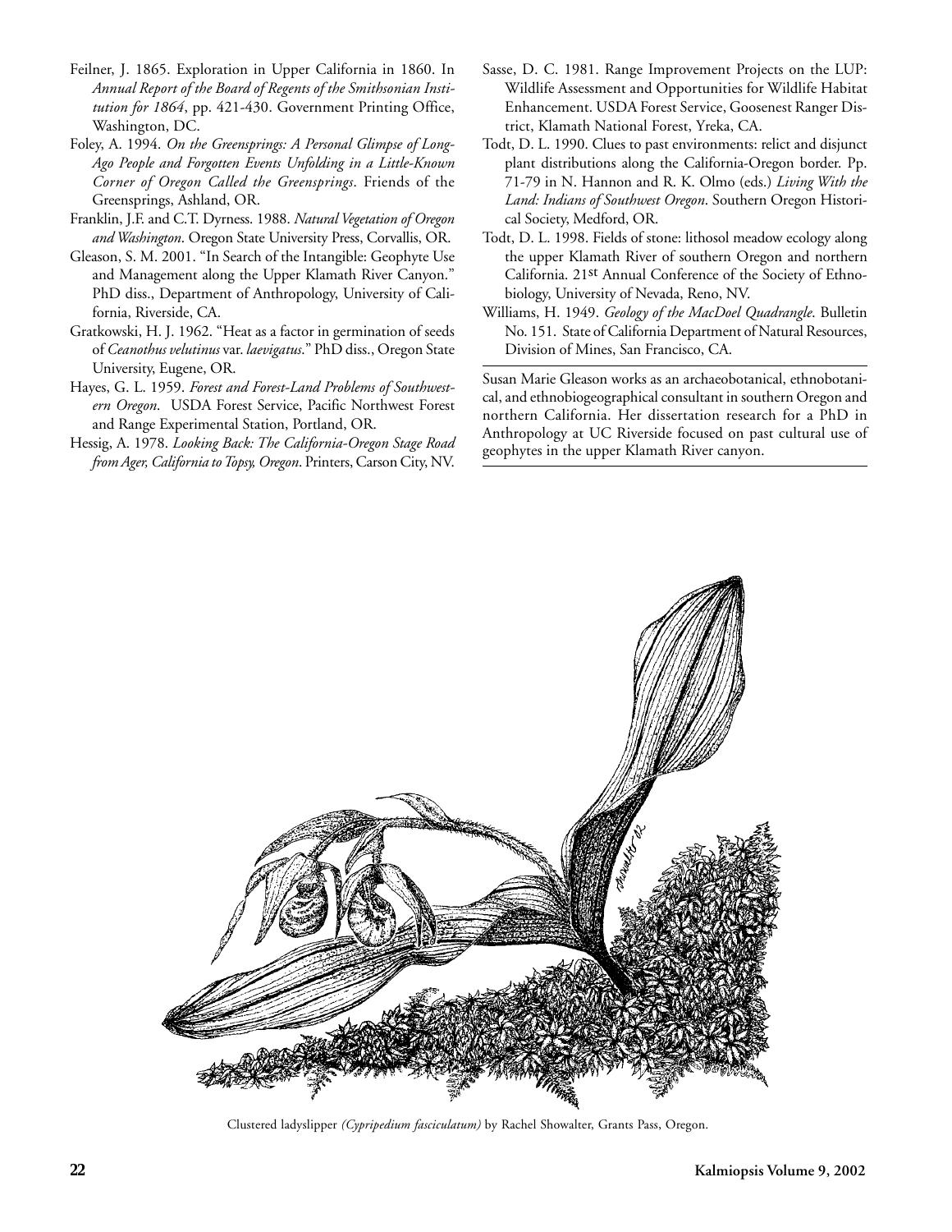Feilner, J. 1865. Exploration in Upper California in 1860. In *Annual Report of the Board of Regents of the Smithsonian Institution for 1864*, pp. 421-430. Government Printing Office, Washington, DC.

Foley, A. 1994. *On the Greensprings: A Personal Glimpse of Long-Ago People and Forgotten Events Unfolding in a Little-Known Corner of Oregon Called the Greensprings*. Friends of the Greensprings, Ashland, OR.

Franklin, J.F. and C.T. Dyrness. 1988. *Natural Vegetation of Oregon and Washington*. Oregon State University Press, Corvallis, OR.

Gleason, S. M. 2001. "In Search of the Intangible: Geophyte Use and Management along the Upper Klamath River Canyon." PhD diss., Department of Anthropology, University of California, Riverside, CA.

Gratkowski, H. J. 1962. "Heat as a factor in germination of seeds of *Ceanothus velutinus* var. *laevigatus*." PhD diss., Oregon State University, Eugene, OR.

Hayes, G. L. 1959. *Forest and Forest-Land Problems of Southwestern Oregon*. USDA Forest Service, Pacific Northwest Forest and Range Experimental Station, Portland, OR.

Hessig, A. 1978. *Looking Back: The California-Oregon Stage Road from Ager, California to Topsy, Oregon*. Printers, Carson City, NV.

Sasse, D. C. 1981. Range Improvement Projects on the LUP: Wildlife Assessment and Opportunities for Wildlife Habitat Enhancement. USDA Forest Service, Goosenest Ranger District, Klamath National Forest, Yreka, CA.

Todt, D. L. 1990. Clues to past environments: relict and disjunct plant distributions along the California-Oregon border. Pp. 71-79 in N. Hannon and R. K. Olmo (eds.) *Living With the Land: Indians of Southwest Oregon*. Southern Oregon Historical Society, Medford, OR.

Todt, D. L. 1998. Fields of stone: lithosol meadow ecology along the upper Klamath River of southern Oregon and northern California. 21st Annual Conference of the Society of Ethnobiology, University of Nevada, Reno, NV.

Williams, H. 1949. *Geology of the MacDoel Quadrangle*. Bulletin No. 151. State of California Department of Natural Resources, Division of Mines, San Francisco, CA.

---

Susan Marie Gleason works as an archaeobotanical, ethnobotanical, and ethnobiogeographical consultant in southern Oregon and northern California. Her dissertation research for a PhD in Anthropology at UC Riverside focused on past cultural use of geophytes in the upper Klamath River canyon.

---

Clustered ladyslipper *(Cypripedium fasciculatum)* by Rachel Showalter, Grants Pass, Oregon.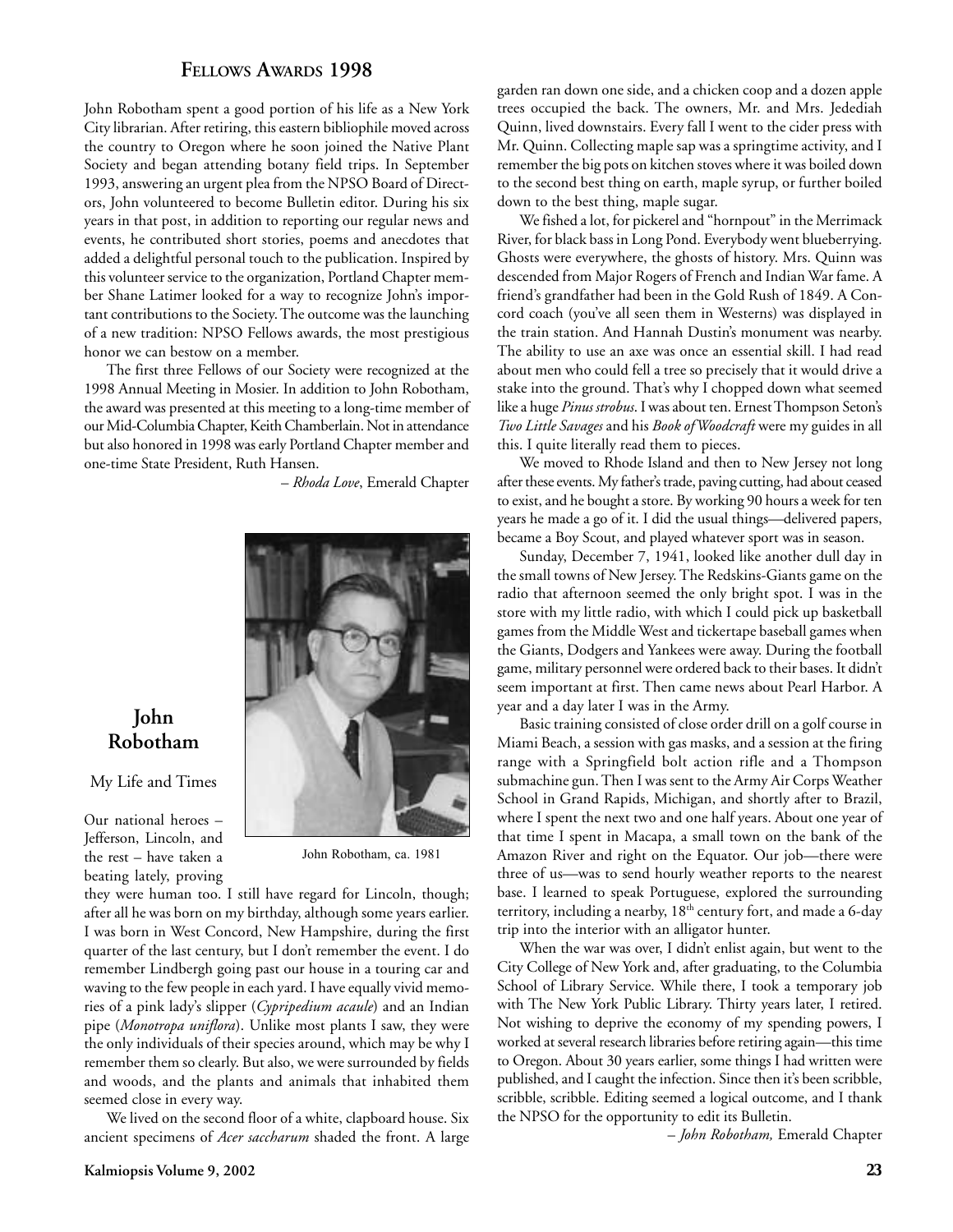## Fellows Awards 1998

John Robotham spent a good portion of his life as a New York City librarian. After retiring, this eastern bibliophile moved across the country to Oregon where he soon joined the Native Plant Society and began attending botany field trips. In September 1993, answering an urgent plea from the NPSO Board of Directors, John volunteered to become Bulletin editor. During his six years in that post, in addition to reporting our regular news and events, he contributed short stories, poems and anecdotes that added a delightful personal touch to the publication. Inspired by this volunteer service to the organization, Portland Chapter member Shane Latimer looked for a way to recognize John's important contributions to the Society. The outcome was the launching of a new tradition: NPSO Fellows awards, the most prestigious honor we can bestow on a member.

The first three Fellows of our Society were recognized at the 1998 Annual Meeting in Mosier. In addition to John Robotham, the award was presented at this meeting to a long-time member of our Mid-Columbia Chapter, Keith Chamberlain. Not in attendance but also honored in 1998 was early Portland Chapter member and one-time State President, Ruth Hansen.

– *Rhoda Love*, Emerald Chapter

### John Robotham

My Life and Times

John Robotham, ca. 1981

Our national heroes – Jefferson, Lincoln, and the rest – have taken a beating lately, proving they were human too. I still have regard for Lincoln, though; after all he was born on my birthday, although some years earlier. I was born in West Concord, New Hampshire, during the first quarter of the last century, but I don't remember the event. I do remember Lindbergh going past our house in a touring car and waving to the few people in each yard. I have equally vivid memories of a pink lady's slipper (*Cypripedium acaule*) and an Indian pipe (*Monotropa uniflora*). Unlike most plants I saw, they were the only individuals of their species around, which may be why I remember them so clearly. But also, we were surrounded by fields and woods, and the plants and animals that inhabited them seemed close in every way.

We lived on the second floor of a white, clapboard house. Six ancient specimens of *Acer saccharum* shaded the front. A large garden ran down one side, and a chicken coop and a dozen apple trees occupied the back. The owners, Mr. and Mrs. Jedediah Quinn, lived downstairs. Every fall I went to the cider press with Mr. Quinn. Collecting maple sap was a springtime activity, and I remember the big pots on kitchen stoves where it was boiled down to the second best thing on earth, maple syrup, or further boiled down to the best thing, maple sugar.

We fished a lot, for pickerel and "hornpout" in the Merrimack River, for black bass in Long Pond. Everybody went blueberrying. Ghosts were everywhere, the ghosts of history. Mrs. Quinn was descended from Major Rogers of French and Indian War fame. A friend's grandfather had been in the Gold Rush of 1849. A Concord coach (you've all seen them in Westerns) was displayed in the train station. And Hannah Dustin's monument was nearby. The ability to use an axe was once an essential skill. I had read about men who could fell a tree so precisely that it would drive a stake into the ground. That's why I chopped down what seemed like a huge *Pinus strobus*. I was about ten. Ernest Thompson Seton's *Two Little Savages* and his *Book of Woodcraft* were my guides in all this. I quite literally read them to pieces.

We moved to Rhode Island and then to New Jersey not long after these events. My father's trade, paving cutting, had about ceased to exist, and he bought a store. By working 90 hours a week for ten years he made a go of it. I did the usual things—delivered papers, became a Boy Scout, and played whatever sport was in season.

Sunday, December 7, 1941, looked like another dull day in the small towns of New Jersey. The Redskins-Giants game on the radio that afternoon seemed the only bright spot. I was in the store with my little radio, with which I could pick up basketball games from the Middle West and tickertape baseball games when the Giants, Dodgers and Yankees were away. During the football game, military personnel were ordered back to their bases. It didn't seem important at first. Then came news about Pearl Harbor. A year and a day later I was in the Army.

Basic training consisted of close order drill on a golf course in Miami Beach, a session with gas masks, and a session at the firing range with a Springfield bolt action rifle and a Thompson submachine gun. Then I was sent to the Army Air Corps Weather School in Grand Rapids, Michigan, and shortly after to Brazil, where I spent the next two and one half years. About one year of that time I spent in Macapa, a small town on the bank of the Amazon River and right on the Equator. Our job—there were three of us—was to send hourly weather reports to the nearest base. I learned to speak Portuguese, explored the surrounding territory, including a nearby, 18th century fort, and made a 6-day trip into the interior with an alligator hunter.

When the war was over, I didn't enlist again, but went to the City College of New York and, after graduating, to the Columbia School of Library Service. While there, I took a temporary job with The New York Public Library. Thirty years later, I retired. Not wishing to deprive the economy of my spending powers, I worked at several research libraries before retiring again—this time to Oregon. About 30 years earlier, some things I had written were published, and I caught the infection. Since then it's been scribble, scribble, scribble. Editing seemed a logical outcome, and I thank the NPSO for the opportunity to edit its Bulletin.

– *John Robotham,* Emerald Chapter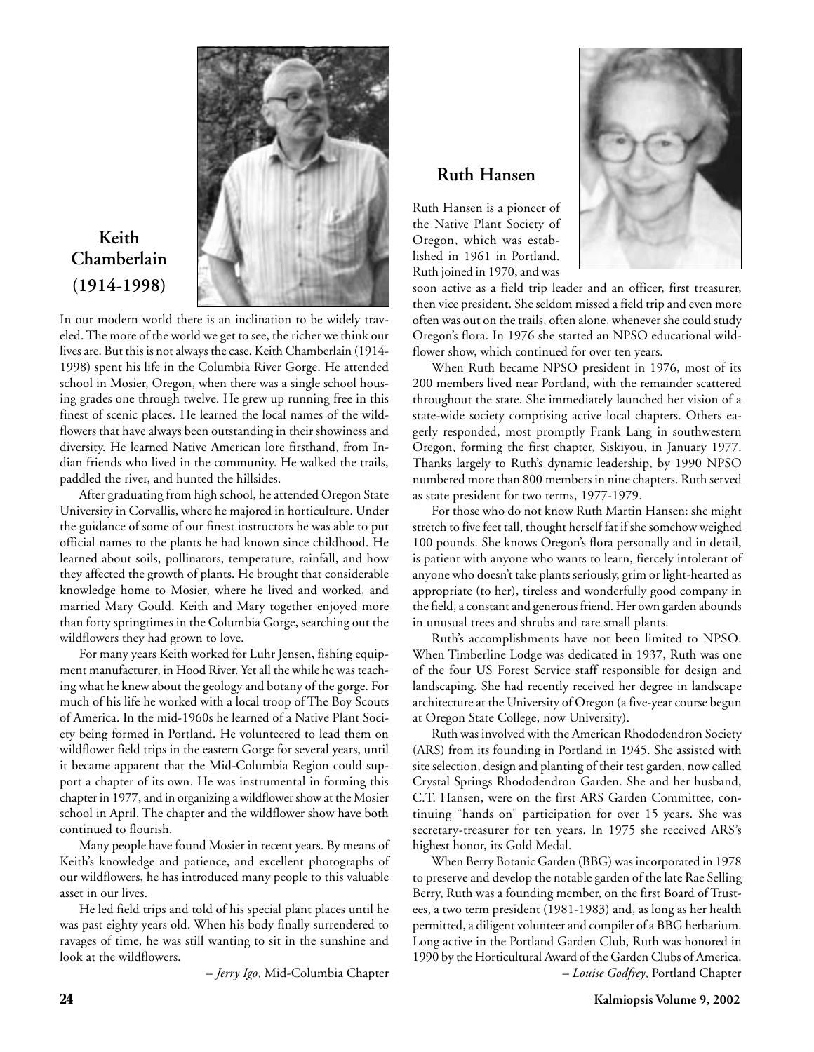## Keith Chamberlain (1914-1998)

In our modern world there is an inclination to be widely traveled. The more of the world we get to see, the richer we think our lives are. But this is not always the case. Keith Chamberlain (1914-1998) spent his life in the Columbia River Gorge. He attended school in Mosier, Oregon, when there was a single school housing grades one through twelve. He grew up running free in this finest of scenic places. He learned the local names of the wildflowers that have always been outstanding in their showiness and diversity. He learned Native American lore firsthand, from Indian friends who lived in the community. He walked the trails, paddled the river, and hunted the hillsides.

After graduating from high school, he attended Oregon State University in Corvallis, where he majored in horticulture. Under the guidance of some of our finest instructors he was able to put official names to the plants he had known since childhood. He learned about soils, pollinators, temperature, rainfall, and how they affected the growth of plants. He brought that considerable knowledge home to Mosier, where he lived and worked, and married Mary Gould. Keith and Mary together enjoyed more than forty springtimes in the Columbia Gorge, searching out the wildflowers they had grown to love.

For many years Keith worked for Luhr Jensen, fishing equipment manufacturer, in Hood River. Yet all the while he was teaching what he knew about the geology and botany of the gorge. For much of his life he worked with a local troop of The Boy Scouts of America. In the mid-1960s he learned of a Native Plant Society being formed in Portland. He volunteered to lead them on wildflower field trips in the eastern Gorge for several years, until it became apparent that the Mid-Columbia Region could support a chapter of its own. He was instrumental in forming this chapter in 1977, and in organizing a wildflower show at the Mosier school in April. The chapter and the wildflower show have both continued to flourish.

Many people have found Mosier in recent years. By means of Keith's knowledge and patience, and excellent photographs of our wildflowers, he has introduced many people to this valuable asset in our lives.

He led field trips and told of his special plant places until he was past eighty years old. When his body finally surrendered to ravages of time, he was still wanting to sit in the sunshine and look at the wildflowers.

– *Jerry Igo*, Mid-Columbia Chapter

## Ruth Hansen

Ruth Hansen is a pioneer of the Native Plant Society of Oregon, which was established in 1961 in Portland. Ruth joined in 1970, and was soon active as a field trip leader and an officer, first treasurer, then vice president. She seldom missed a field trip and even more often was out on the trails, often alone, whenever she could study Oregon's flora. In 1976 she started an NPSO educational wildflower show, which continued for over ten years.

When Ruth became NPSO president in 1976, most of its 200 members lived near Portland, with the remainder scattered throughout the state. She immediately launched her vision of a state-wide society comprising active local chapters. Others eagerly responded, most promptly Frank Lang in southwestern Oregon, forming the first chapter, Siskiyou, in January 1977. Thanks largely to Ruth's dynamic leadership, by 1990 NPSO numbered more than 800 members in nine chapters. Ruth served as state president for two terms, 1977-1979.

For those who do not know Ruth Martin Hansen: she might stretch to five feet tall, thought herself fat if she somehow weighed 100 pounds. She knows Oregon's flora personally and in detail, is patient with anyone who wants to learn, fiercely intolerant of anyone who doesn't take plants seriously, grim or light-hearted as appropriate (to her), tireless and wonderfully good company in the field, a constant and generous friend. Her own garden abounds in unusual trees and shrubs and rare small plants.

Ruth's accomplishments have not been limited to NPSO. When Timberline Lodge was dedicated in 1937, Ruth was one of the four US Forest Service staff responsible for design and landscaping. She had recently received her degree in landscape architecture at the University of Oregon (a five-year course begun at Oregon State College, now University).

Ruth was involved with the American Rhododendron Society (ARS) from its founding in Portland in 1945. She assisted with site selection, design and planting of their test garden, now called Crystal Springs Rhododendron Garden. She and her husband, C.T. Hansen, were on the first ARS Garden Committee, continuing "hands on" participation for over 15 years. She was secretary-treasurer for ten years. In 1975 she received ARS's highest honor, its Gold Medal.

When Berry Botanic Garden (BBG) was incorporated in 1978 to preserve and develop the notable garden of the late Rae Selling Berry, Ruth was a founding member, on the first Board of Trustees, a two term president (1981-1983) and, as long as her health permitted, a diligent volunteer and compiler of a BBG herbarium. Long active in the Portland Garden Club, Ruth was honored in 1990 by the Horticultural Award of the Garden Clubs of America.

– *Louise Godfrey*, Portland Chapter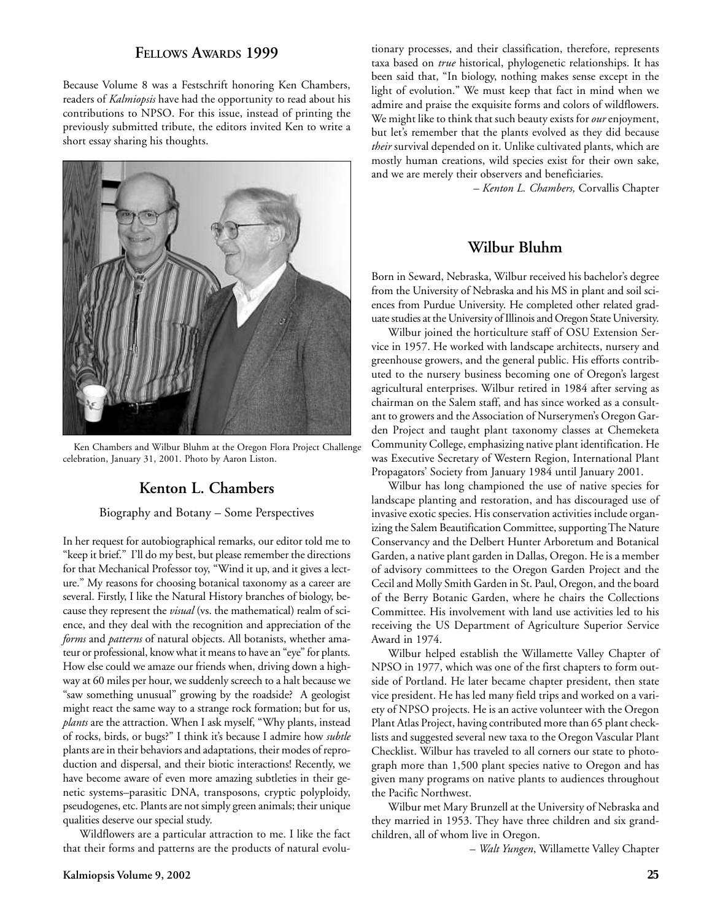## Fellows Awards 1999

Because Volume 8 was a Festschrift honoring Ken Chambers, readers of *Kalmiopsis* have had the opportunity to read about his contributions to NPSO. For this issue, instead of printing the previously submitted tribute, the editors invited Ken to write a short essay sharing his thoughts.

Ken Chambers and Wilbur Bluhm at the Oregon Flora Project Challenge celebration, January 31, 2001. Photo by Aaron Liston.

## Kenton L. Chambers

Biography and Botany – Some Perspectives

In her request for autobiographical remarks, our editor told me to "keep it brief." I'll do my best, but please remember the directions for that Mechanical Professor toy, "Wind it up, and it gives a lecture." My reasons for choosing botanical taxonomy as a career are several. Firstly, I like the Natural History branches of biology, because they represent the *visual* (vs. the mathematical) realm of science, and they deal with the recognition and appreciation of the *forms* and *patterns* of natural objects. All botanists, whether amateur or professional, know what it means to have an "eye" for plants. How else could we amaze our friends when, driving down a highway at 60 miles per hour, we suddenly screech to a halt because we "saw something unusual" growing by the roadside? A geologist might react the same way to a strange rock formation; but for us, *plants* are the attraction. When I ask myself, "Why plants, instead of rocks, birds, or bugs?" I think it's because I admire how *subtle* plants are in their behaviors and adaptations, their modes of reproduction and dispersal, and their biotic interactions! Recently, we have become aware of even more amazing subtleties in their genetic systems–parasitic DNA, transposons, cryptic polyploidy, pseudogenes, etc. Plants are not simply green animals; their unique qualities deserve our special study.

Wildflowers are a particular attraction to me. I like the fact that their forms and patterns are the products of natural evolutionary processes, and their classification, therefore, represents taxa based on *true* historical, phylogenetic relationships. It has been said that, "In biology, nothing makes sense except in the light of evolution." We must keep that fact in mind when we admire and praise the exquisite forms and colors of wildflowers. We might like to think that such beauty exists for *our* enjoyment, but let's remember that the plants evolved as they did because *their* survival depended on it. Unlike cultivated plants, which are mostly human creations, wild species exist for their own sake, and we are merely their observers and beneficiaries.

– *Kenton L. Chambers,* Corvallis Chapter

## Wilbur Bluhm

Born in Seward, Nebraska, Wilbur received his bachelor's degree from the University of Nebraska and his MS in plant and soil sciences from Purdue University. He completed other related graduate studies at the University of Illinois and Oregon State University.

Wilbur joined the horticulture staff of OSU Extension Service in 1957. He worked with landscape architects, nursery and greenhouse growers, and the general public. His efforts contributed to the nursery business becoming one of Oregon's largest agricultural enterprises. Wilbur retired in 1984 after serving as chairman on the Salem staff, and has since worked as a consultant to growers and the Association of Nurserymen's Oregon Garden Project and taught plant taxonomy classes at Chemeketa Community College, emphasizing native plant identification. He was Executive Secretary of Western Region, International Plant Propagators' Society from January 1984 until January 2001.

Wilbur has long championed the use of native species for landscape planting and restoration, and has discouraged use of invasive exotic species. His conservation activities include organizing the Salem Beautification Committee, supporting The Nature Conservancy and the Delbert Hunter Arboretum and Botanical Garden, a native plant garden in Dallas, Oregon. He is a member of advisory committees to the Oregon Garden Project and the Cecil and Molly Smith Garden in St. Paul, Oregon, and the board of the Berry Botanic Garden, where he chairs the Collections Committee. His involvement with land use activities led to his receiving the US Department of Agriculture Superior Service Award in 1974.

Wilbur helped establish the Willamette Valley Chapter of NPSO in 1977, which was one of the first chapters to form outside of Portland. He later became chapter president, then state vice president. He has led many field trips and worked on a variety of NPSO projects. He is an active volunteer with the Oregon Plant Atlas Project, having contributed more than 65 plant checklists and suggested several new taxa to the Oregon Vascular Plant Checklist. Wilbur has traveled to all corners our state to photograph more than 1,500 plant species native to Oregon and has given many programs on native plants to audiences throughout the Pacific Northwest.

Wilbur met Mary Brunzell at the University of Nebraska and they married in 1953. They have three children and six grandchildren, all of whom live in Oregon.

– *Walt Yungen*, Willamette Valley Chapter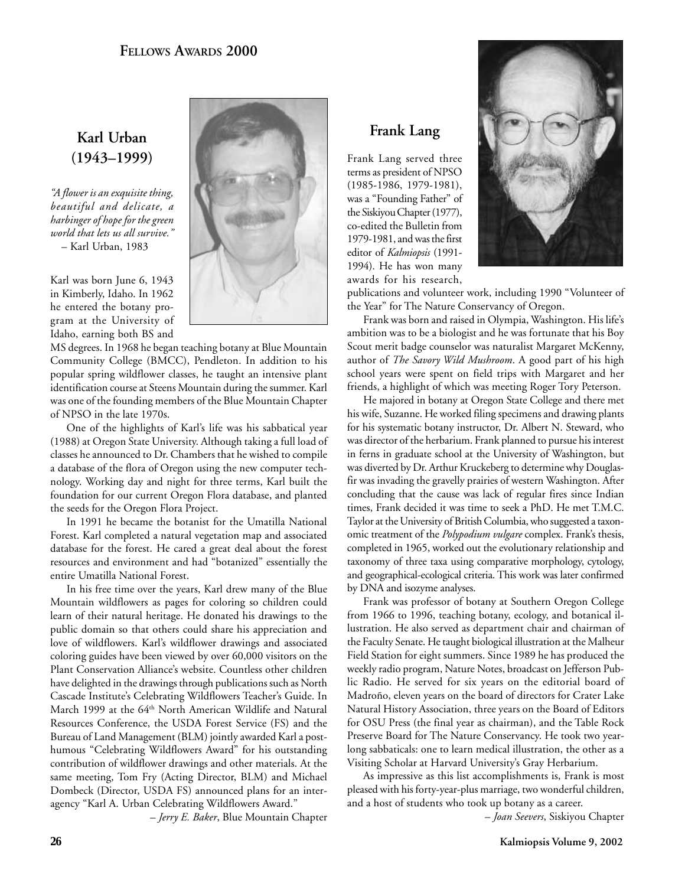# Fellows Awards 2000

## Karl Urban (1943–1999)

*"A flower is an exquisite thing, beautiful and delicate, a harbinger of hope for the green world that lets us all survive."*
– Karl Urban, 1983

Karl was born June 6, 1943 in Kimberly, Idaho. In 1962 he entered the botany program at the University of Idaho, earning both BS and MS degrees. In 1968 he began teaching botany at Blue Mountain Community College (BMCC), Pendleton. In addition to his popular spring wildflower classes, he taught an intensive plant identification course at Steens Mountain during the summer. Karl was one of the founding members of the Blue Mountain Chapter of NPSO in the late 1970s.

One of the highlights of Karl's life was his sabbatical year (1988) at Oregon State University. Although taking a full load of classes he announced to Dr. Chambers that he wished to compile a database of the flora of Oregon using the new computer technology. Working day and night for three terms, Karl built the foundation for our current Oregon Flora database, and planted the seeds for the Oregon Flora Project.

In 1991 he became the botanist for the Umatilla National Forest. Karl completed a natural vegetation map and associated database for the forest. He cared a great deal about the forest resources and environment and had "botanized" essentially the entire Umatilla National Forest.

In his free time over the years, Karl drew many of the Blue Mountain wildflowers as pages for coloring so children could learn of their natural heritage. He donated his drawings to the public domain so that others could share his appreciation and love of wildflowers. Karl's wildflower drawings and associated coloring guides have been viewed by over 60,000 visitors on the Plant Conservation Alliance's website. Countless other children have delighted in the drawings through publications such as North Cascade Institute's Celebrating Wildflowers Teacher's Guide. In March 1999 at the 64th North American Wildlife and Natural Resources Conference, the USDA Forest Service (FS) and the Bureau of Land Management (BLM) jointly awarded Karl a posthumous "Celebrating Wildflowers Award" for his outstanding contribution of wildflower drawings and other materials. At the same meeting, Tom Fry (Acting Director, BLM) and Michael Dombeck (Director, USDA FS) announced plans for an interagency "Karl A. Urban Celebrating Wildflowers Award."

– *Jerry E. Baker*, Blue Mountain Chapter

## Frank Lang

Frank Lang served three terms as president of NPSO (1985-1986, 1979-1981), was a "Founding Father" of the Siskiyou Chapter (1977), co-edited the Bulletin from 1979-1981, and was the first editor of *Kalmiopsis* (1991-1994). He has won many awards for his research, publications and volunteer work, including 1990 "Volunteer of the Year" for The Nature Conservancy of Oregon.

Frank was born and raised in Olympia, Washington. His life's ambition was to be a biologist and he was fortunate that his Boy Scout merit badge counselor was naturalist Margaret McKenny, author of *The Savory Wild Mushroom*. A good part of his high school years were spent on field trips with Margaret and her friends, a highlight of which was meeting Roger Tory Peterson.

He majored in botany at Oregon State College and there met his wife, Suzanne. He worked filing specimens and drawing plants for his systematic botany instructor, Dr. Albert N. Steward, who was director of the herbarium. Frank planned to pursue his interest in ferns in graduate school at the University of Washington, but was diverted by Dr. Arthur Kruckeberg to determine why Douglas-fir was invading the gravelly prairies of western Washington. After concluding that the cause was lack of regular fires since Indian times, Frank decided it was time to seek a PhD. He met T.M.C. Taylor at the University of British Columbia, who suggested a taxonomic treatment of the *Polypodium vulgare* complex. Frank's thesis, completed in 1965, worked out the evolutionary relationship and taxonomy of three taxa using comparative morphology, cytology, and geographical-ecological criteria. This work was later confirmed by DNA and isozyme analyses.

Frank was professor of botany at Southern Oregon College from 1966 to 1996, teaching botany, ecology, and botanical illustration. He also served as department chair and chairman of the Faculty Senate. He taught biological illustration at the Malheur Field Station for eight summers. Since 1989 he has produced the weekly radio program, Nature Notes, broadcast on Jefferson Public Radio. He served for six years on the editorial board of Madroño, eleven years on the board of directors for Crater Lake Natural History Association, three years on the Board of Editors for OSU Press (the final year as chairman), and the Table Rock Preserve Board for The Nature Conservancy. He took two year-long sabbaticals: one to learn medical illustration, the other as a Visiting Scholar at Harvard University's Gray Herbarium.

As impressive as this list accomplishments is, Frank is most pleased with his forty-year-plus marriage, two wonderful children, and a host of students who took up botany as a career.

– *Joan Seevers*, Siskiyou Chapter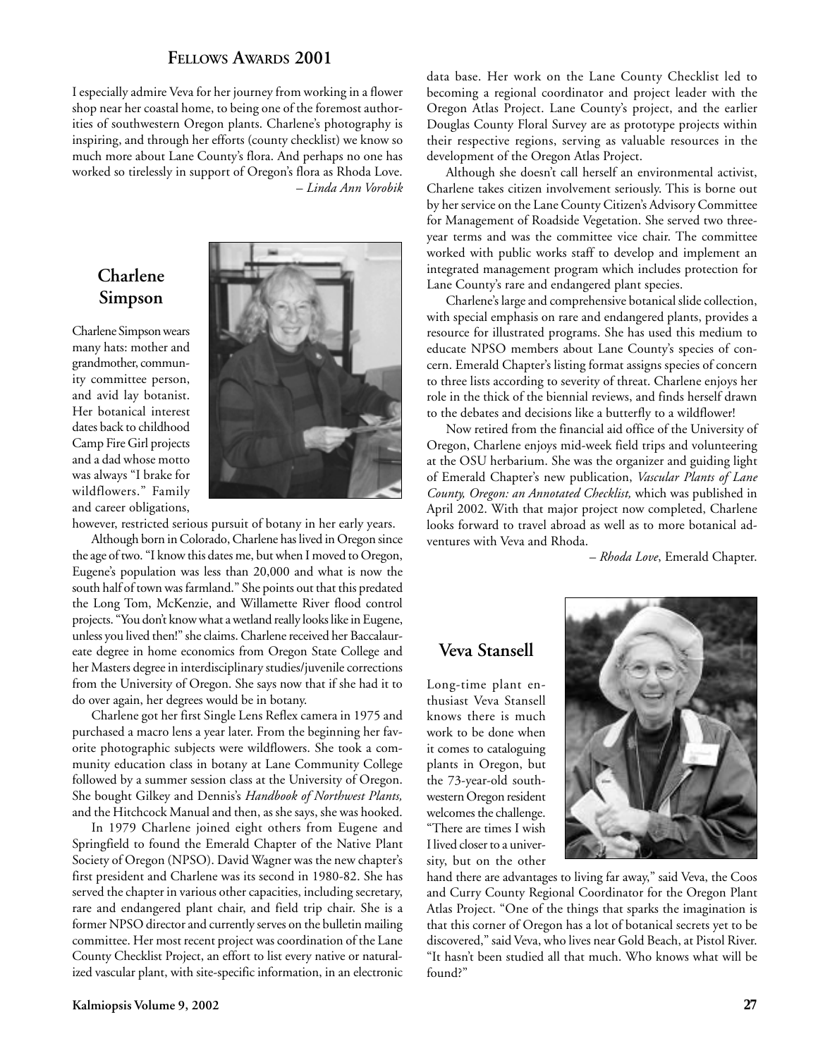## Fellows Awards 2001

I especially admire Veva for her journey from working in a flower shop near her coastal home, to being one of the foremost authorities of southwestern Oregon plants. Charlene's photography is inspiring, and through her efforts (county checklist) we know so much more about Lane County's flora. And perhaps no one has worked so tirelessly in support of Oregon's flora as Rhoda Love.

– *Linda Ann Vorobik*

### Charlene Simpson

Charlene Simpson wears many hats: mother and grandmother, community committee person, and avid lay botanist. Her botanical interest dates back to childhood Camp Fire Girl projects and a dad whose motto was always "I brake for wildflowers." Family and career obligations, however, restricted serious pursuit of botany in her early years.

Although born in Colorado, Charlene has lived in Oregon since the age of two. "I know this dates me, but when I moved to Oregon, Eugene's population was less than 20,000 and what is now the south half of town was farmland." She points out that this predated the Long Tom, McKenzie, and Willamette River flood control projects. "You don't know what a wetland really looks like in Eugene, unless you lived then!" she claims. Charlene received her Baccalaureate degree in home economics from Oregon State College and her Masters degree in interdisciplinary studies/juvenile corrections from the University of Oregon. She says now that if she had it to do over again, her degrees would be in botany.

Charlene got her first Single Lens Reflex camera in 1975 and purchased a macro lens a year later. From the beginning her favorite photographic subjects were wildflowers. She took a community education class in botany at Lane Community College followed by a summer session class at the University of Oregon. She bought Gilkey and Dennis's *Handbook of Northwest Plants,* and the Hitchcock Manual and then, as she says, she was hooked.

In 1979 Charlene joined eight others from Eugene and Springfield to found the Emerald Chapter of the Native Plant Society of Oregon (NPSO). David Wagner was the new chapter's first president and Charlene was its second in 1980-82. She has served the chapter in various other capacities, including secretary, rare and endangered plant chair, and field trip chair. She is a former NPSO director and currently serves on the bulletin mailing committee. Her most recent project was coordination of the Lane County Checklist Project, an effort to list every native or naturalized vascular plant, with site-specific information, in an electronic data base. Her work on the Lane County Checklist led to becoming a regional coordinator and project leader with the Oregon Atlas Project. Lane County's project, and the earlier Douglas County Floral Survey are as prototype projects within their respective regions, serving as valuable resources in the development of the Oregon Atlas Project.

Although she doesn't call herself an environmental activist, Charlene takes citizen involvement seriously. This is borne out by her service on the Lane County Citizen's Advisory Committee for Management of Roadside Vegetation. She served two three-year terms and was the committee vice chair. The committee worked with public works staff to develop and implement an integrated management program which includes protection for Lane County's rare and endangered plant species.

Charlene's large and comprehensive botanical slide collection, with special emphasis on rare and endangered plants, provides a resource for illustrated programs. She has used this medium to educate NPSO members about Lane County's species of concern. Emerald Chapter's listing format assigns species of concern to three lists according to severity of threat. Charlene enjoys her role in the thick of the biennial reviews, and finds herself drawn to the debates and decisions like a butterfly to a wildflower!

Now retired from the financial aid office of the University of Oregon, Charlene enjoys mid-week field trips and volunteering at the OSU herbarium. She was the organizer and guiding light of Emerald Chapter's new publication, *Vascular Plants of Lane County, Oregon: an Annotated Checklist,* which was published in April 2002. With that major project now completed, Charlene looks forward to travel abroad as well as to more botanical adventures with Veva and Rhoda.

– *Rhoda Love*, Emerald Chapter.

### Veva Stansell

Long-time plant enthusiast Veva Stansell knows there is much work to be done when it comes to cataloguing plants in Oregon, but the 73-year-old southwestern Oregon resident welcomes the challenge. "There are times I wish I lived closer to a university, but on the other hand there are advantages to living far away," said Veva, the Coos and Curry County Regional Coordinator for the Oregon Plant Atlas Project. "One of the things that sparks the imagination is that this corner of Oregon has a lot of botanical secrets yet to be discovered," said Veva, who lives near Gold Beach, at Pistol River. "It hasn't been studied all that much. Who knows what will be found?"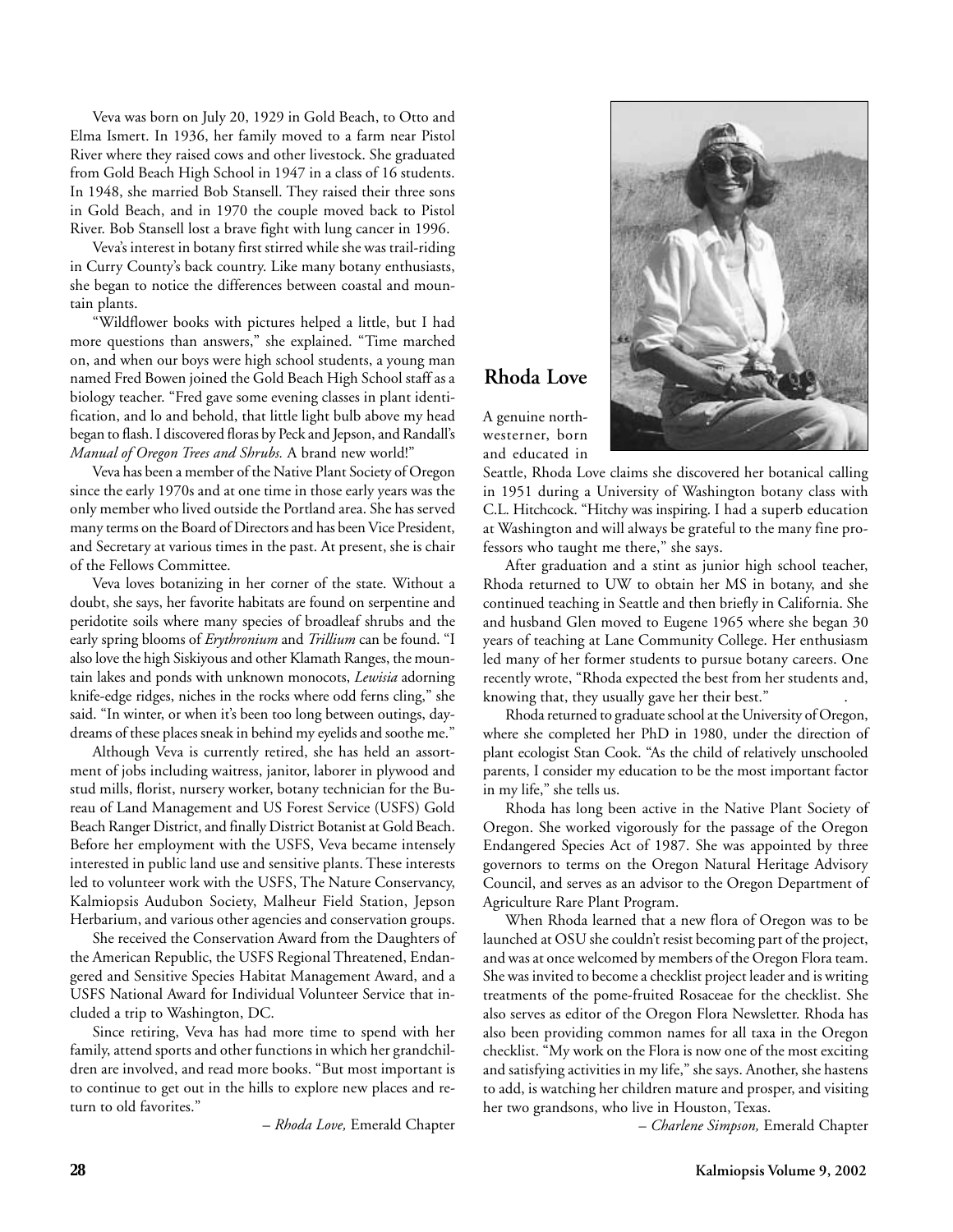Veva was born on July 20, 1929 in Gold Beach, to Otto and Elma Ismert. In 1936, her family moved to a farm near Pistol River where they raised cows and other livestock. She graduated from Gold Beach High School in 1947 in a class of 16 students. In 1948, she married Bob Stansell. They raised their three sons in Gold Beach, and in 1970 the couple moved back to Pistol River. Bob Stansell lost a brave fight with lung cancer in 1996.

Veva's interest in botany first stirred while she was trail-riding in Curry County's back country. Like many botany enthusiasts, she began to notice the differences between coastal and mountain plants.

"Wildflower books with pictures helped a little, but I had more questions than answers," she explained. "Time marched on, and when our boys were high school students, a young man named Fred Bowen joined the Gold Beach High School staff as a biology teacher. "Fred gave some evening classes in plant identification, and lo and behold, that little light bulb above my head began to flash. I discovered floras by Peck and Jepson, and Randall's *Manual of Oregon Trees and Shrubs.* A brand new world!"

Veva has been a member of the Native Plant Society of Oregon since the early 1970s and at one time in those early years was the only member who lived outside the Portland area. She has served many terms on the Board of Directors and has been Vice President, and Secretary at various times in the past. At present, she is chair of the Fellows Committee.

Veva loves botanizing in her corner of the state. Without a doubt, she says, her favorite habitats are found on serpentine and peridotite soils where many species of broadleaf shrubs and the early spring blooms of *Erythronium* and *Trillium* can be found. "I also love the high Siskiyous and other Klamath Ranges, the mountain lakes and ponds with unknown monocots, *Lewisia* adorning knife-edge ridges, niches in the rocks where odd ferns cling," she said. "In winter, or when it's been too long between outings, daydreams of these places sneak in behind my eyelids and soothe me."

Although Veva is currently retired, she has held an assortment of jobs including waitress, janitor, laborer in plywood and stud mills, florist, nursery worker, botany technician for the Bureau of Land Management and US Forest Service (USFS) Gold Beach Ranger District, and finally District Botanist at Gold Beach. Before her employment with the USFS, Veva became intensely interested in public land use and sensitive plants. These interests led to volunteer work with the USFS, The Nature Conservancy, Kalmiopsis Audubon Society, Malheur Field Station, Jepson Herbarium, and various other agencies and conservation groups.

She received the Conservation Award from the Daughters of the American Republic, the USFS Regional Threatened, Endangered and Sensitive Species Habitat Management Award, and a USFS National Award for Individual Volunteer Service that included a trip to Washington, DC.

Since retiring, Veva has had more time to spend with her family, attend sports and other functions in which her grandchildren are involved, and read more books. "But most important is to continue to get out in the hills to explore new places and return to old favorites."

– *Rhoda Love,* Emerald Chapter

## Rhoda Love

A genuine northwesterner, born and educated in Seattle, Rhoda Love claims she discovered her botanical calling in 1951 during a University of Washington botany class with C.L. Hitchcock. "Hitchy was inspiring. I had a superb education at Washington and will always be grateful to the many fine professors who taught me there," she says.

After graduation and a stint as junior high school teacher, Rhoda returned to UW to obtain her MS in botany, and she continued teaching in Seattle and then briefly in California. She and husband Glen moved to Eugene 1965 where she began 30 years of teaching at Lane Community College. Her enthusiasm led many of her former students to pursue botany careers. One recently wrote, "Rhoda expected the best from her students and, knowing that, they usually gave her their best."

Rhoda returned to graduate school at the University of Oregon, where she completed her PhD in 1980, under the direction of plant ecologist Stan Cook. "As the child of relatively unschooled parents, I consider my education to be the most important factor in my life," she tells us.

Rhoda has long been active in the Native Plant Society of Oregon. She worked vigorously for the passage of the Oregon Endangered Species Act of 1987. She was appointed by three governors to terms on the Oregon Natural Heritage Advisory Council, and serves as an advisor to the Oregon Department of Agriculture Rare Plant Program.

When Rhoda learned that a new flora of Oregon was to be launched at OSU she couldn't resist becoming part of the project, and was at once welcomed by members of the Oregon Flora team. She was invited to become a checklist project leader and is writing treatments of the pome-fruited Rosaceae for the checklist. She also serves as editor of the Oregon Flora Newsletter. Rhoda has also been providing common names for all taxa in the Oregon checklist. "My work on the Flora is now one of the most exciting and satisfying activities in my life," she says. Another, she hastens to add, is watching her children mature and prosper, and visiting her two grandsons, who live in Houston, Texas.

– *Charlene Simpson,* Emerald Chapter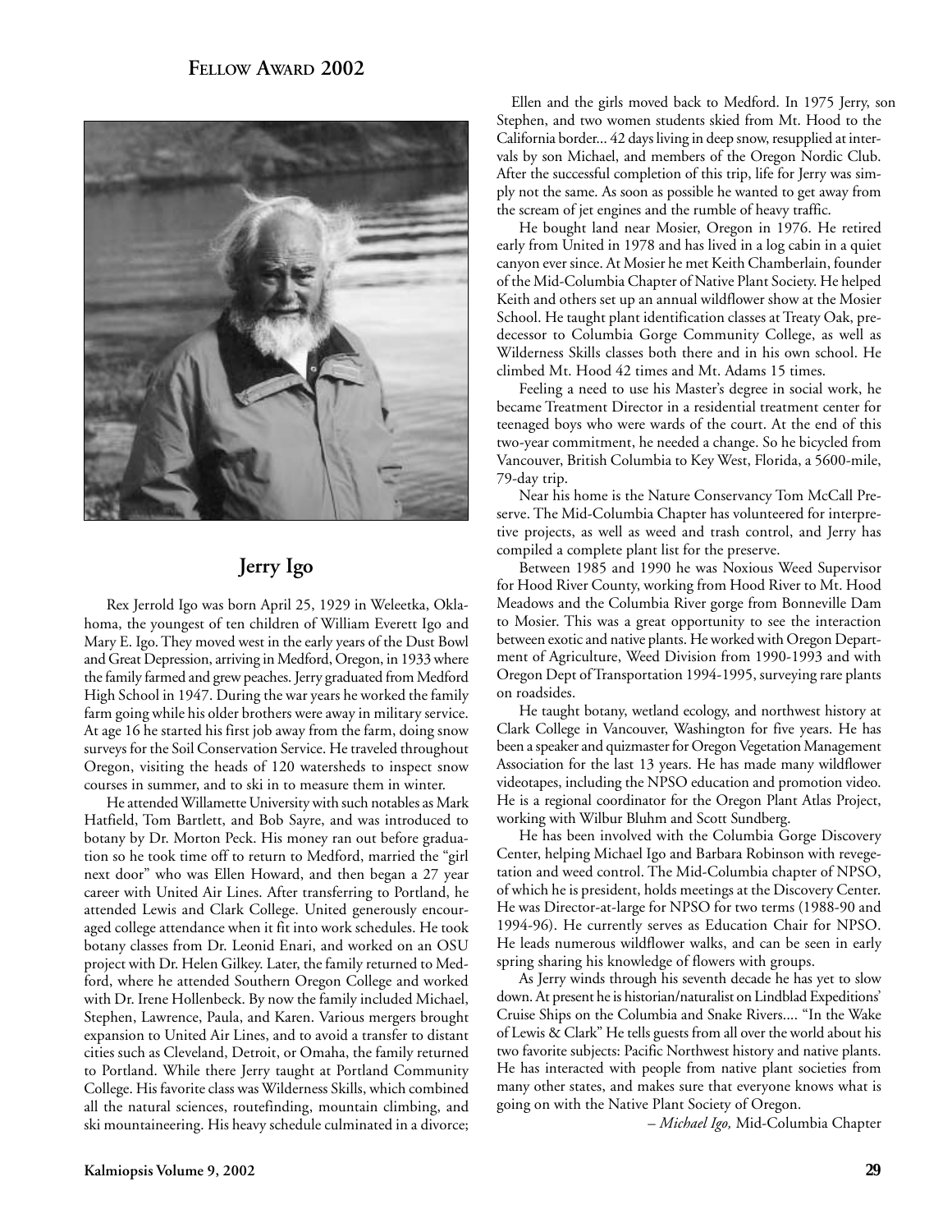## Fellow Award 2002

# Jerry Igo

Rex Jerrold Igo was born April 25, 1929 in Weleetka, Oklahoma, the youngest of ten children of William Everett Igo and Mary E. Igo. They moved west in the early years of the Dust Bowl and Great Depression, arriving in Medford, Oregon, in 1933 where the family farmed and grew peaches. Jerry graduated from Medford High School in 1947. During the war years he worked the family farm going while his older brothers were away in military service. At age 16 he started his first job away from the farm, doing snow surveys for the Soil Conservation Service. He traveled throughout Oregon, visiting the heads of 120 watersheds to inspect snow courses in summer, and to ski in to measure them in winter.

He attended Willamette University with such notables as Mark Hatfield, Tom Bartlett, and Bob Sayre, and was introduced to botany by Dr. Morton Peck. His money ran out before graduation so he took time off to return to Medford, married the "girl next door" who was Ellen Howard, and then began a 27 year career with United Air Lines. After transferring to Portland, he attended Lewis and Clark College. United generously encouraged college attendance when it fit into work schedules. He took botany classes from Dr. Leonid Enari, and worked on an OSU project with Dr. Helen Gilkey. Later, the family returned to Medford, where he attended Southern Oregon College and worked with Dr. Irene Hollenbeck. By now the family included Michael, Stephen, Lawrence, Paula, and Karen. Various mergers brought expansion to United Air Lines, and to avoid a transfer to distant cities such as Cleveland, Detroit, or Omaha, the family returned to Portland. While there Jerry taught at Portland Community College. His favorite class was Wilderness Skills, which combined all the natural sciences, routefinding, mountain climbing, and ski mountaineering. His heavy schedule culminated in a divorce; Ellen and the girls moved back to Medford. In 1975 Jerry, son Stephen, and two women students skied from Mt. Hood to the California border... 42 days living in deep snow, resupplied at intervals by son Michael, and members of the Oregon Nordic Club. After the successful completion of this trip, life for Jerry was simply not the same. As soon as possible he wanted to get away from the scream of jet engines and the rumble of heavy traffic.

He bought land near Mosier, Oregon in 1976. He retired early from United in 1978 and has lived in a log cabin in a quiet canyon ever since. At Mosier he met Keith Chamberlain, founder of the Mid-Columbia Chapter of Native Plant Society. He helped Keith and others set up an annual wildflower show at the Mosier School. He taught plant identification classes at Treaty Oak, predecessor to Columbia Gorge Community College, as well as Wilderness Skills classes both there and in his own school. He climbed Mt. Hood 42 times and Mt. Adams 15 times.

Feeling a need to use his Master's degree in social work, he became Treatment Director in a residential treatment center for teenaged boys who were wards of the court. At the end of this two-year commitment, he needed a change. So he bicycled from Vancouver, British Columbia to Key West, Florida, a 5600-mile, 79-day trip.

Near his home is the Nature Conservancy Tom McCall Preserve. The Mid-Columbia Chapter has volunteered for interpretive projects, as well as weed and trash control, and Jerry has compiled a complete plant list for the preserve.

Between 1985 and 1990 he was Noxious Weed Supervisor for Hood River County, working from Hood River to Mt. Hood Meadows and the Columbia River gorge from Bonneville Dam to Mosier. This was a great opportunity to see the interaction between exotic and native plants. He worked with Oregon Department of Agriculture, Weed Division from 1990-1993 and with Oregon Dept of Transportation 1994-1995, surveying rare plants on roadsides.

He taught botany, wetland ecology, and northwest history at Clark College in Vancouver, Washington for five years. He has been a speaker and quizmaster for Oregon Vegetation Management Association for the last 13 years. He has made many wildflower videotapes, including the NPSO education and promotion video. He is a regional coordinator for the Oregon Plant Atlas Project, working with Wilbur Bluhm and Scott Sundberg.

He has been involved with the Columbia Gorge Discovery Center, helping Michael Igo and Barbara Robinson with revegetation and weed control. The Mid-Columbia chapter of NPSO, of which he is president, holds meetings at the Discovery Center. He was Director-at-large for NPSO for two terms (1988-90 and 1994-96). He currently serves as Education Chair for NPSO. He leads numerous wildflower walks, and can be seen in early spring sharing his knowledge of flowers with groups.

As Jerry winds through his seventh decade he has yet to slow down. At present he is historian/naturalist on Lindblad Expeditions' Cruise Ships on the Columbia and Snake Rivers.... "In the Wake of Lewis & Clark" He tells guests from all over the world about his two favorite subjects: Pacific Northwest history and native plants. He has interacted with people from native plant societies from many other states, and makes sure that everyone knows what is going on with the Native Plant Society of Oregon.

– *Michael Igo,* Mid-Columbia Chapter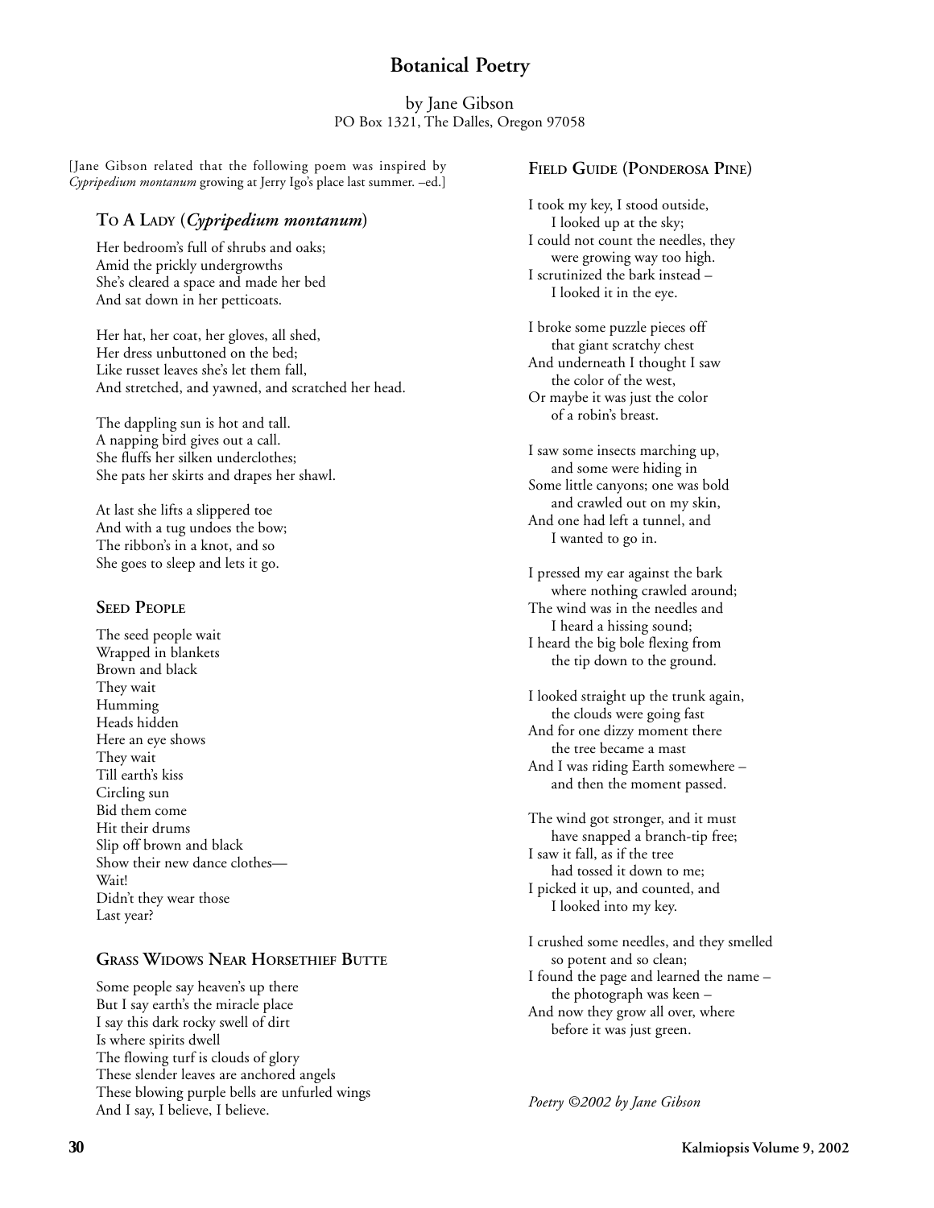# Botanical Poetry

by Jane Gibson
PO Box 1321, The Dalles, Oregon 97058

[Jane Gibson related that the following poem was inspired by *Cypripedium montanum* growing at Jerry Igo's place last summer. –ed.]

## To A Lady (*Cypripedium montanum*)

Her bedroom's full of shrubs and oaks;
Amid the prickly undergrowths
She's cleared a space and made her bed
And sat down in her petticoats.

Her hat, her coat, her gloves, all shed,
Her dress unbuttoned on the bed;
Like russet leaves she's let them fall,
And stretched, and yawned, and scratched her head.

The dappling sun is hot and tall.
A napping bird gives out a call.
She fluffs her silken underclothes;
She pats her skirts and drapes her shawl.

At last she lifts a slippered toe
And with a tug undoes the bow;
The ribbon's in a knot, and so
She goes to sleep and lets it go.

## Seed People

The seed people wait
Wrapped in blankets
Brown and black
They wait
Humming
Heads hidden
Here an eye shows
They wait
Till earth's kiss
Circling sun
Bid them come
Hit their drums
Slip off brown and black
Show their new dance clothes—
Wait!
Didn't they wear those
Last year?

## Grass Widows Near Horsethief Butte

Some people say heaven's up there
But I say earth's the miracle place
I say this dark rocky swell of dirt
Is where spirits dwell
The flowing turf is clouds of glory
These slender leaves are anchored angels
These blowing purple bells are unfurled wings
And I say, I believe, I believe.

## Field Guide (Ponderosa Pine)

I took my key, I stood outside,
  I looked up at the sky;
I could not count the needles, they
  were growing way too high.
I scrutinized the bark instead –
  I looked it in the eye.

I broke some puzzle pieces off
  that giant scratchy chest
And underneath I thought I saw
  the color of the west,
Or maybe it was just the color
  of a robin's breast.

I saw some insects marching up,
  and some were hiding in
Some little canyons; one was bold
  and crawled out on my skin,
And one had left a tunnel, and
  I wanted to go in.

I pressed my ear against the bark
  where nothing crawled around;
The wind was in the needles and
  I heard a hissing sound;
I heard the big bole flexing from
  the tip down to the ground.

I looked straight up the trunk again,
  the clouds were going fast
And for one dizzy moment there
  the tree became a mast
And I was riding Earth somewhere –
  and then the moment passed.

The wind got stronger, and it must
  have snapped a branch-tip free;
I saw it fall, as if the tree
  had tossed it down to me;
I picked it up, and counted, and
  I looked into my key.

I crushed some needles, and they smelled
  so potent and so clean;
I found the page and learned the name –
  the photograph was keen –
And now they grow all over, where
  before it was just green.

*Poetry ©2002 by Jane Gibson*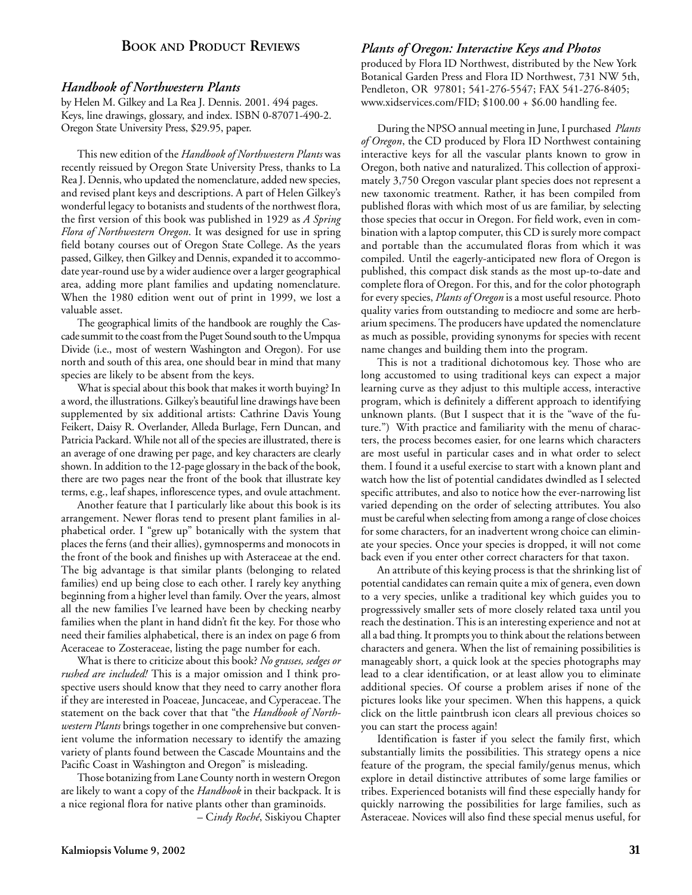## Book and Product Reviews

### *Handbook of Northwestern Plants*

by Helen M. Gilkey and La Rea J. Dennis. 2001. 494 pages. Keys, line drawings, glossary, and index. ISBN 0-87071-490-2. Oregon State University Press, $29.95, paper.

This new edition of the *Handbook of Northwestern Plants* was recently reissued by Oregon State University Press, thanks to La Rea J. Dennis, who updated the nomenclature, added new species, and revised plant keys and descriptions. A part of Helen Gilkey's wonderful legacy to botanists and students of the northwest flora, the first version of this book was published in 1929 as *A Spring Flora of Northwestern Oregon*. It was designed for use in spring field botany courses out of Oregon State College. As the years passed, Gilkey, then Gilkey and Dennis, expanded it to accommodate year-round use by a wider audience over a larger geographical area, adding more plant families and updating nomenclature. When the 1980 edition went out of print in 1999, we lost a valuable asset.

The geographical limits of the handbook are roughly the Cascade summit to the coast from the Puget Sound south to the Umpqua Divide (i.e., most of western Washington and Oregon). For use north and south of this area, one should bear in mind that many species are likely to be absent from the keys.

What is special about this book that makes it worth buying? In a word, the illustrations. Gilkey's beautiful line drawings have been supplemented by six additional artists: Cathrine Davis Young Feikert, Daisy R. Overlander, Alleda Burlage, Fern Duncan, and Patricia Packard. While not all of the species are illustrated, there is an average of one drawing per page, and key characters are clearly shown. In addition to the 12-page glossary in the back of the book, there are two pages near the front of the book that illustrate key terms, e.g., leaf shapes, inflorescence types, and ovule attachment.

Another feature that I particularly like about this book is its arrangement. Newer floras tend to present plant families in alphabetical order. I "grew up" botanically with the system that places the ferns (and their allies), gymnosperms and monocots in the front of the book and finishes up with Asteraceae at the end. The big advantage is that similar plants (belonging to related families) end up being close to each other. I rarely key anything beginning from a higher level than family. Over the years, almost all the new families I've learned have been by checking nearby families when the plant in hand didn't fit the key. For those who need their families alphabetical, there is an index on page 6 from Aceraceae to Zosteraceae, listing the page number for each.

What is there to criticize about this book? *No grasses, sedges or rushed are included!* This is a major omission and I think prospective users should know that they need to carry another flora if they are interested in Poaceae, Juncaceae, and Cyperaceae. The statement on the back cover that that "the *Handbook of Northwestern Plants* brings together in one comprehensive but convenient volume the information necessary to identify the amazing variety of plants found between the Cascade Mountains and the Pacific Coast in Washington and Oregon" is misleading.

Those botanizing from Lane County north in western Oregon are likely to want a copy of the *Handbook* in their backpack. It is a nice regional flora for native plants other than graminoids.

– C*indy Roché*, Siskiyou Chapter

### *Plants of Oregon: Interactive Keys and Photos*

produced by Flora ID Northwest, distributed by the New York Botanical Garden Press and Flora ID Northwest, 731 NW 5th, Pendleton, OR 97801; 541-276-5547; FAX 541-276-8405; www.xidservices.com/FID; $100.00 + $6.00 handling fee.

During the NPSO annual meeting in June, I purchased *Plants of Oregon*, the CD produced by Flora ID Northwest containing interactive keys for all the vascular plants known to grow in Oregon, both native and naturalized. This collection of approximately 3,750 Oregon vascular plant species does not represent a new taxonomic treatment. Rather, it has been compiled from published floras with which most of us are familiar, by selecting those species that occur in Oregon. For field work, even in combination with a laptop computer, this CD is surely more compact and portable than the accumulated floras from which it was compiled. Until the eagerly-anticipated new flora of Oregon is published, this compact disk stands as the most up-to-date and complete flora of Oregon. For this, and for the color photograph for every species, *Plants of Oregon* is a most useful resource. Photo quality varies from outstanding to mediocre and some are herbarium specimens. The producers have updated the nomenclature as much as possible, providing synonyms for species with recent name changes and building them into the program.

This is not a traditional dichotomous key. Those who are long accustomed to using traditional keys can expect a major learning curve as they adjust to this multiple access, interactive program, which is definitely a different approach to identifying unknown plants. (But I suspect that it is the "wave of the future.") With practice and familiarity with the menu of characters, the process becomes easier, for one learns which characters are most useful in particular cases and in what order to select them. I found it a useful exercise to start with a known plant and watch how the list of potential candidates dwindled as I selected specific attributes, and also to notice how the ever-narrowing list varied depending on the order of selecting attributes. You also must be careful when selecting from among a range of close choices for some characters, for an inadvertent wrong choice can eliminate your species. Once your species is dropped, it will not come back even if you enter other correct characters for that taxon.

An attribute of this keying process is that the shrinking list of potential candidates can remain quite a mix of genera, even down to a very species, unlike a traditional key which guides you to progresssively smaller sets of more closely related taxa until you reach the destination. This is an interesting experience and not at all a bad thing. It prompts you to think about the relations between characters and genera. When the list of remaining possibilities is manageably short, a quick look at the species photographs may lead to a clear identification, or at least allow you to eliminate additional species. Of course a problem arises if none of the pictures looks like your specimen. When this happens, a quick click on the little paintbrush icon clears all previous choices so you can start the process again!

Identification is faster if you select the family first, which substantially limits the possibilities. This strategy opens a nice feature of the program, the special family/genus menus, which explore in detail distinctive attributes of some large families or tribes. Experienced botanists will find these especially handy for quickly narrowing the possibilities for large families, such as Asteraceae. Novices will also find these special menus useful, for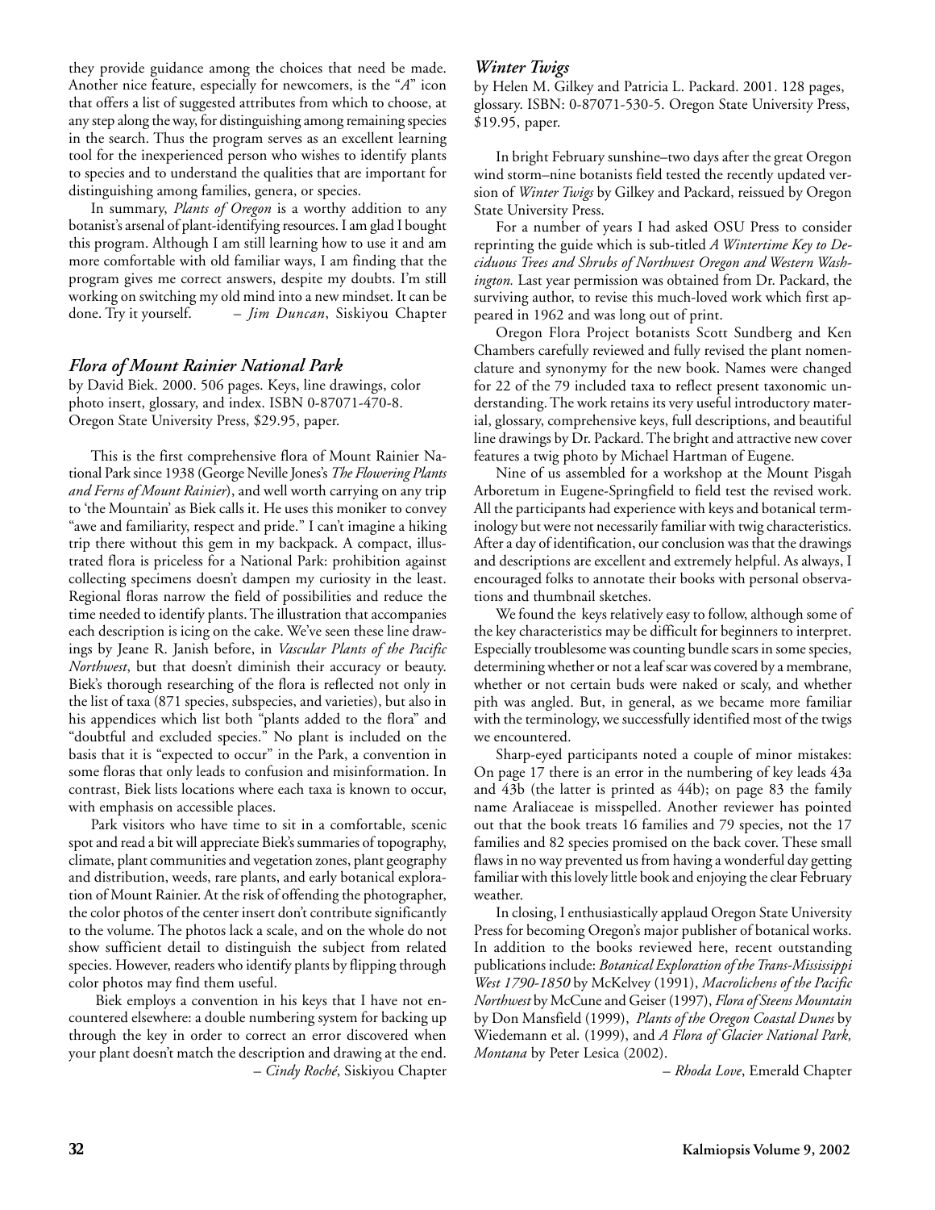they provide guidance among the choices that need be made. Another nice feature, especially for newcomers, is the "*A*" icon that offers a list of suggested attributes from which to choose, at any step along the way, for distinguishing among remaining species in the search. Thus the program serves as an excellent learning tool for the inexperienced person who wishes to identify plants to species and to understand the qualities that are important for distinguishing among families, genera, or species.

In summary, *Plants of Oregon* is a worthy addition to any botanist's arsenal of plant-identifying resources. I am glad I bought this program. Although I am still learning how to use it and am more comfortable with old familiar ways, I am finding that the program gives me correct answers, despite my doubts. I'm still working on switching my old mind into a new mindset. It can be done. Try it yourself. – *Jim Duncan*, Siskiyou Chapter

### *Flora of Mount Rainier National Park*

by David Biek. 2000. 506 pages. Keys, line drawings, color photo insert, glossary, and index. ISBN 0-87071-470-8. Oregon State University Press, $29.95, paper.

This is the first comprehensive flora of Mount Rainier National Park since 1938 (George Neville Jones's *The Flowering Plants and Ferns of Mount Rainier*), and well worth carrying on any trip to 'the Mountain' as Biek calls it. He uses this moniker to convey "awe and familiarity, respect and pride." I can't imagine a hiking trip there without this gem in my backpack. A compact, illustrated flora is priceless for a National Park: prohibition against collecting specimens doesn't dampen my curiosity in the least. Regional floras narrow the field of possibilities and reduce the time needed to identify plants. The illustration that accompanies each description is icing on the cake. We've seen these line drawings by Jeane R. Janish before, in *Vascular Plants of the Pacific Northwest*, but that doesn't diminish their accuracy or beauty. Biek's thorough researching of the flora is reflected not only in the list of taxa (871 species, subspecies, and varieties), but also in his appendices which list both "plants added to the flora" and "doubtful and excluded species." No plant is included on the basis that it is "expected to occur" in the Park, a convention in some floras that only leads to confusion and misinformation. In contrast, Biek lists locations where each taxa is known to occur, with emphasis on accessible places.

Park visitors who have time to sit in a comfortable, scenic spot and read a bit will appreciate Biek's summaries of topography, climate, plant communities and vegetation zones, plant geography and distribution, weeds, rare plants, and early botanical exploration of Mount Rainier. At the risk of offending the photographer, the color photos of the center insert don't contribute significantly to the volume. The photos lack a scale, and on the whole do not show sufficient detail to distinguish the subject from related species. However, readers who identify plants by flipping through color photos may find them useful.

Biek employs a convention in his keys that I have not encountered elsewhere: a double numbering system for backing up through the key in order to correct an error discovered when your plant doesn't match the description and drawing at the end. – *Cindy Roché*, Siskiyou Chapter

### *Winter Twigs*

by Helen M. Gilkey and Patricia L. Packard. 2001. 128 pages, glossary. ISBN: 0-87071-530-5. Oregon State University Press, $19.95, paper.

In bright February sunshine–two days after the great Oregon wind storm–nine botanists field tested the recently updated version of *Winter Twigs* by Gilkey and Packard, reissued by Oregon State University Press.

For a number of years I had asked OSU Press to consider reprinting the guide which is sub-titled *A Wintertime Key to Deciduous Trees and Shrubs of Northwest Oregon and Western Washington.* Last year permission was obtained from Dr. Packard, the surviving author, to revise this much-loved work which first appeared in 1962 and was long out of print.

Oregon Flora Project botanists Scott Sundberg and Ken Chambers carefully reviewed and fully revised the plant nomenclature and synonymy for the new book. Names were changed for 22 of the 79 included taxa to reflect present taxonomic understanding. The work retains its very useful introductory material, glossary, comprehensive keys, full descriptions, and beautiful line drawings by Dr. Packard. The bright and attractive new cover features a twig photo by Michael Hartman of Eugene.

Nine of us assembled for a workshop at the Mount Pisgah Arboretum in Eugene-Springfield to field test the revised work. All the participants had experience with keys and botanical terminology but were not necessarily familiar with twig characteristics. After a day of identification, our conclusion was that the drawings and descriptions are excellent and extremely helpful. As always, I encouraged folks to annotate their books with personal observations and thumbnail sketches.

We found the keys relatively easy to follow, although some of the key characteristics may be difficult for beginners to interpret. Especially troublesome was counting bundle scars in some species, determining whether or not a leaf scar was covered by a membrane, whether or not certain buds were naked or scaly, and whether pith was angled. But, in general, as we became more familiar with the terminology, we successfully identified most of the twigs we encountered.

Sharp-eyed participants noted a couple of minor mistakes: On page 17 there is an error in the numbering of key leads 43a and 43b (the latter is printed as 44b); on page 83 the family name Araliaceae is misspelled. Another reviewer has pointed out that the book treats 16 families and 79 species, not the 17 families and 82 species promised on the back cover. These small flaws in no way prevented us from having a wonderful day getting familiar with this lovely little book and enjoying the clear February weather.

In closing, I enthusiastically applaud Oregon State University Press for becoming Oregon's major publisher of botanical works. In addition to the books reviewed here, recent outstanding publications include: *Botanical Exploration of the Trans-Mississippi West 1790-1850* by McKelvey (1991), *Macrolichens of the Pacific Northwest* by McCune and Geiser (1997), *Flora of Steens Mountain* by Don Mansfield (1999), *Plants of the Oregon Coastal Dunes* by Wiedemann et al. (1999), and *A Flora of Glacier National Park, Montana* by Peter Lesica (2002).

– *Rhoda Love*, Emerald Chapter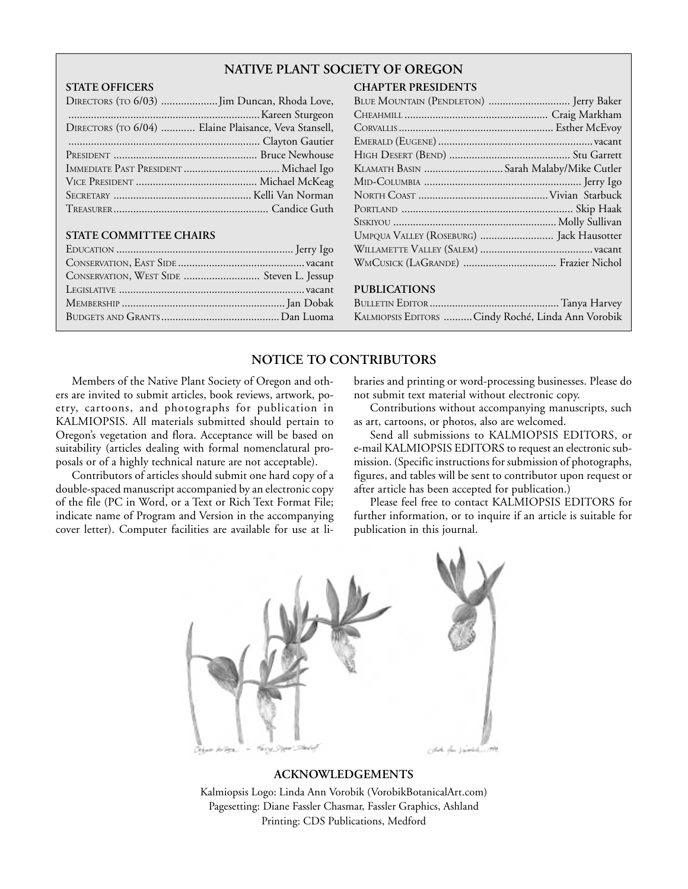## NATIVE PLANT SOCIETY OF OREGON

### STATE OFFICERS

Directors (to 6/03) .................... Jim Duncan, Rhoda Love, Kareen Sturgeon
Directors (to 6/04) ............ Elaine Plaisance, Veva Stansell, Clayton Gautier
President .................................................. Bruce Newhouse
Immediate Past President .................................. Michael Igo
Vice President ........................................... Michael McKeag
Secretary ................................................. Kelli Van Norman
Treasurer ....................................................... Candice Guth

### STATE COMMITTEE CHAIRS

Education .............................................................. Jerry Igo
Conservation, East Side ............................................ vacant
Conservation, West Side ........................... Steven L. Jessup
Legislative ................................................................. vacant
Membership .......................................................... Jan Dobak
Budgets and Grants .......................................... Dan Luoma

### CHAPTER PRESIDENTS

Blue Mountain (Pendleton) ............................. Jerry Baker
Cheahmill .................................................. Craig Markham
Corvallis ...................................................... Esther McEvoy
Emerald (Eugene) ....................................................... vacant
High Desert (Bend) ........................................... Stu Garrett
Klamath Basin ............................ Sarah Malaby/Mike Cutler
Mid-Columbia ....................................................... Jerry Igo
North Coast .............................................. Vivian Starbuck
Portland ............................................................ Skip Haak
Siskiyou .......................................................... Molly Sullivan
Umpqua Valley (Roseburg) .......................... Jack Hausotter
Willamette Valley (Salem) ........................................ vacant
WmCusick (LaGrande) ................................ Frazier Nichol

### PUBLICATIONS

Bulletin Editor ............................................. Tanya Harvey
Kalmiopsis Editors .......... Cindy Roché, Linda Ann Vorobik

## NOTICE TO CONTRIBUTORS

Members of the Native Plant Society of Oregon and others are invited to submit articles, book reviews, artwork, poetry, cartoons, and photographs for publication in KALMIOPSIS. All materials submitted should pertain to Oregon's vegetation and flora. Acceptance will be based on suitability (articles dealing with formal nomenclatural proposals or of a highly technical nature are not acceptable).

Contributors of articles should submit one hard copy of a double-spaced manuscript accompanied by an electronic copy of the file (PC in Word, or a Text or Rich Text Format File; indicate name of Program and Version in the accompanying cover letter). Computer facilities are available for use at libraries and printing or word-processing businesses. Please do not submit text material without electronic copy.

Contributions without accompanying manuscripts, such as art, cartoons, or photos, also are welcomed.

Send all submissions to KALMIOPSIS EDITORS, or e-mail KALMIOPSIS EDITORS to request an electronic submission. (Specific instructions for submission of photographs, figures, and tables will be sent to contributor upon request or after article has been accepted for publication.)

Please feel free to contact KALMIOPSIS EDITORS for further information, or to inquire if an article is suitable for publication in this journal.

### ACKNOWLEDGEMENTS

Kalmiopsis Logo: Linda Ann Vorobik (VorobikBotanicalArt.com)
Pagesetting: Diane Fassler Chasmar, Fassler Graphics, Ashland
Printing: CDS Publications, Medford